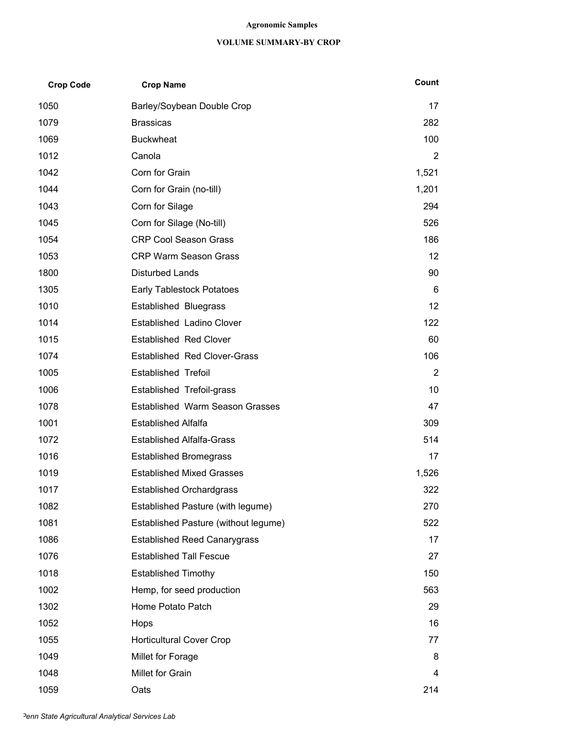**Agronomic Samples**

**VOLUME SUMMARY-BY CROP**

| Crop Code | Crop Name | Count |
|---|---|---|
| 1050 | Barley/Soybean Double Crop | 17 |
| 1079 | Brassicas | 282 |
| 1069 | Buckwheat | 100 |
| 1012 | Canola | 2 |
| 1042 | Corn for Grain | 1,521 |
| 1044 | Corn for Grain (no-till) | 1,201 |
| 1043 | Corn for Silage | 294 |
| 1045 | Corn for Silage (No-till) | 526 |
| 1054 | CRP Cool Season Grass | 186 |
| 1053 | CRP Warm Season Grass | 12 |
| 1800 | Disturbed Lands | 90 |
| 1305 | Early Tablestock Potatoes | 6 |
| 1010 | Established Bluegrass | 12 |
| 1014 | Established Ladino Clover | 122 |
| 1015 | Established Red Clover | 60 |
| 1074 | Established Red Clover-Grass | 106 |
| 1005 | Established Trefoil | 2 |
| 1006 | Established Trefoil-grass | 10 |
| 1078 | Established Warm Season Grasses | 47 |
| 1001 | Established Alfalfa | 309 |
| 1072 | Established Alfalfa-Grass | 514 |
| 1016 | Established Bromegrass | 17 |
| 1019 | Established Mixed Grasses | 1,526 |
| 1017 | Established Orchardgrass | 322 |
| 1082 | Established Pasture (with legume) | 270 |
| 1081 | Established Pasture (without legume) | 522 |
| 1086 | Established Reed Canarygrass | 17 |
| 1076 | Established Tall Fescue | 27 |
| 1018 | Established Timothy | 150 |
| 1002 | Hemp, for seed production | 563 |
| 1302 | Home Potato Patch | 29 |
| 1052 | Hops | 16 |
| 1055 | Horticultural Cover Crop | 77 |
| 1049 | Millet for Forage | 8 |
| 1048 | Millet for Grain | 4 |
| 1059 | Oats | 214 |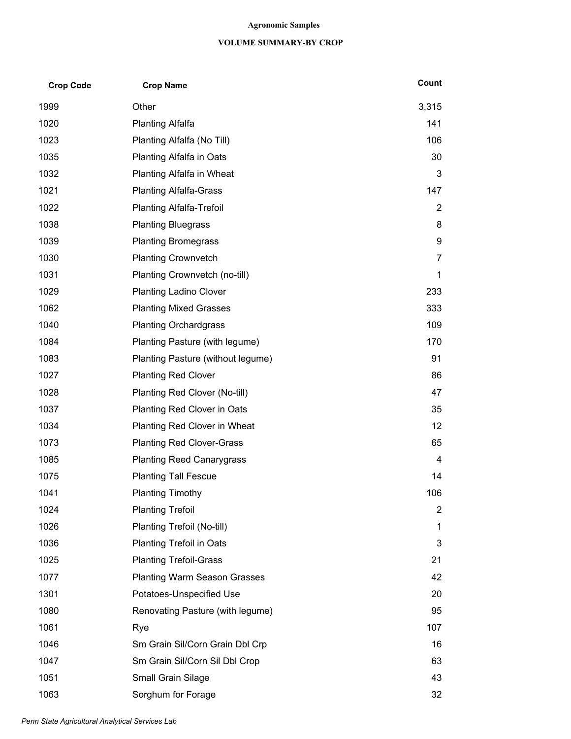**Agronomic Samples**

**VOLUME SUMMARY-BY CROP**

| Crop Code | Crop Name | Count |
|---|---|---|
| 1999 | Other | 3,315 |
| 1020 | Planting Alfalfa | 141 |
| 1023 | Planting Alfalfa (No Till) | 106 |
| 1035 | Planting Alfalfa in Oats | 30 |
| 1032 | Planting Alfalfa in Wheat | 3 |
| 1021 | Planting Alfalfa-Grass | 147 |
| 1022 | Planting Alfalfa-Trefoil | 2 |
| 1038 | Planting Bluegrass | 8 |
| 1039 | Planting Bromegrass | 9 |
| 1030 | Planting Crownvetch | 7 |
| 1031 | Planting Crownvetch (no-till) | 1 |
| 1029 | Planting Ladino Clover | 233 |
| 1062 | Planting Mixed Grasses | 333 |
| 1040 | Planting Orchardgrass | 109 |
| 1084 | Planting Pasture (with legume) | 170 |
| 1083 | Planting Pasture (without legume) | 91 |
| 1027 | Planting Red Clover | 86 |
| 1028 | Planting Red Clover (No-till) | 47 |
| 1037 | Planting Red Clover in Oats | 35 |
| 1034 | Planting Red Clover in Wheat | 12 |
| 1073 | Planting Red Clover-Grass | 65 |
| 1085 | Planting Reed Canarygrass | 4 |
| 1075 | Planting Tall Fescue | 14 |
| 1041 | Planting Timothy | 106 |
| 1024 | Planting Trefoil | 2 |
| 1026 | Planting Trefoil (No-till) | 1 |
| 1036 | Planting Trefoil in Oats | 3 |
| 1025 | Planting Trefoil-Grass | 21 |
| 1077 | Planting Warm Season Grasses | 42 |
| 1301 | Potatoes-Unspecified Use | 20 |
| 1080 | Renovating Pasture (with legume) | 95 |
| 1061 | Rye | 107 |
| 1046 | Sm Grain Sil/Corn Grain Dbl Crp | 16 |
| 1047 | Sm Grain Sil/Corn Sil Dbl Crop | 63 |
| 1051 | Small Grain Silage | 43 |
| 1063 | Sorghum for Forage | 32 |

*Penn State Agricultural Analytical Services Lab*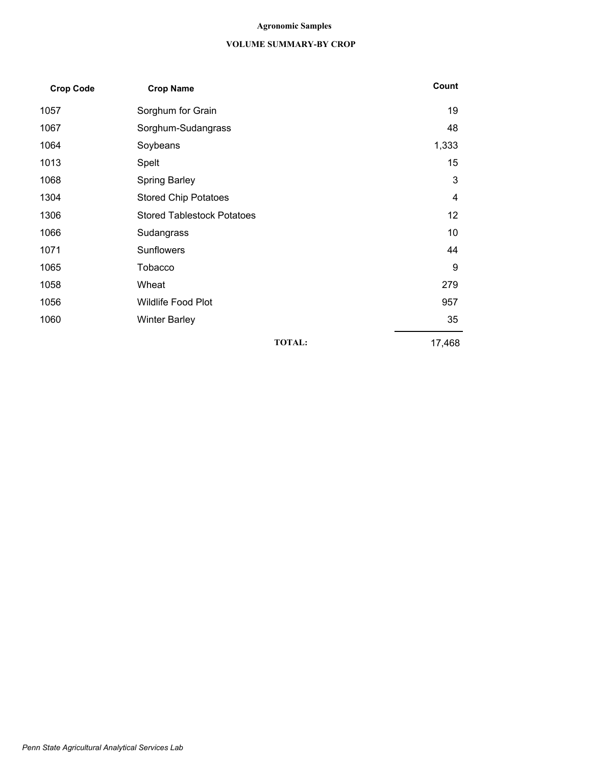**Agronomic Samples**

**VOLUME SUMMARY-BY CROP**

| Crop Code | Crop Name | Count |
|---|---|---|
| 1057 | Sorghum for Grain | 19 |
| 1067 | Sorghum-Sudangrass | 48 |
| 1064 | Soybeans | 1,333 |
| 1013 | Spelt | 15 |
| 1068 | Spring Barley | 3 |
| 1304 | Stored Chip Potatoes | 4 |
| 1306 | Stored Tablestock Potatoes | 12 |
| 1066 | Sudangrass | 10 |
| 1071 | Sunflowers | 44 |
| 1065 | Tobacco | 9 |
| 1058 | Wheat | 279 |
| 1056 | Wildlife Food Plot | 957 |
| 1060 | Winter Barley | 35 |
| | **TOTAL:** | 17,468 |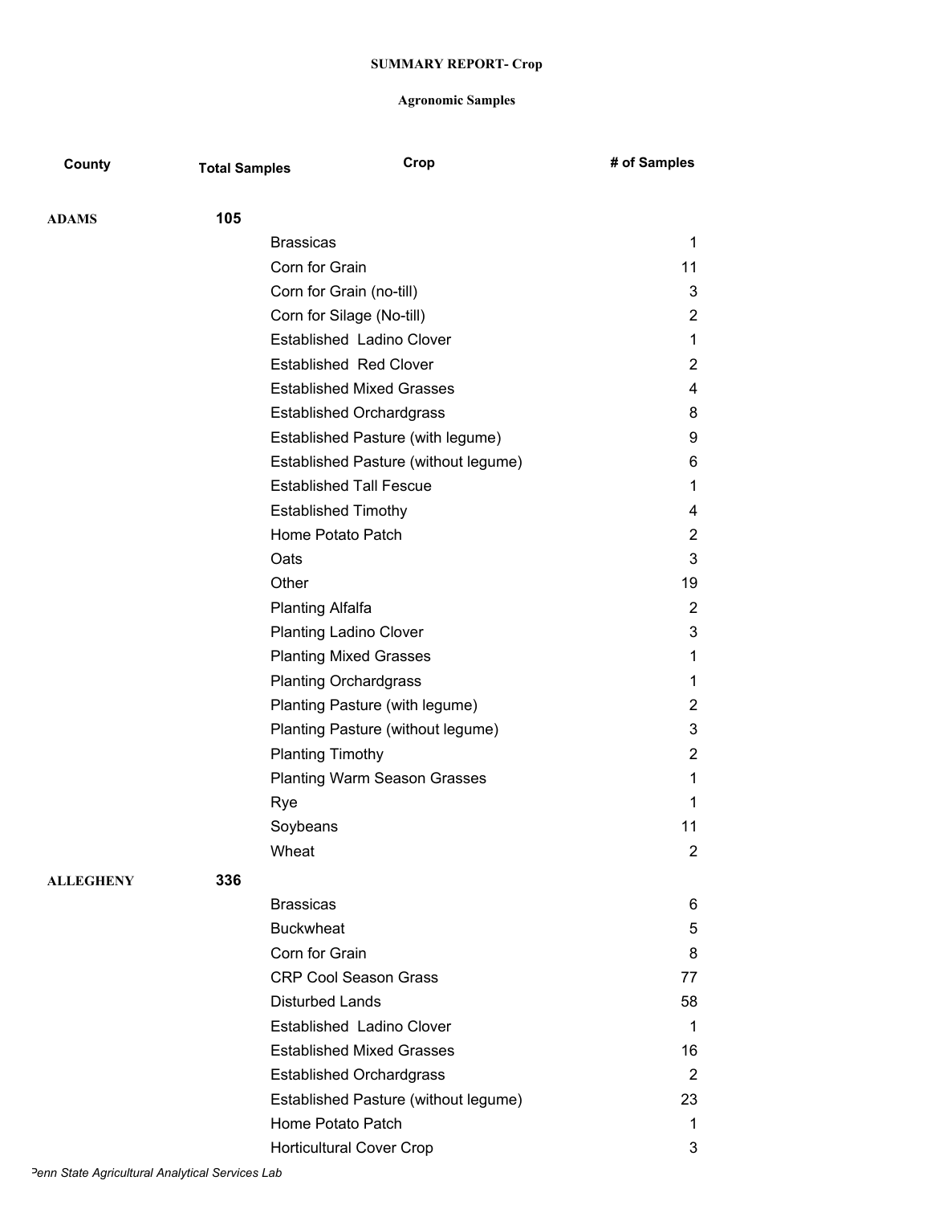**SUMMARY REPORT- Crop**

**Agronomic Samples**

| County | Total Samples | Crop | # of Samples |
| --- | --- | --- | --- |
| **ADAMS** | **105** | | |
| | | Brassicas | 1 |
| | | Corn for Grain | 11 |
| | | Corn for Grain (no-till) | 3 |
| | | Corn for Silage (No-till) | 2 |
| | | Established  Ladino Clover | 1 |
| | | Established  Red Clover | 2 |
| | | Established Mixed Grasses | 4 |
| | | Established Orchardgrass | 8 |
| | | Established Pasture (with legume) | 9 |
| | | Established Pasture (without legume) | 6 |
| | | Established Tall Fescue | 1 |
| | | Established Timothy | 4 |
| | | Home Potato Patch | 2 |
| | | Oats | 3 |
| | | Other | 19 |
| | | Planting Alfalfa | 2 |
| | | Planting Ladino Clover | 3 |
| | | Planting Mixed Grasses | 1 |
| | | Planting Orchardgrass | 1 |
| | | Planting Pasture (with legume) | 2 |
| | | Planting Pasture (without legume) | 3 |
| | | Planting Timothy | 2 |
| | | Planting Warm Season Grasses | 1 |
| | | Rye | 1 |
| | | Soybeans | 11 |
| | | Wheat | 2 |
| **ALLEGHENY** | **336** | | |
| | | Brassicas | 6 |
| | | Buckwheat | 5 |
| | | Corn for Grain | 8 |
| | | CRP Cool Season Grass | 77 |
| | | Disturbed Lands | 58 |
| | | Established  Ladino Clover | 1 |
| | | Established Mixed Grasses | 16 |
| | | Established Orchardgrass | 2 |
| | | Established Pasture (without legume) | 23 |
| | | Home Potato Patch | 1 |
| | | Horticultural Cover Crop | 3 |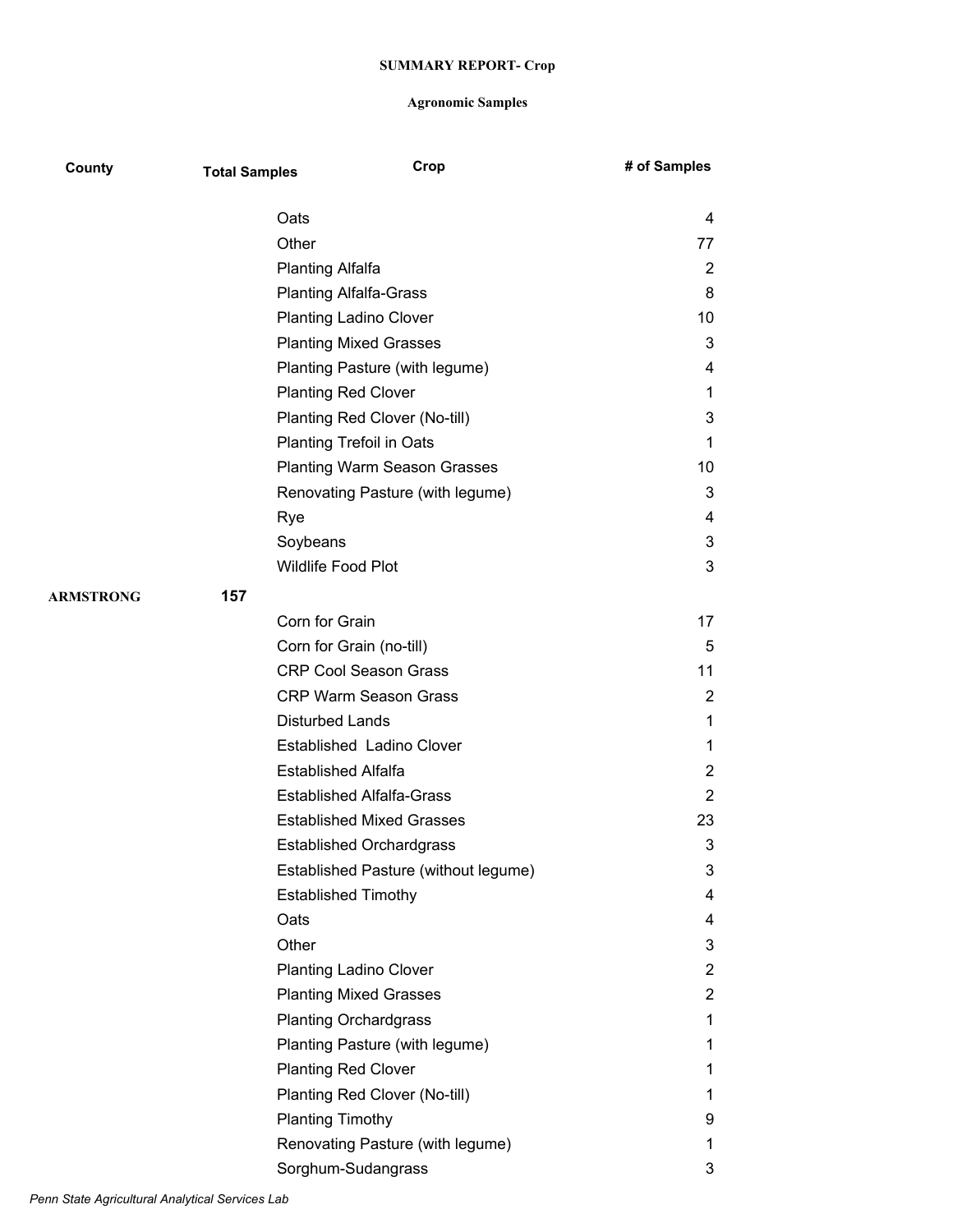**SUMMARY REPORT- Crop**

**Agronomic Samples**

| County | Total Samples | Crop | # of Samples |
|---|---|---|---|
| | | Oats | 4 |
| | | Other | 77 |
| | | Planting Alfalfa | 2 |
| | | Planting Alfalfa-Grass | 8 |
| | | Planting Ladino Clover | 10 |
| | | Planting Mixed Grasses | 3 |
| | | Planting Pasture (with legume) | 4 |
| | | Planting Red Clover | 1 |
| | | Planting Red Clover (No-till) | 3 |
| | | Planting Trefoil in Oats | 1 |
| | | Planting Warm Season Grasses | 10 |
| | | Renovating Pasture (with legume) | 3 |
| | | Rye | 4 |
| | | Soybeans | 3 |
| | | Wildlife Food Plot | 3 |
| **ARMSTRONG** | **157** | | |
| | | Corn for Grain | 17 |
| | | Corn for Grain (no-till) | 5 |
| | | CRP Cool Season Grass | 11 |
| | | CRP Warm Season Grass | 2 |
| | | Disturbed Lands | 1 |
| | | Established Ladino Clover | 1 |
| | | Established Alfalfa | 2 |
| | | Established Alfalfa-Grass | 2 |
| | | Established Mixed Grasses | 23 |
| | | Established Orchardgrass | 3 |
| | | Established Pasture (without legume) | 3 |
| | | Established Timothy | 4 |
| | | Oats | 4 |
| | | Other | 3 |
| | | Planting Ladino Clover | 2 |
| | | Planting Mixed Grasses | 2 |
| | | Planting Orchardgrass | 1 |
| | | Planting Pasture (with legume) | 1 |
| | | Planting Red Clover | 1 |
| | | Planting Red Clover (No-till) | 1 |
| | | Planting Timothy | 9 |
| | | Renovating Pasture (with legume) | 1 |
| | | Sorghum-Sudangrass | 3 |

*Penn State Agricultural Analytical Services Lab*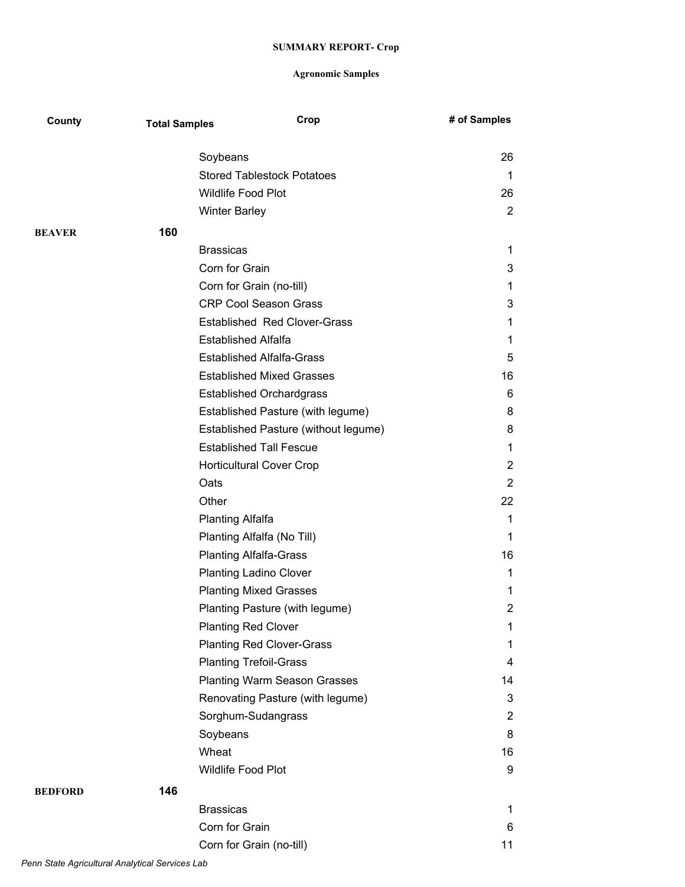**SUMMARY REPORT- Crop**

**Agronomic Samples**

| County | Total Samples | Crop | # of Samples |
|---|---|---|---|
| | | Soybeans | 26 |
| | | Stored Tablestock Potatoes | 1 |
| | | Wildlife Food Plot | 26 |
| | | Winter Barley | 2 |
| **BEAVER** | **160** | | |
| | | Brassicas | 1 |
| | | Corn for Grain | 3 |
| | | Corn for Grain (no-till) | 1 |
| | | CRP Cool Season Grass | 3 |
| | | Established  Red Clover-Grass | 1 |
| | | Established Alfalfa | 1 |
| | | Established Alfalfa-Grass | 5 |
| | | Established Mixed Grasses | 16 |
| | | Established Orchardgrass | 6 |
| | | Established Pasture (with legume) | 8 |
| | | Established Pasture (without legume) | 8 |
| | | Established Tall Fescue | 1 |
| | | Horticultural Cover Crop | 2 |
| | | Oats | 2 |
| | | Other | 22 |
| | | Planting Alfalfa | 1 |
| | | Planting Alfalfa (No Till) | 1 |
| | | Planting Alfalfa-Grass | 16 |
| | | Planting Ladino Clover | 1 |
| | | Planting Mixed Grasses | 1 |
| | | Planting Pasture (with legume) | 2 |
| | | Planting Red Clover | 1 |
| | | Planting Red Clover-Grass | 1 |
| | | Planting Trefoil-Grass | 4 |
| | | Planting Warm Season Grasses | 14 |
| | | Renovating Pasture (with legume) | 3 |
| | | Sorghum-Sudangrass | 2 |
| | | Soybeans | 8 |
| | | Wheat | 16 |
| | | Wildlife Food Plot | 9 |
| **BEDFORD** | **146** | | |
| | | Brassicas | 1 |
| | | Corn for Grain | 6 |
| | | Corn for Grain (no-till) | 11 |

*Penn State Agricultural Analytical Services Lab*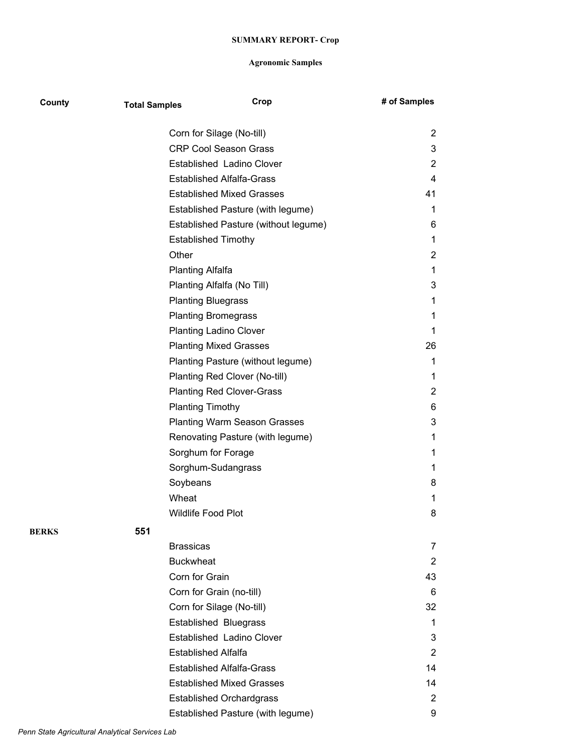**SUMMARY REPORT- Crop**

**Agronomic Samples**

| County | Total Samples | Crop | # of Samples |
|---|---|---|---|
| | | Corn for Silage (No-till) | 2 |
| | | CRP Cool Season Grass | 3 |
| | | Established  Ladino Clover | 2 |
| | | Established Alfalfa-Grass | 4 |
| | | Established Mixed Grasses | 41 |
| | | Established Pasture (with legume) | 1 |
| | | Established Pasture (without legume) | 6 |
| | | Established Timothy | 1 |
| | | Other | 2 |
| | | Planting Alfalfa | 1 |
| | | Planting Alfalfa (No Till) | 3 |
| | | Planting Bluegrass | 1 |
| | | Planting Bromegrass | 1 |
| | | Planting Ladino Clover | 1 |
| | | Planting Mixed Grasses | 26 |
| | | Planting Pasture (without legume) | 1 |
| | | Planting Red Clover (No-till) | 1 |
| | | Planting Red Clover-Grass | 2 |
| | | Planting Timothy | 6 |
| | | Planting Warm Season Grasses | 3 |
| | | Renovating Pasture (with legume) | 1 |
| | | Sorghum for Forage | 1 |
| | | Sorghum-Sudangrass | 1 |
| | | Soybeans | 8 |
| | | Wheat | 1 |
| | | Wildlife Food Plot | 8 |
| **BERKS** | **551** | | |
| | | Brassicas | 7 |
| | | Buckwheat | 2 |
| | | Corn for Grain | 43 |
| | | Corn for Grain (no-till) | 6 |
| | | Corn for Silage (No-till) | 32 |
| | | Established  Bluegrass | 1 |
| | | Established  Ladino Clover | 3 |
| | | Established Alfalfa | 2 |
| | | Established Alfalfa-Grass | 14 |
| | | Established Mixed Grasses | 14 |
| | | Established Orchardgrass | 2 |
| | | Established Pasture (with legume) | 9 |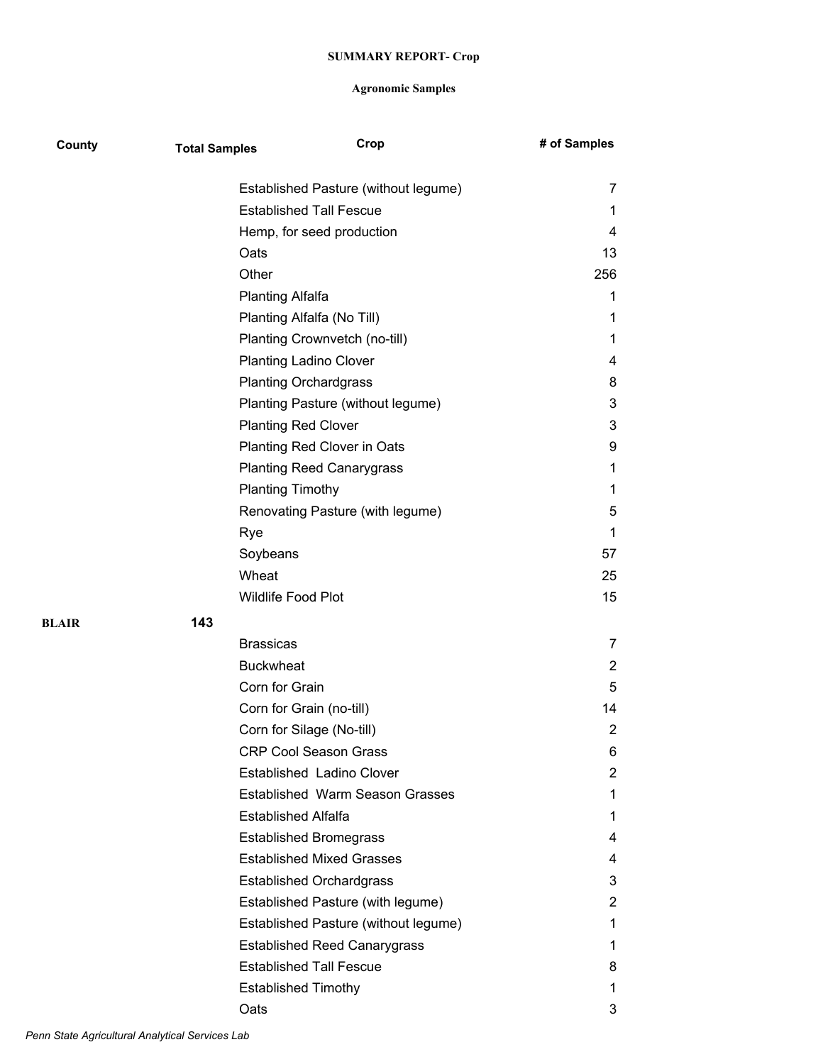**SUMMARY REPORT- Crop**

**Agronomic Samples**

| County | Total Samples | Crop | # of Samples |
|---|---|---|---|
| | | Established Pasture (without legume) | 7 |
| | | Established Tall Fescue | 1 |
| | | Hemp, for seed production | 4 |
| | | Oats | 13 |
| | | Other | 256 |
| | | Planting Alfalfa | 1 |
| | | Planting Alfalfa (No Till) | 1 |
| | | Planting Crownvetch (no-till) | 1 |
| | | Planting Ladino Clover | 4 |
| | | Planting Orchardgrass | 8 |
| | | Planting Pasture (without legume) | 3 |
| | | Planting Red Clover | 3 |
| | | Planting Red Clover in Oats | 9 |
| | | Planting Reed Canarygrass | 1 |
| | | Planting Timothy | 1 |
| | | Renovating Pasture (with legume) | 5 |
| | | Rye | 1 |
| | | Soybeans | 57 |
| | | Wheat | 25 |
| | | Wildlife Food Plot | 15 |
| **BLAIR** | **143** | | |
| | | Brassicas | 7 |
| | | Buckwheat | 2 |
| | | Corn for Grain | 5 |
| | | Corn for Grain (no-till) | 14 |
| | | Corn for Silage (No-till) | 2 |
| | | CRP Cool Season Grass | 6 |
| | | Established Ladino Clover | 2 |
| | | Established Warm Season Grasses | 1 |
| | | Established Alfalfa | 1 |
| | | Established Bromegrass | 4 |
| | | Established Mixed Grasses | 4 |
| | | Established Orchardgrass | 3 |
| | | Established Pasture (with legume) | 2 |
| | | Established Pasture (without legume) | 1 |
| | | Established Reed Canarygrass | 1 |
| | | Established Tall Fescue | 8 |
| | | Established Timothy | 1 |
| | | Oats | 3 |

*Penn State Agricultural Analytical Services Lab*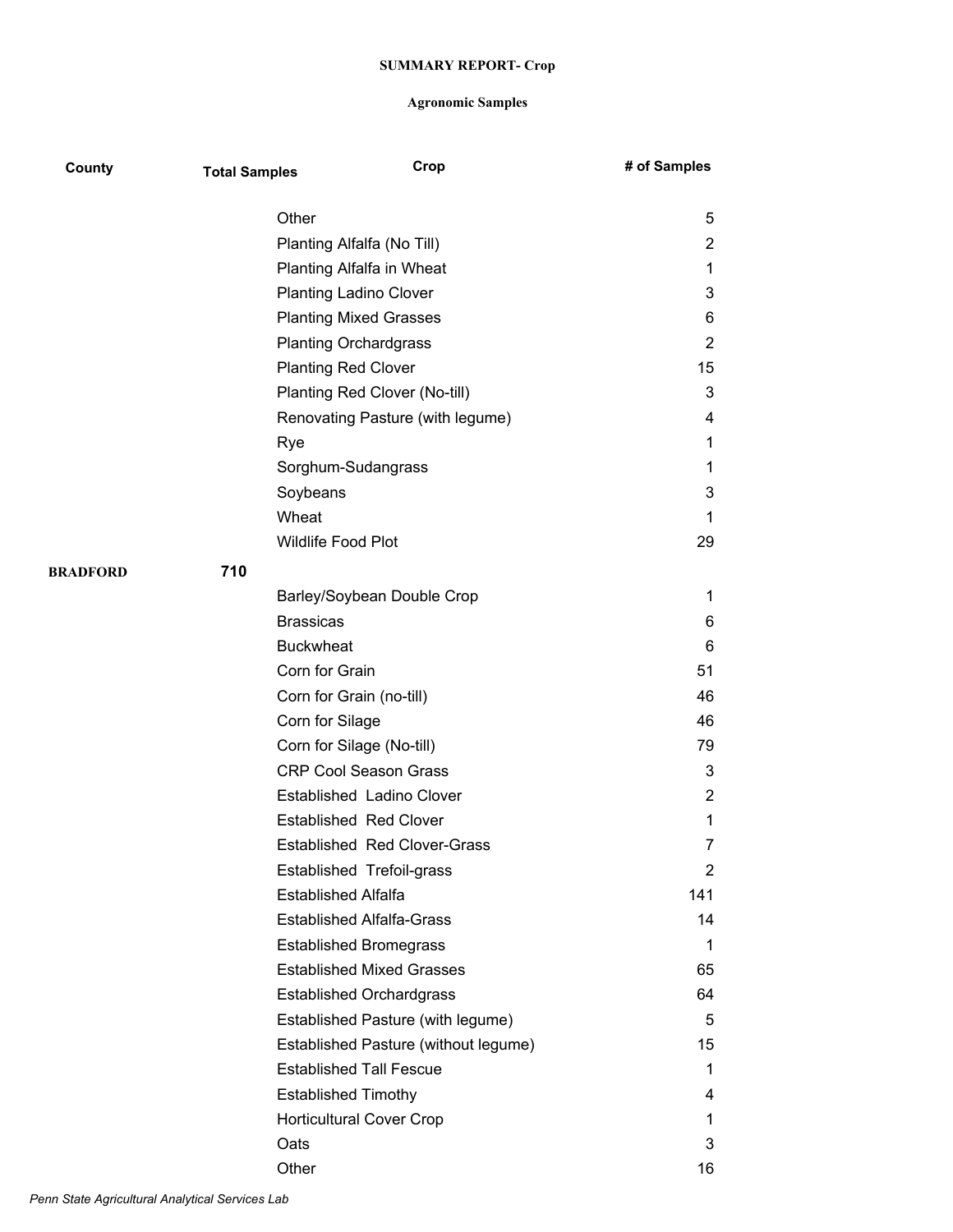**SUMMARY REPORT- Crop**

**Agronomic Samples**

| County | Total Samples | Crop | # of Samples |
|---|---|---|---|
| | | Other | 5 |
| | | Planting Alfalfa (No Till) | 2 |
| | | Planting Alfalfa in Wheat | 1 |
| | | Planting Ladino Clover | 3 |
| | | Planting Mixed Grasses | 6 |
| | | Planting Orchardgrass | 2 |
| | | Planting Red Clover | 15 |
| | | Planting Red Clover (No-till) | 3 |
| | | Renovating Pasture (with legume) | 4 |
| | | Rye | 1 |
| | | Sorghum-Sudangrass | 1 |
| | | Soybeans | 3 |
| | | Wheat | 1 |
| | | Wildlife Food Plot | 29 |
| **BRADFORD** | **710** | | |
| | | Barley/Soybean Double Crop | 1 |
| | | Brassicas | 6 |
| | | Buckwheat | 6 |
| | | Corn for Grain | 51 |
| | | Corn for Grain (no-till) | 46 |
| | | Corn for Silage | 46 |
| | | Corn for Silage (No-till) | 79 |
| | | CRP Cool Season Grass | 3 |
| | | Established Ladino Clover | 2 |
| | | Established Red Clover | 1 |
| | | Established Red Clover-Grass | 7 |
| | | Established Trefoil-grass | 2 |
| | | Established Alfalfa | 141 |
| | | Established Alfalfa-Grass | 14 |
| | | Established Bromegrass | 1 |
| | | Established Mixed Grasses | 65 |
| | | Established Orchardgrass | 64 |
| | | Established Pasture (with legume) | 5 |
| | | Established Pasture (without legume) | 15 |
| | | Established Tall Fescue | 1 |
| | | Established Timothy | 4 |
| | | Horticultural Cover Crop | 1 |
| | | Oats | 3 |
| | | Other | 16 |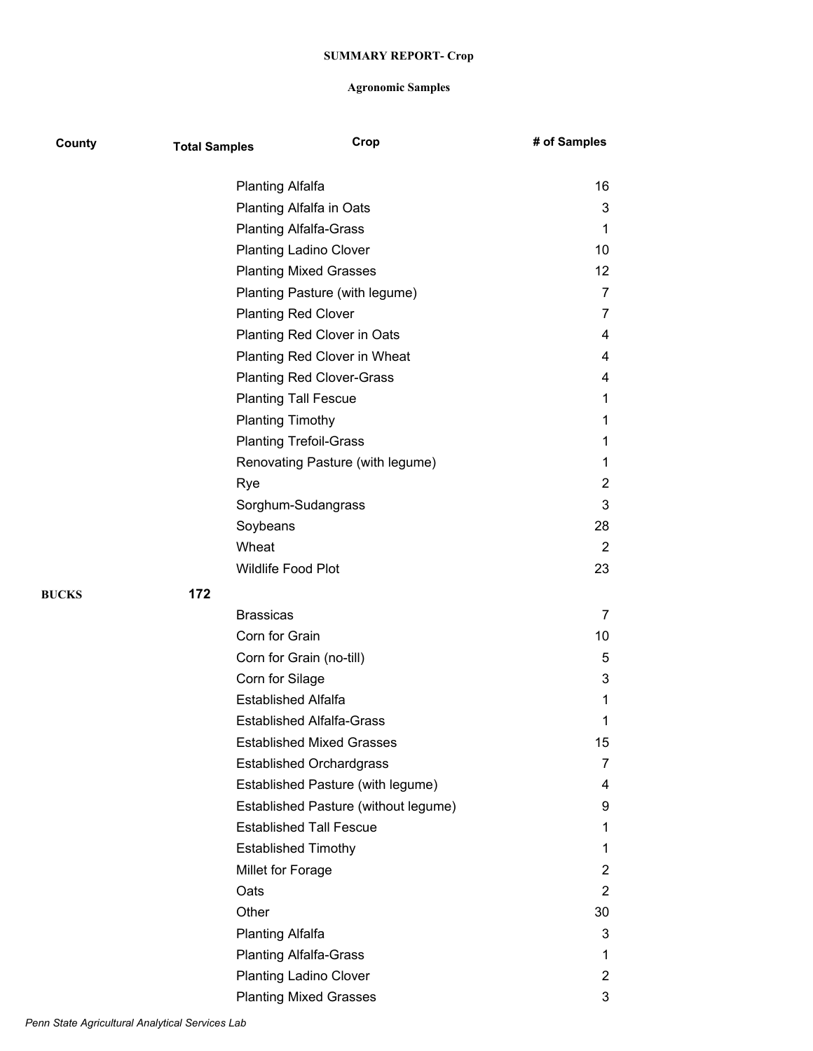**SUMMARY REPORT- Crop**

**Agronomic Samples**

| County | Total Samples | Crop | # of Samples |
| --- | --- | --- | --- |
| | | Planting Alfalfa | 16 |
| | | Planting Alfalfa in Oats | 3 |
| | | Planting Alfalfa-Grass | 1 |
| | | Planting Ladino Clover | 10 |
| | | Planting Mixed Grasses | 12 |
| | | Planting Pasture (with legume) | 7 |
| | | Planting Red Clover | 7 |
| | | Planting Red Clover in Oats | 4 |
| | | Planting Red Clover in Wheat | 4 |
| | | Planting Red Clover-Grass | 4 |
| | | Planting Tall Fescue | 1 |
| | | Planting Timothy | 1 |
| | | Planting Trefoil-Grass | 1 |
| | | Renovating Pasture (with legume) | 1 |
| | | Rye | 2 |
| | | Sorghum-Sudangrass | 3 |
| | | Soybeans | 28 |
| | | Wheat | 2 |
| | | Wildlife Food Plot | 23 |
| **BUCKS** | **172** | | |
| | | Brassicas | 7 |
| | | Corn for Grain | 10 |
| | | Corn for Grain (no-till) | 5 |
| | | Corn for Silage | 3 |
| | | Established Alfalfa | 1 |
| | | Established Alfalfa-Grass | 1 |
| | | Established Mixed Grasses | 15 |
| | | Established Orchardgrass | 7 |
| | | Established Pasture (with legume) | 4 |
| | | Established Pasture (without legume) | 9 |
| | | Established Tall Fescue | 1 |
| | | Established Timothy | 1 |
| | | Millet for Forage | 2 |
| | | Oats | 2 |
| | | Other | 30 |
| | | Planting Alfalfa | 3 |
| | | Planting Alfalfa-Grass | 1 |
| | | Planting Ladino Clover | 2 |
| | | Planting Mixed Grasses | 3 |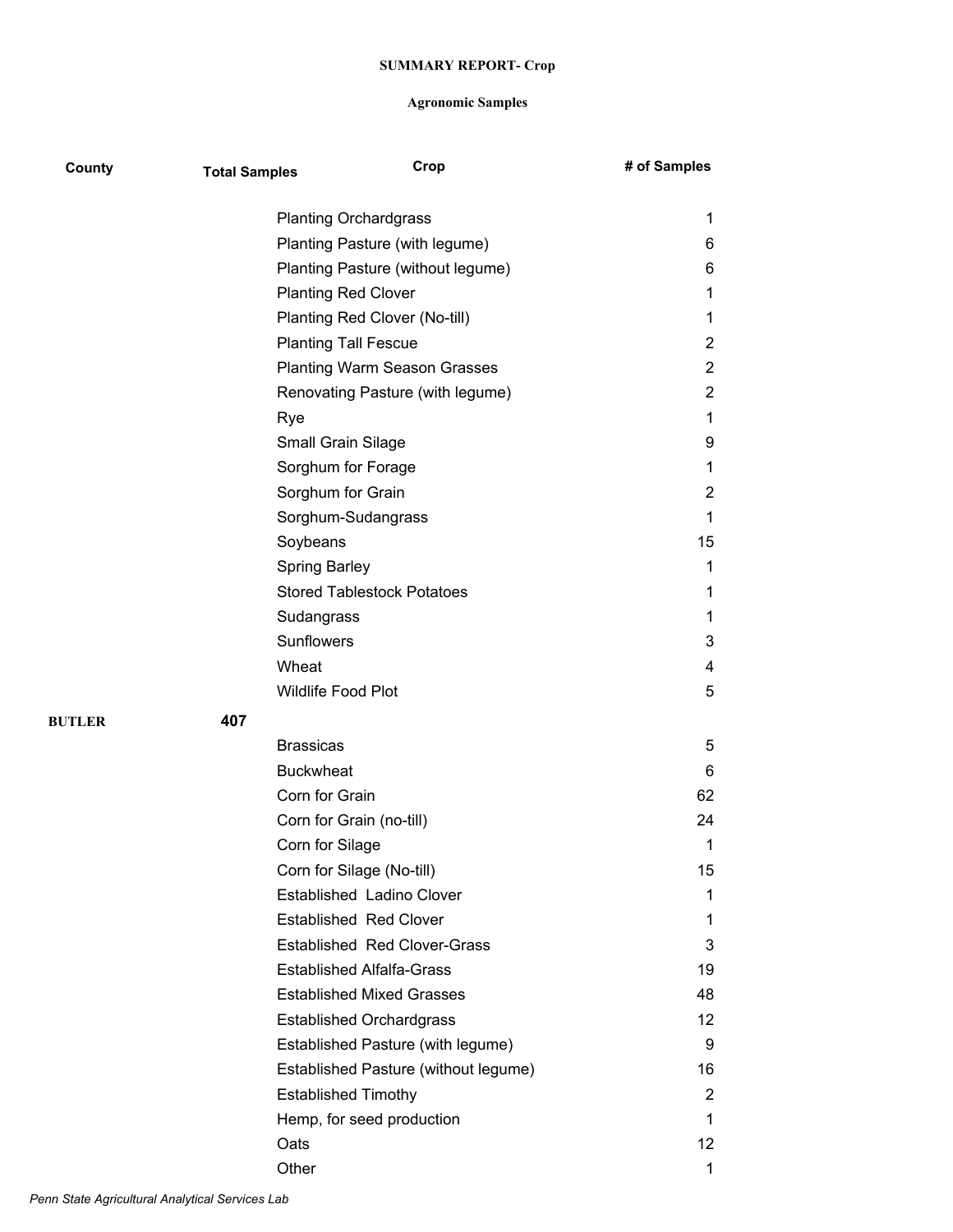**SUMMARY REPORT- Crop**

**Agronomic Samples**

| County | Total Samples | Crop | # of Samples |
|---|---|---|---|
| | | Planting Orchardgrass | 1 |
| | | Planting Pasture (with legume) | 6 |
| | | Planting Pasture (without legume) | 6 |
| | | Planting Red Clover | 1 |
| | | Planting Red Clover (No-till) | 1 |
| | | Planting Tall Fescue | 2 |
| | | Planting Warm Season Grasses | 2 |
| | | Renovating Pasture (with legume) | 2 |
| | | Rye | 1 |
| | | Small Grain Silage | 9 |
| | | Sorghum for Forage | 1 |
| | | Sorghum for Grain | 2 |
| | | Sorghum-Sudangrass | 1 |
| | | Soybeans | 15 |
| | | Spring Barley | 1 |
| | | Stored Tablestock Potatoes | 1 |
| | | Sudangrass | 1 |
| | | Sunflowers | 3 |
| | | Wheat | 4 |
| | | Wildlife Food Plot | 5 |
| **BUTLER** | **407** | | |
| | | Brassicas | 5 |
| | | Buckwheat | 6 |
| | | Corn for Grain | 62 |
| | | Corn for Grain (no-till) | 24 |
| | | Corn for Silage | 1 |
| | | Corn for Silage (No-till) | 15 |
| | | Established Ladino Clover | 1 |
| | | Established Red Clover | 1 |
| | | Established Red Clover-Grass | 3 |
| | | Established Alfalfa-Grass | 19 |
| | | Established Mixed Grasses | 48 |
| | | Established Orchardgrass | 12 |
| | | Established Pasture (with legume) | 9 |
| | | Established Pasture (without legume) | 16 |
| | | Established Timothy | 2 |
| | | Hemp, for seed production | 1 |
| | | Oats | 12 |
| | | Other | 1 |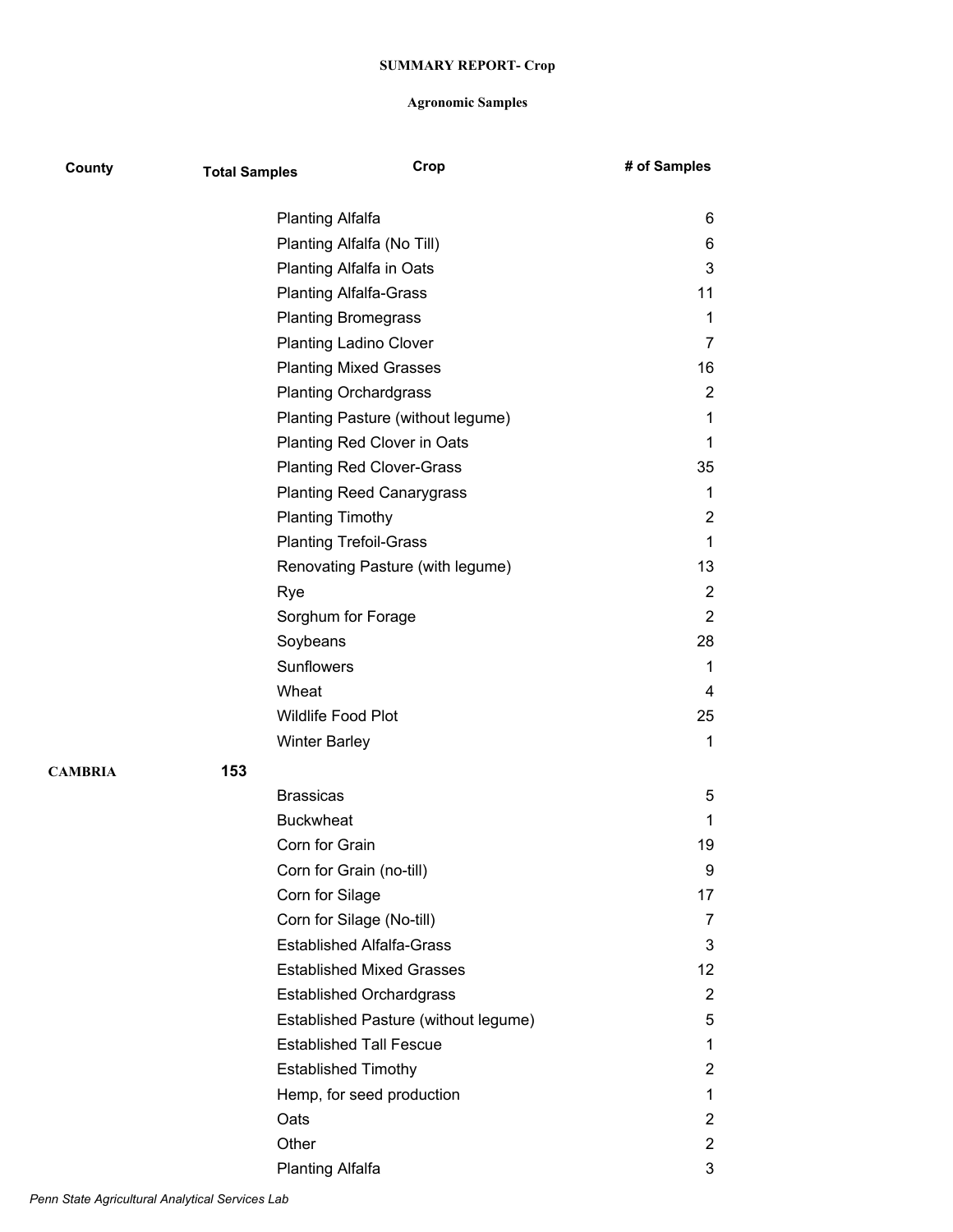**SUMMARY REPORT- Crop**

**Agronomic Samples**

| County | Total Samples | Crop | # of Samples |
|---|---|---|---|
| | | Planting Alfalfa | 6 |
| | | Planting Alfalfa (No Till) | 6 |
| | | Planting Alfalfa in Oats | 3 |
| | | Planting Alfalfa-Grass | 11 |
| | | Planting Bromegrass | 1 |
| | | Planting Ladino Clover | 7 |
| | | Planting Mixed Grasses | 16 |
| | | Planting Orchardgrass | 2 |
| | | Planting Pasture (without legume) | 1 |
| | | Planting Red Clover in Oats | 1 |
| | | Planting Red Clover-Grass | 35 |
| | | Planting Reed Canarygrass | 1 |
| | | Planting Timothy | 2 |
| | | Planting Trefoil-Grass | 1 |
| | | Renovating Pasture (with legume) | 13 |
| | | Rye | 2 |
| | | Sorghum for Forage | 2 |
| | | Soybeans | 28 |
| | | Sunflowers | 1 |
| | | Wheat | 4 |
| | | Wildlife Food Plot | 25 |
| | | Winter Barley | 1 |
| **CAMBRIA** | **153** | | |
| | | Brassicas | 5 |
| | | Buckwheat | 1 |
| | | Corn for Grain | 19 |
| | | Corn for Grain (no-till) | 9 |
| | | Corn for Silage | 17 |
| | | Corn for Silage (No-till) | 7 |
| | | Established Alfalfa-Grass | 3 |
| | | Established Mixed Grasses | 12 |
| | | Established Orchardgrass | 2 |
| | | Established Pasture (without legume) | 5 |
| | | Established Tall Fescue | 1 |
| | | Established Timothy | 2 |
| | | Hemp, for seed production | 1 |
| | | Oats | 2 |
| | | Other | 2 |
| | | Planting Alfalfa | 3 |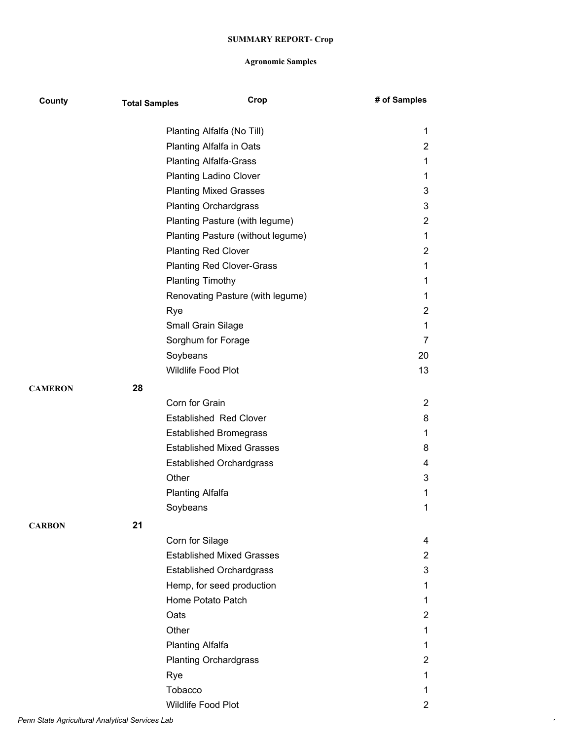**SUMMARY REPORT- Crop**

**Agronomic Samples**

| County | Total Samples | Crop | # of Samples |
|---|---|---|---|
| | | Planting Alfalfa (No Till) | 1 |
| | | Planting Alfalfa in Oats | 2 |
| | | Planting Alfalfa-Grass | 1 |
| | | Planting Ladino Clover | 1 |
| | | Planting Mixed Grasses | 3 |
| | | Planting Orchardgrass | 3 |
| | | Planting Pasture (with legume) | 2 |
| | | Planting Pasture (without legume) | 1 |
| | | Planting Red Clover | 2 |
| | | Planting Red Clover-Grass | 1 |
| | | Planting Timothy | 1 |
| | | Renovating Pasture (with legume) | 1 |
| | | Rye | 2 |
| | | Small Grain Silage | 1 |
| | | Sorghum for Forage | 7 |
| | | Soybeans | 20 |
| | | Wildlife Food Plot | 13 |
| **CAMERON** | **28** | | |
| | | Corn for Grain | 2 |
| | | Established  Red Clover | 8 |
| | | Established Bromegrass | 1 |
| | | Established Mixed Grasses | 8 |
| | | Established Orchardgrass | 4 |
| | | Other | 3 |
| | | Planting Alfalfa | 1 |
| | | Soybeans | 1 |
| **CARBON** | **21** | | |
| | | Corn for Silage | 4 |
| | | Established Mixed Grasses | 2 |
| | | Established Orchardgrass | 3 |
| | | Hemp, for seed production | 1 |
| | | Home Potato Patch | 1 |
| | | Oats | 2 |
| | | Other | 1 |
| | | Planting Alfalfa | 1 |
| | | Planting Orchardgrass | 2 |
| | | Rye | 1 |
| | | Tobacco | 1 |
| | | Wildlife Food Plot | 2 |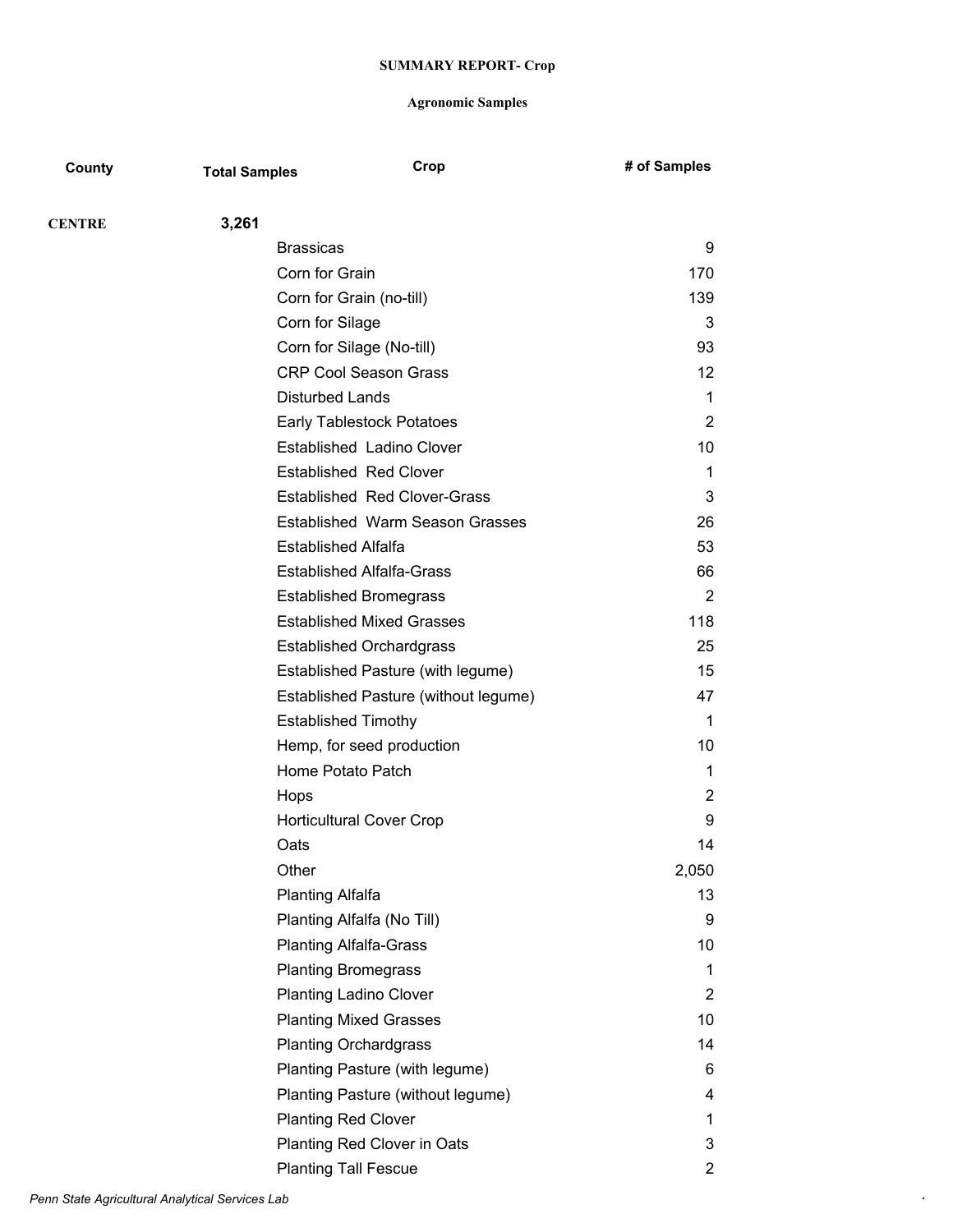**SUMMARY REPORT- Crop**

**Agronomic Samples**

| County | Total Samples | Crop | # of Samples |
|---|---|---|---|
| **CENTRE** | **3,261** | | |
| | | Brassicas | 9 |
| | | Corn for Grain | 170 |
| | | Corn for Grain (no-till) | 139 |
| | | Corn for Silage | 3 |
| | | Corn for Silage (No-till) | 93 |
| | | CRP Cool Season Grass | 12 |
| | | Disturbed Lands | 1 |
| | | Early Tablestock Potatoes | 2 |
| | | Established  Ladino Clover | 10 |
| | | Established  Red Clover | 1 |
| | | Established  Red Clover-Grass | 3 |
| | | Established  Warm Season Grasses | 26 |
| | | Established Alfalfa | 53 |
| | | Established Alfalfa-Grass | 66 |
| | | Established Bromegrass | 2 |
| | | Established Mixed Grasses | 118 |
| | | Established Orchardgrass | 25 |
| | | Established Pasture (with legume) | 15 |
| | | Established Pasture (without legume) | 47 |
| | | Established Timothy | 1 |
| | | Hemp, for seed production | 10 |
| | | Home Potato Patch | 1 |
| | | Hops | 2 |
| | | Horticultural Cover Crop | 9 |
| | | Oats | 14 |
| | | Other | 2,050 |
| | | Planting Alfalfa | 13 |
| | | Planting Alfalfa (No Till) | 9 |
| | | Planting Alfalfa-Grass | 10 |
| | | Planting Bromegrass | 1 |
| | | Planting Ladino Clover | 2 |
| | | Planting Mixed Grasses | 10 |
| | | Planting Orchardgrass | 14 |
| | | Planting Pasture (with legume) | 6 |
| | | Planting Pasture (without legume) | 4 |
| | | Planting Red Clover | 1 |
| | | Planting Red Clover in Oats | 3 |
| | | Planting Tall Fescue | 2 |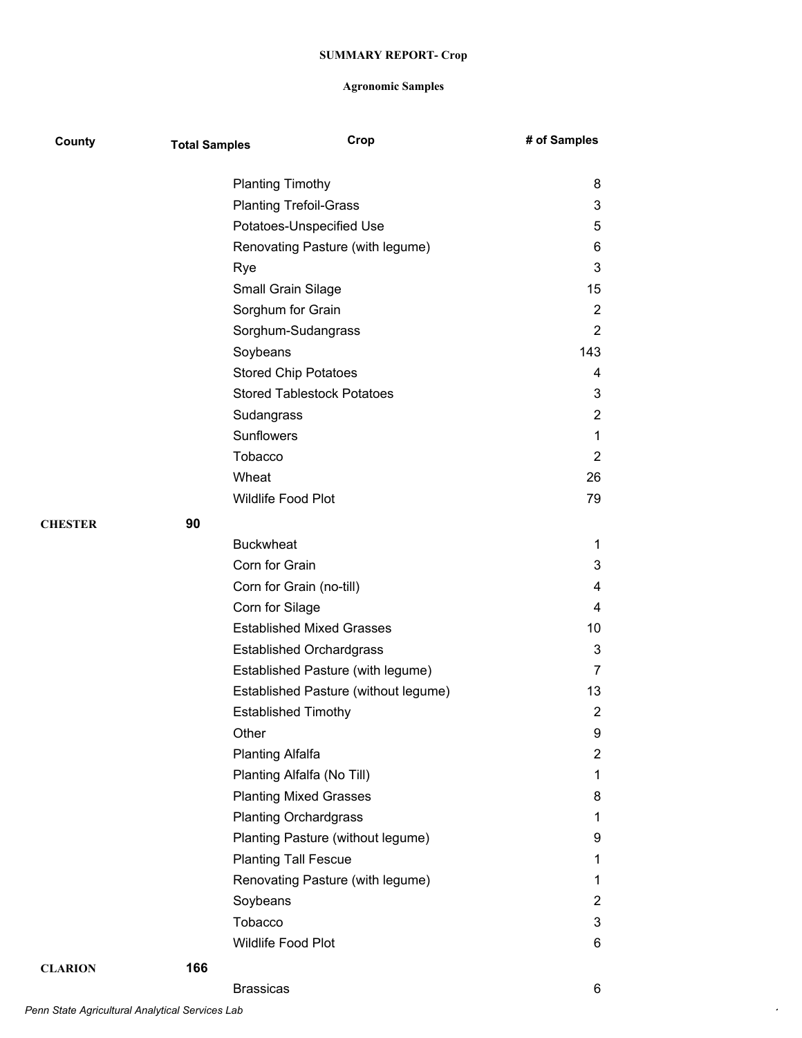**SUMMARY REPORT- Crop**

**Agronomic Samples**

| County | Total Samples | Crop | # of Samples |
|---|---|---|---|
| | | Planting Timothy | 8 |
| | | Planting Trefoil-Grass | 3 |
| | | Potatoes-Unspecified Use | 5 |
| | | Renovating Pasture (with legume) | 6 |
| | | Rye | 3 |
| | | Small Grain Silage | 15 |
| | | Sorghum for Grain | 2 |
| | | Sorghum-Sudangrass | 2 |
| | | Soybeans | 143 |
| | | Stored Chip Potatoes | 4 |
| | | Stored Tablestock Potatoes | 3 |
| | | Sudangrass | 2 |
| | | Sunflowers | 1 |
| | | Tobacco | 2 |
| | | Wheat | 26 |
| | | Wildlife Food Plot | 79 |
| **CHESTER** | **90** | | |
| | | Buckwheat | 1 |
| | | Corn for Grain | 3 |
| | | Corn for Grain (no-till) | 4 |
| | | Corn for Silage | 4 |
| | | Established Mixed Grasses | 10 |
| | | Established Orchardgrass | 3 |
| | | Established Pasture (with legume) | 7 |
| | | Established Pasture (without legume) | 13 |
| | | Established Timothy | 2 |
| | | Other | 9 |
| | | Planting Alfalfa | 2 |
| | | Planting Alfalfa (No Till) | 1 |
| | | Planting Mixed Grasses | 8 |
| | | Planting Orchardgrass | 1 |
| | | Planting Pasture (without legume) | 9 |
| | | Planting Tall Fescue | 1 |
| | | Renovating Pasture (with legume) | 1 |
| | | Soybeans | 2 |
| | | Tobacco | 3 |
| | | Wildlife Food Plot | 6 |
| **CLARION** | **166** | | |
| | | Brassicas | 6 |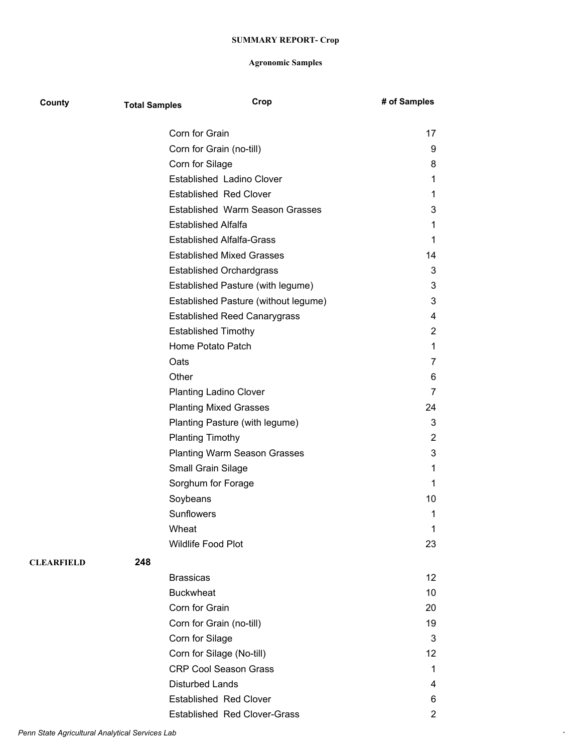**SUMMARY REPORT- Crop**

**Agronomic Samples**

| County | Total Samples | Crop | # of Samples |
|---|---|---|---|
| | | Corn for Grain | 17 |
| | | Corn for Grain (no-till) | 9 |
| | | Corn for Silage | 8 |
| | | Established Ladino Clover | 1 |
| | | Established Red Clover | 1 |
| | | Established Warm Season Grasses | 3 |
| | | Established Alfalfa | 1 |
| | | Established Alfalfa-Grass | 1 |
| | | Established Mixed Grasses | 14 |
| | | Established Orchardgrass | 3 |
| | | Established Pasture (with legume) | 3 |
| | | Established Pasture (without legume) | 3 |
| | | Established Reed Canarygrass | 4 |
| | | Established Timothy | 2 |
| | | Home Potato Patch | 1 |
| | | Oats | 7 |
| | | Other | 6 |
| | | Planting Ladino Clover | 7 |
| | | Planting Mixed Grasses | 24 |
| | | Planting Pasture (with legume) | 3 |
| | | Planting Timothy | 2 |
| | | Planting Warm Season Grasses | 3 |
| | | Small Grain Silage | 1 |
| | | Sorghum for Forage | 1 |
| | | Soybeans | 10 |
| | | Sunflowers | 1 |
| | | Wheat | 1 |
| | | Wildlife Food Plot | 23 |
| **CLEARFIELD** | **248** | | |
| | | Brassicas | 12 |
| | | Buckwheat | 10 |
| | | Corn for Grain | 20 |
| | | Corn for Grain (no-till) | 19 |
| | | Corn for Silage | 3 |
| | | Corn for Silage (No-till) | 12 |
| | | CRP Cool Season Grass | 1 |
| | | Disturbed Lands | 4 |
| | | Established Red Clover | 6 |
| | | Established Red Clover-Grass | 2 |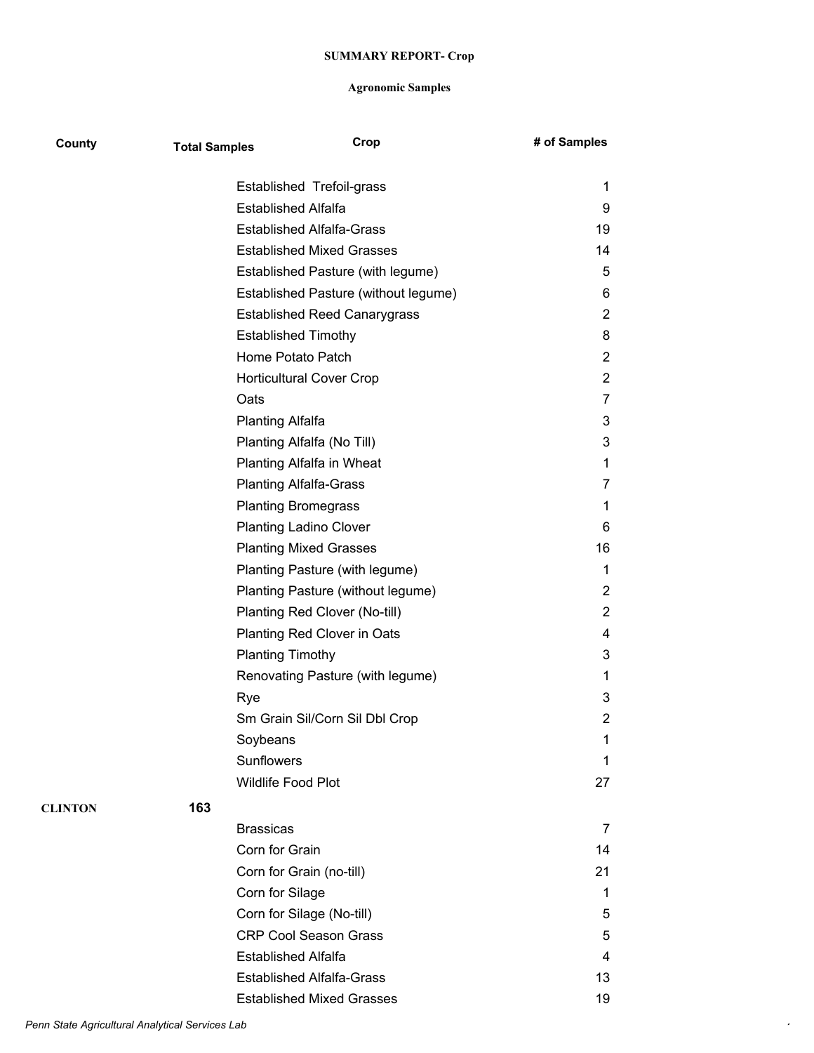**SUMMARY REPORT- Crop**

**Agronomic Samples**

| County | Total Samples | Crop | # of Samples |
|---|---|---|---|
| | | Established Trefoil-grass | 1 |
| | | Established Alfalfa | 9 |
| | | Established Alfalfa-Grass | 19 |
| | | Established Mixed Grasses | 14 |
| | | Established Pasture (with legume) | 5 |
| | | Established Pasture (without legume) | 6 |
| | | Established Reed Canarygrass | 2 |
| | | Established Timothy | 8 |
| | | Home Potato Patch | 2 |
| | | Horticultural Cover Crop | 2 |
| | | Oats | 7 |
| | | Planting Alfalfa | 3 |
| | | Planting Alfalfa (No Till) | 3 |
| | | Planting Alfalfa in Wheat | 1 |
| | | Planting Alfalfa-Grass | 7 |
| | | Planting Bromegrass | 1 |
| | | Planting Ladino Clover | 6 |
| | | Planting Mixed Grasses | 16 |
| | | Planting Pasture (with legume) | 1 |
| | | Planting Pasture (without legume) | 2 |
| | | Planting Red Clover (No-till) | 2 |
| | | Planting Red Clover in Oats | 4 |
| | | Planting Timothy | 3 |
| | | Renovating Pasture (with legume) | 1 |
| | | Rye | 3 |
| | | Sm Grain Sil/Corn Sil Dbl Crop | 2 |
| | | Soybeans | 1 |
| | | Sunflowers | 1 |
| | | Wildlife Food Plot | 27 |
| **CLINTON** | **163** | | |
| | | Brassicas | 7 |
| | | Corn for Grain | 14 |
| | | Corn for Grain (no-till) | 21 |
| | | Corn for Silage | 1 |
| | | Corn for Silage (No-till) | 5 |
| | | CRP Cool Season Grass | 5 |
| | | Established Alfalfa | 4 |
| | | Established Alfalfa-Grass | 13 |
| | | Established Mixed Grasses | 19 |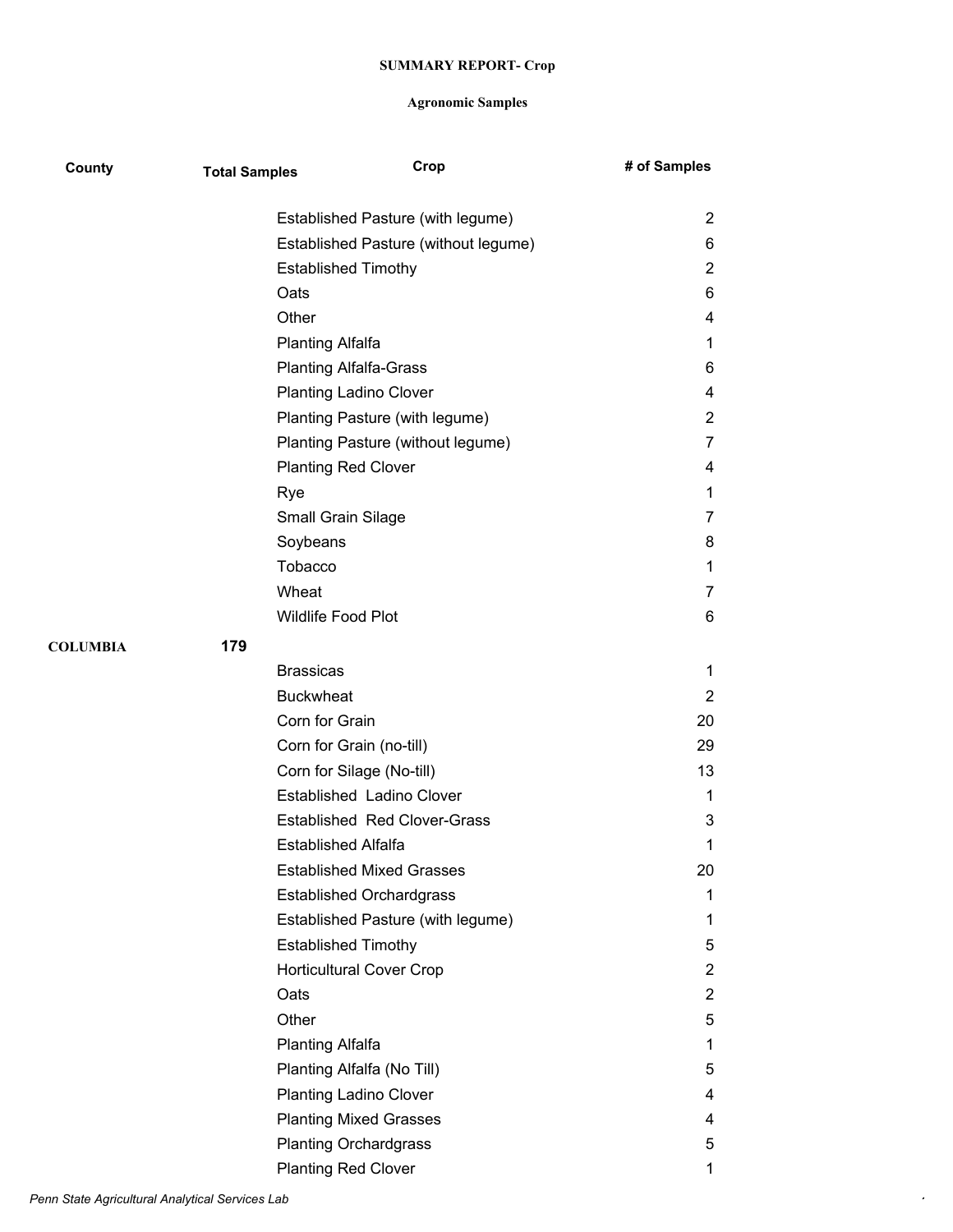**SUMMARY REPORT- Crop**

**Agronomic Samples**

| County | Total Samples | Crop | # of Samples |
|---|---|---|---|
| | | Established Pasture (with legume) | 2 |
| | | Established Pasture (without legume) | 6 |
| | | Established Timothy | 2 |
| | | Oats | 6 |
| | | Other | 4 |
| | | Planting Alfalfa | 1 |
| | | Planting Alfalfa-Grass | 6 |
| | | Planting Ladino Clover | 4 |
| | | Planting Pasture (with legume) | 2 |
| | | Planting Pasture (without legume) | 7 |
| | | Planting Red Clover | 4 |
| | | Rye | 1 |
| | | Small Grain Silage | 7 |
| | | Soybeans | 8 |
| | | Tobacco | 1 |
| | | Wheat | 7 |
| | | Wildlife Food Plot | 6 |
| **COLUMBIA** | **179** | | |
| | | Brassicas | 1 |
| | | Buckwheat | 2 |
| | | Corn for Grain | 20 |
| | | Corn for Grain (no-till) | 29 |
| | | Corn for Silage (No-till) | 13 |
| | | Established Ladino Clover | 1 |
| | | Established Red Clover-Grass | 3 |
| | | Established Alfalfa | 1 |
| | | Established Mixed Grasses | 20 |
| | | Established Orchardgrass | 1 |
| | | Established Pasture (with legume) | 1 |
| | | Established Timothy | 5 |
| | | Horticultural Cover Crop | 2 |
| | | Oats | 2 |
| | | Other | 5 |
| | | Planting Alfalfa | 1 |
| | | Planting Alfalfa (No Till) | 5 |
| | | Planting Ladino Clover | 4 |
| | | Planting Mixed Grasses | 4 |
| | | Planting Orchardgrass | 5 |
| | | Planting Red Clover | 1 |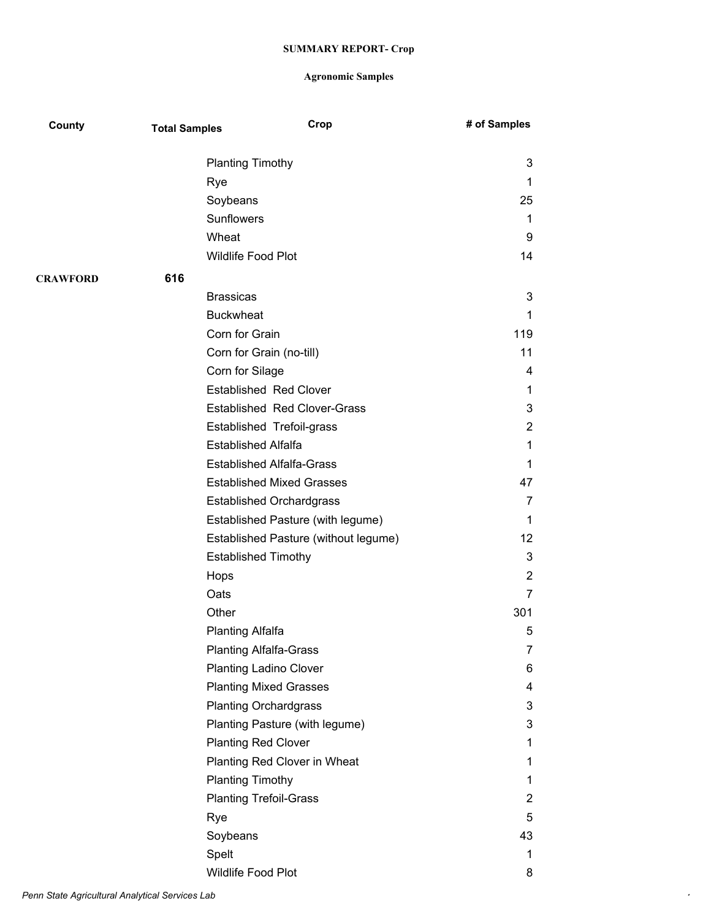**SUMMARY REPORT- Crop**

**Agronomic Samples**

| County | Total Samples | Crop | # of Samples |
|---|---|---|---|
| | | Planting Timothy | 3 |
| | | Rye | 1 |
| | | Soybeans | 25 |
| | | Sunflowers | 1 |
| | | Wheat | 9 |
| | | Wildlife Food Plot | 14 |
| **CRAWFORD** | **616** | | |
| | | Brassicas | 3 |
| | | Buckwheat | 1 |
| | | Corn for Grain | 119 |
| | | Corn for Grain (no-till) | 11 |
| | | Corn for Silage | 4 |
| | | Established  Red Clover | 1 |
| | | Established  Red Clover-Grass | 3 |
| | | Established  Trefoil-grass | 2 |
| | | Established Alfalfa | 1 |
| | | Established Alfalfa-Grass | 1 |
| | | Established Mixed Grasses | 47 |
| | | Established Orchardgrass | 7 |
| | | Established Pasture (with legume) | 1 |
| | | Established Pasture (without legume) | 12 |
| | | Established Timothy | 3 |
| | | Hops | 2 |
| | | Oats | 7 |
| | | Other | 301 |
| | | Planting Alfalfa | 5 |
| | | Planting Alfalfa-Grass | 7 |
| | | Planting Ladino Clover | 6 |
| | | Planting Mixed Grasses | 4 |
| | | Planting Orchardgrass | 3 |
| | | Planting Pasture (with legume) | 3 |
| | | Planting Red Clover | 1 |
| | | Planting Red Clover in Wheat | 1 |
| | | Planting Timothy | 1 |
| | | Planting Trefoil-Grass | 2 |
| | | Rye | 5 |
| | | Soybeans | 43 |
| | | Spelt | 1 |
| | | Wildlife Food Plot | 8 |

*Penn State Agricultural Analytical Services Lab*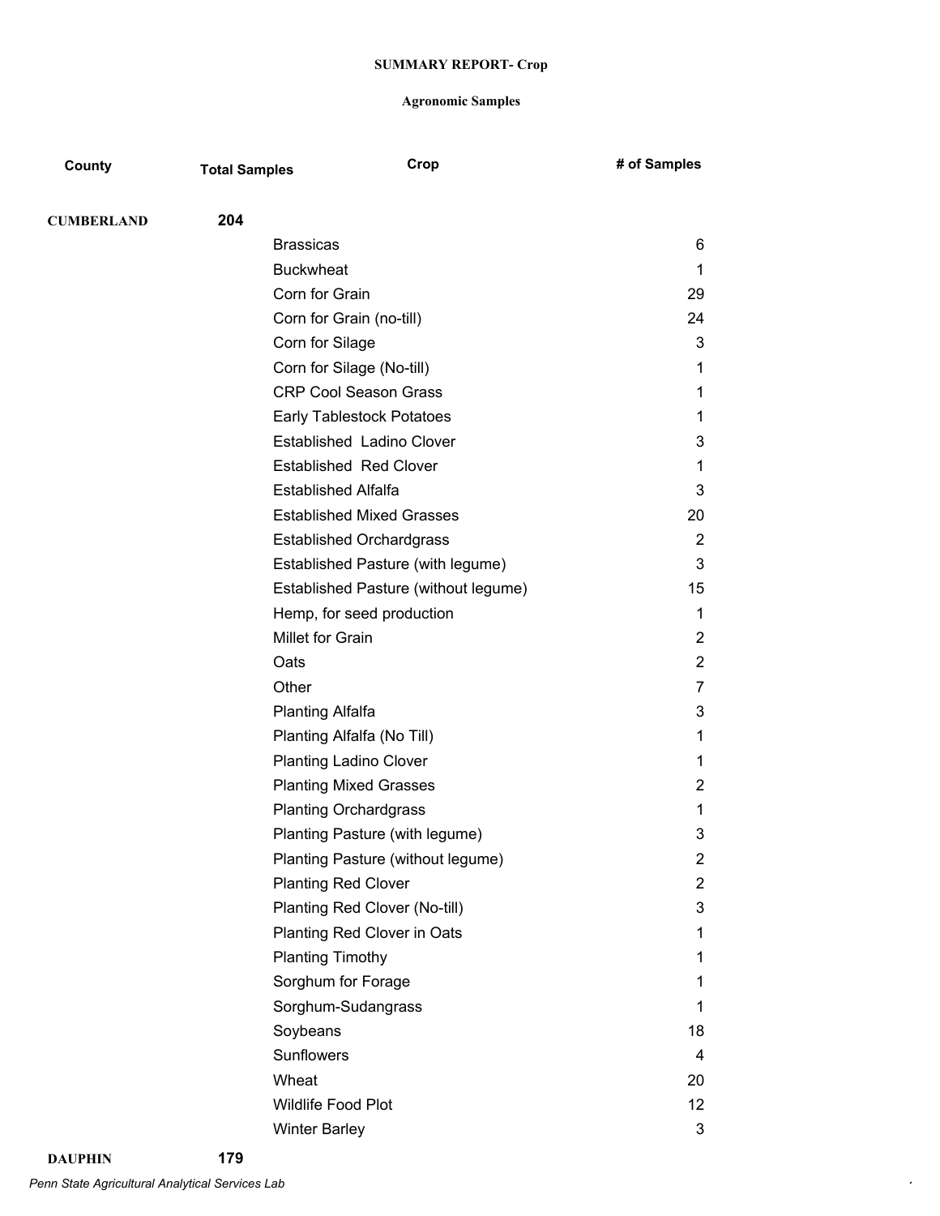**SUMMARY REPORT- Crop**

**Agronomic Samples**

| County | Total Samples | Crop | # of Samples |
|---|---|---|---|
| **CUMBERLAND** | **204** | | |
| | | Brassicas | 6 |
| | | Buckwheat | 1 |
| | | Corn for Grain | 29 |
| | | Corn for Grain (no-till) | 24 |
| | | Corn for Silage | 3 |
| | | Corn for Silage (No-till) | 1 |
| | | CRP Cool Season Grass | 1 |
| | | Early Tablestock Potatoes | 1 |
| | | Established  Ladino Clover | 3 |
| | | Established  Red Clover | 1 |
| | | Established Alfalfa | 3 |
| | | Established Mixed Grasses | 20 |
| | | Established Orchardgrass | 2 |
| | | Established Pasture (with legume) | 3 |
| | | Established Pasture (without legume) | 15 |
| | | Hemp, for seed production | 1 |
| | | Millet for Grain | 2 |
| | | Oats | 2 |
| | | Other | 7 |
| | | Planting Alfalfa | 3 |
| | | Planting Alfalfa (No Till) | 1 |
| | | Planting Ladino Clover | 1 |
| | | Planting Mixed Grasses | 2 |
| | | Planting Orchardgrass | 1 |
| | | Planting Pasture (with legume) | 3 |
| | | Planting Pasture (without legume) | 2 |
| | | Planting Red Clover | 2 |
| | | Planting Red Clover (No-till) | 3 |
| | | Planting Red Clover in Oats | 1 |
| | | Planting Timothy | 1 |
| | | Sorghum for Forage | 1 |
| | | Sorghum-Sudangrass | 1 |
| | | Soybeans | 18 |
| | | Sunflowers | 4 |
| | | Wheat | 20 |
| | | Wildlife Food Plot | 12 |
| | | Winter Barley | 3 |
| **DAUPHIN** | **179** | | |

*Penn State Agricultural Analytical Services Lab*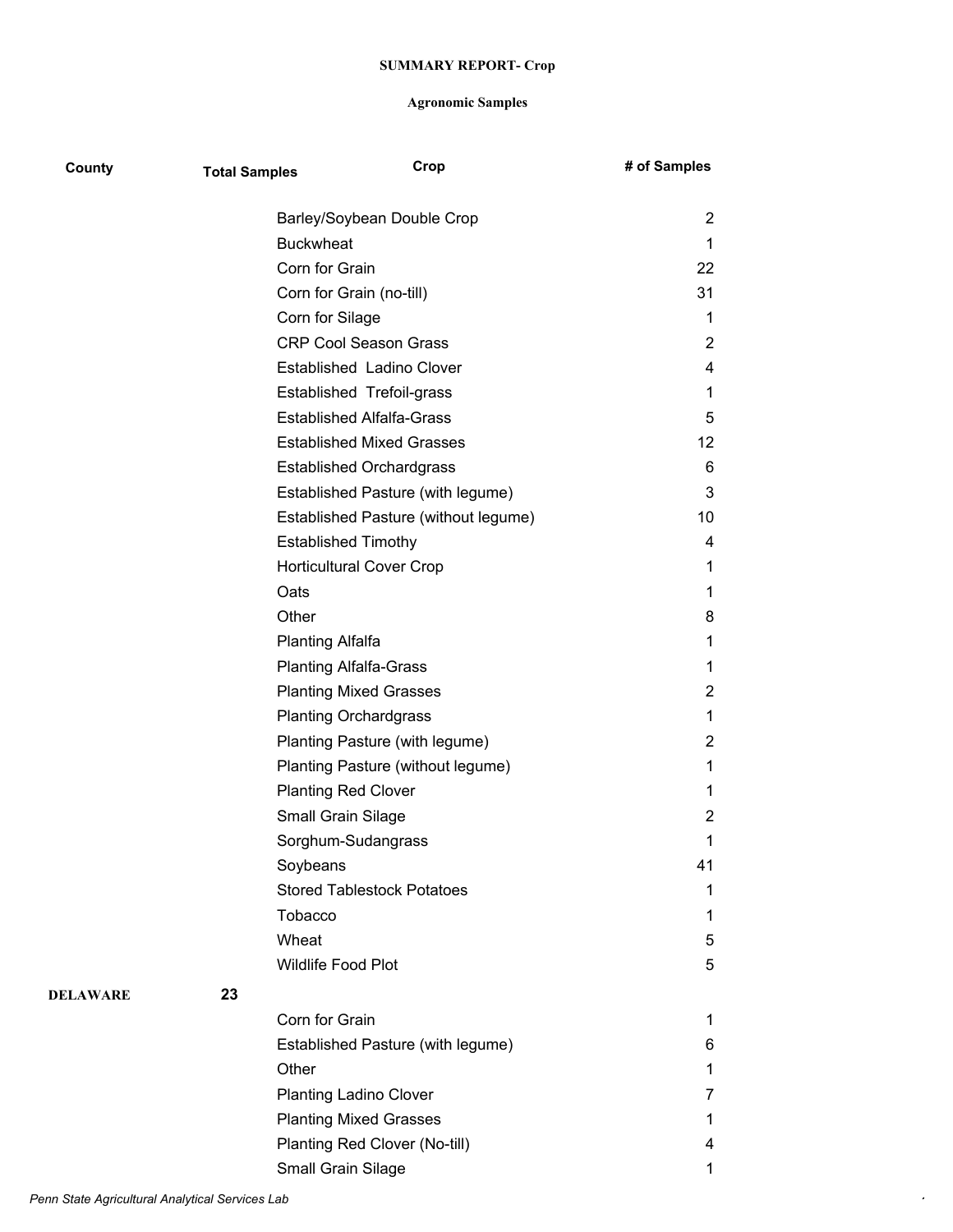**SUMMARY REPORT- Crop**

**Agronomic Samples**

| County | Total Samples | Crop | # of Samples |
|---|---|---|---|
| | | Barley/Soybean Double Crop | 2 |
| | | Buckwheat | 1 |
| | | Corn for Grain | 22 |
| | | Corn for Grain (no-till) | 31 |
| | | Corn for Silage | 1 |
| | | CRP Cool Season Grass | 2 |
| | | Established Ladino Clover | 4 |
| | | Established Trefoil-grass | 1 |
| | | Established Alfalfa-Grass | 5 |
| | | Established Mixed Grasses | 12 |
| | | Established Orchardgrass | 6 |
| | | Established Pasture (with legume) | 3 |
| | | Established Pasture (without legume) | 10 |
| | | Established Timothy | 4 |
| | | Horticultural Cover Crop | 1 |
| | | Oats | 1 |
| | | Other | 8 |
| | | Planting Alfalfa | 1 |
| | | Planting Alfalfa-Grass | 1 |
| | | Planting Mixed Grasses | 2 |
| | | Planting Orchardgrass | 1 |
| | | Planting Pasture (with legume) | 2 |
| | | Planting Pasture (without legume) | 1 |
| | | Planting Red Clover | 1 |
| | | Small Grain Silage | 2 |
| | | Sorghum-Sudangrass | 1 |
| | | Soybeans | 41 |
| | | Stored Tablestock Potatoes | 1 |
| | | Tobacco | 1 |
| | | Wheat | 5 |
| | | Wildlife Food Plot | 5 |
| **DELAWARE** | 23 | | |
| | | Corn for Grain | 1 |
| | | Established Pasture (with legume) | 6 |
| | | Other | 1 |
| | | Planting Ladino Clover | 7 |
| | | Planting Mixed Grasses | 1 |
| | | Planting Red Clover (No-till) | 4 |
| | | Small Grain Silage | 1 |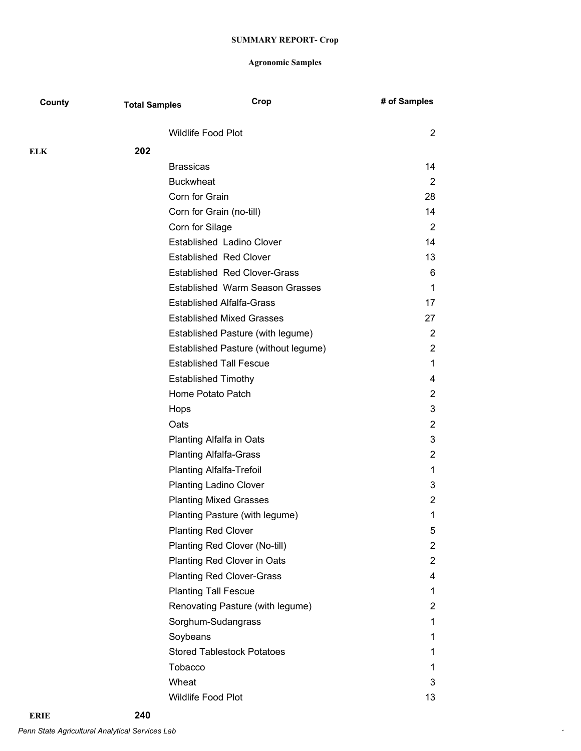**SUMMARY REPORT- Crop**

**Agronomic Samples**

| County | Total Samples | Crop | # of Samples |
|---|---|---|---|
| | | Wildlife Food Plot | 2 |
| **ELK** | **202** | | |
| | | Brassicas | 14 |
| | | Buckwheat | 2 |
| | | Corn for Grain | 28 |
| | | Corn for Grain (no-till) | 14 |
| | | Corn for Silage | 2 |
| | | Established  Ladino Clover | 14 |
| | | Established  Red Clover | 13 |
| | | Established  Red Clover-Grass | 6 |
| | | Established  Warm Season Grasses | 1 |
| | | Established Alfalfa-Grass | 17 |
| | | Established Mixed Grasses | 27 |
| | | Established Pasture (with legume) | 2 |
| | | Established Pasture (without legume) | 2 |
| | | Established Tall Fescue | 1 |
| | | Established Timothy | 4 |
| | | Home Potato Patch | 2 |
| | | Hops | 3 |
| | | Oats | 2 |
| | | Planting Alfalfa in Oats | 3 |
| | | Planting Alfalfa-Grass | 2 |
| | | Planting Alfalfa-Trefoil | 1 |
| | | Planting Ladino Clover | 3 |
| | | Planting Mixed Grasses | 2 |
| | | Planting Pasture (with legume) | 1 |
| | | Planting Red Clover | 5 |
| | | Planting Red Clover (No-till) | 2 |
| | | Planting Red Clover in Oats | 2 |
| | | Planting Red Clover-Grass | 4 |
| | | Planting Tall Fescue | 1 |
| | | Renovating Pasture (with legume) | 2 |
| | | Sorghum-Sudangrass | 1 |
| | | Soybeans | 1 |
| | | Stored Tablestock Potatoes | 1 |
| | | Tobacco | 1 |
| | | Wheat | 3 |
| | | Wildlife Food Plot | 13 |
| **ERIE** | **240** | | |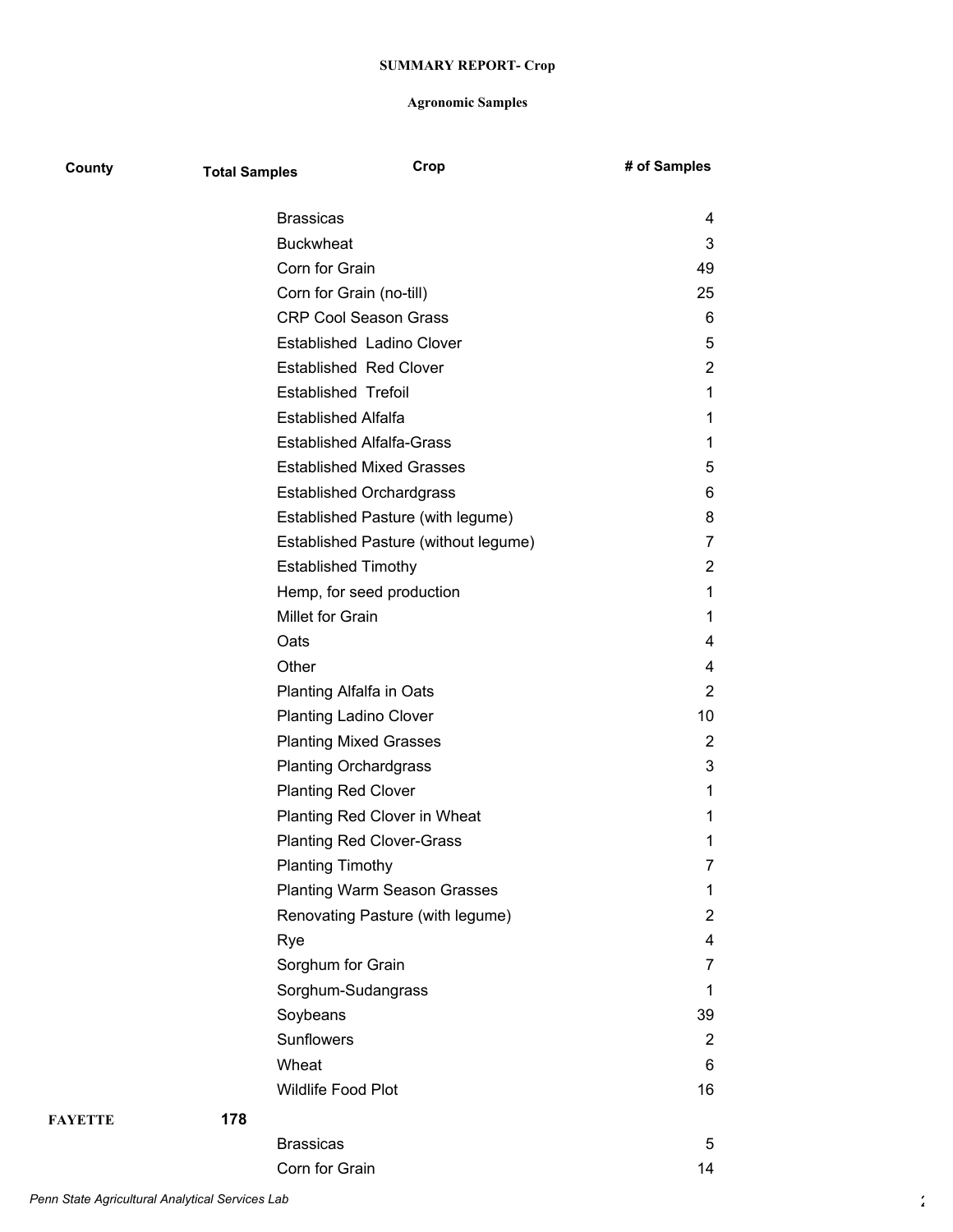**SUMMARY REPORT- Crop**

**Agronomic Samples**

| County | Total Samples | Crop | # of Samples |
|---|---|---|---|
| | | Brassicas | 4 |
| | | Buckwheat | 3 |
| | | Corn for Grain | 49 |
| | | Corn for Grain (no-till) | 25 |
| | | CRP Cool Season Grass | 6 |
| | | Established Ladino Clover | 5 |
| | | Established Red Clover | 2 |
| | | Established Trefoil | 1 |
| | | Established Alfalfa | 1 |
| | | Established Alfalfa-Grass | 1 |
| | | Established Mixed Grasses | 5 |
| | | Established Orchardgrass | 6 |
| | | Established Pasture (with legume) | 8 |
| | | Established Pasture (without legume) | 7 |
| | | Established Timothy | 2 |
| | | Hemp, for seed production | 1 |
| | | Millet for Grain | 1 |
| | | Oats | 4 |
| | | Other | 4 |
| | | Planting Alfalfa in Oats | 2 |
| | | Planting Ladino Clover | 10 |
| | | Planting Mixed Grasses | 2 |
| | | Planting Orchardgrass | 3 |
| | | Planting Red Clover | 1 |
| | | Planting Red Clover in Wheat | 1 |
| | | Planting Red Clover-Grass | 1 |
| | | Planting Timothy | 7 |
| | | Planting Warm Season Grasses | 1 |
| | | Renovating Pasture (with legume) | 2 |
| | | Rye | 4 |
| | | Sorghum for Grain | 7 |
| | | Sorghum-Sudangrass | 1 |
| | | Soybeans | 39 |
| | | Sunflowers | 2 |
| | | Wheat | 6 |
| | | Wildlife Food Plot | 16 |
| **FAYETTE** | **178** | | |
| | | Brassicas | 5 |
| | | Corn for Grain | 14 |

*Penn State Agricultural Analytical Services Lab*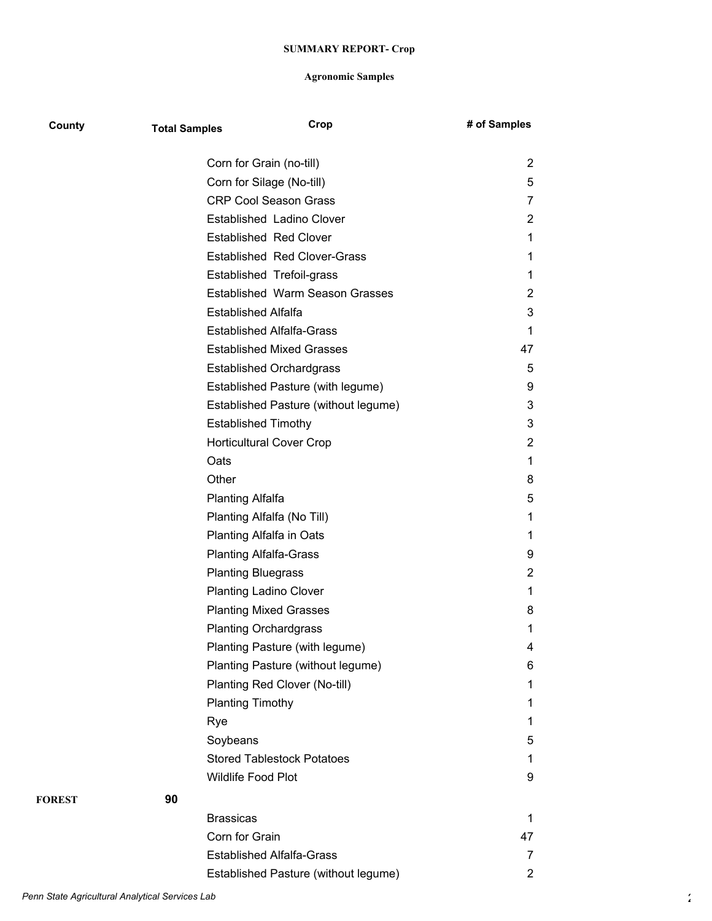**SUMMARY REPORT- Crop**

**Agronomic Samples**

| County | Total Samples | Crop | # of Samples |
|---|---|---|---|
| | | Corn for Grain (no-till) | 2 |
| | | Corn for Silage (No-till) | 5 |
| | | CRP Cool Season Grass | 7 |
| | | Established Ladino Clover | 2 |
| | | Established Red Clover | 1 |
| | | Established Red Clover-Grass | 1 |
| | | Established Trefoil-grass | 1 |
| | | Established Warm Season Grasses | 2 |
| | | Established Alfalfa | 3 |
| | | Established Alfalfa-Grass | 1 |
| | | Established Mixed Grasses | 47 |
| | | Established Orchardgrass | 5 |
| | | Established Pasture (with legume) | 9 |
| | | Established Pasture (without legume) | 3 |
| | | Established Timothy | 3 |
| | | Horticultural Cover Crop | 2 |
| | | Oats | 1 |
| | | Other | 8 |
| | | Planting Alfalfa | 5 |
| | | Planting Alfalfa (No Till) | 1 |
| | | Planting Alfalfa in Oats | 1 |
| | | Planting Alfalfa-Grass | 9 |
| | | Planting Bluegrass | 2 |
| | | Planting Ladino Clover | 1 |
| | | Planting Mixed Grasses | 8 |
| | | Planting Orchardgrass | 1 |
| | | Planting Pasture (with legume) | 4 |
| | | Planting Pasture (without legume) | 6 |
| | | Planting Red Clover (No-till) | 1 |
| | | Planting Timothy | 1 |
| | | Rye | 1 |
| | | Soybeans | 5 |
| | | Stored Tablestock Potatoes | 1 |
| | | Wildlife Food Plot | 9 |
| **FOREST** | **90** | | |
| | | Brassicas | 1 |
| | | Corn for Grain | 47 |
| | | Established Alfalfa-Grass | 7 |
| | | Established Pasture (without legume) | 2 |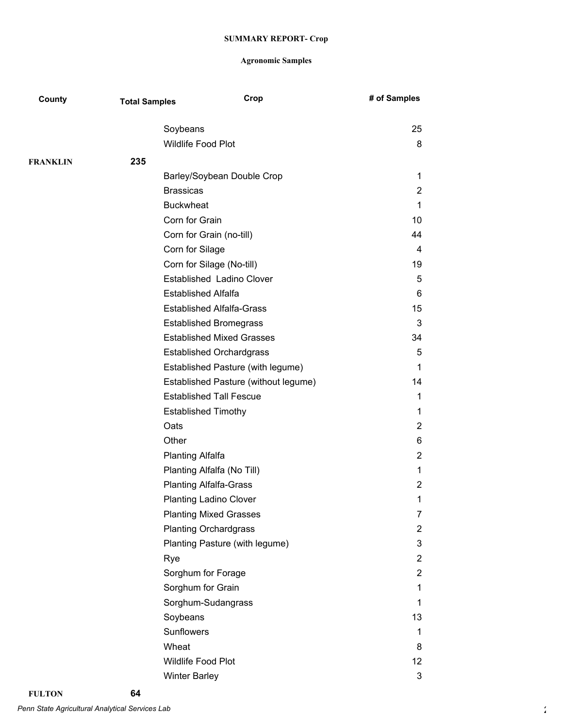**SUMMARY REPORT- Crop**

**Agronomic Samples**

| County | Total Samples | Crop | # of Samples |
|---|---|---|---|
| | | Soybeans | 25 |
| | | Wildlife Food Plot | 8 |
| **FRANKLIN** | **235** | | |
| | | Barley/Soybean Double Crop | 1 |
| | | Brassicas | 2 |
| | | Buckwheat | 1 |
| | | Corn for Grain | 10 |
| | | Corn for Grain (no-till) | 44 |
| | | Corn for Silage | 4 |
| | | Corn for Silage (No-till) | 19 |
| | | Established Ladino Clover | 5 |
| | | Established Alfalfa | 6 |
| | | Established Alfalfa-Grass | 15 |
| | | Established Bromegrass | 3 |
| | | Established Mixed Grasses | 34 |
| | | Established Orchardgrass | 5 |
| | | Established Pasture (with legume) | 1 |
| | | Established Pasture (without legume) | 14 |
| | | Established Tall Fescue | 1 |
| | | Established Timothy | 1 |
| | | Oats | 2 |
| | | Other | 6 |
| | | Planting Alfalfa | 2 |
| | | Planting Alfalfa (No Till) | 1 |
| | | Planting Alfalfa-Grass | 2 |
| | | Planting Ladino Clover | 1 |
| | | Planting Mixed Grasses | 7 |
| | | Planting Orchardgrass | 2 |
| | | Planting Pasture (with legume) | 3 |
| | | Rye | 2 |
| | | Sorghum for Forage | 2 |
| | | Sorghum for Grain | 1 |
| | | Sorghum-Sudangrass | 1 |
| | | Soybeans | 13 |
| | | Sunflowers | 1 |
| | | Wheat | 8 |
| | | Wildlife Food Plot | 12 |
| | | Winter Barley | 3 |
| **FULTON** | **64** | | |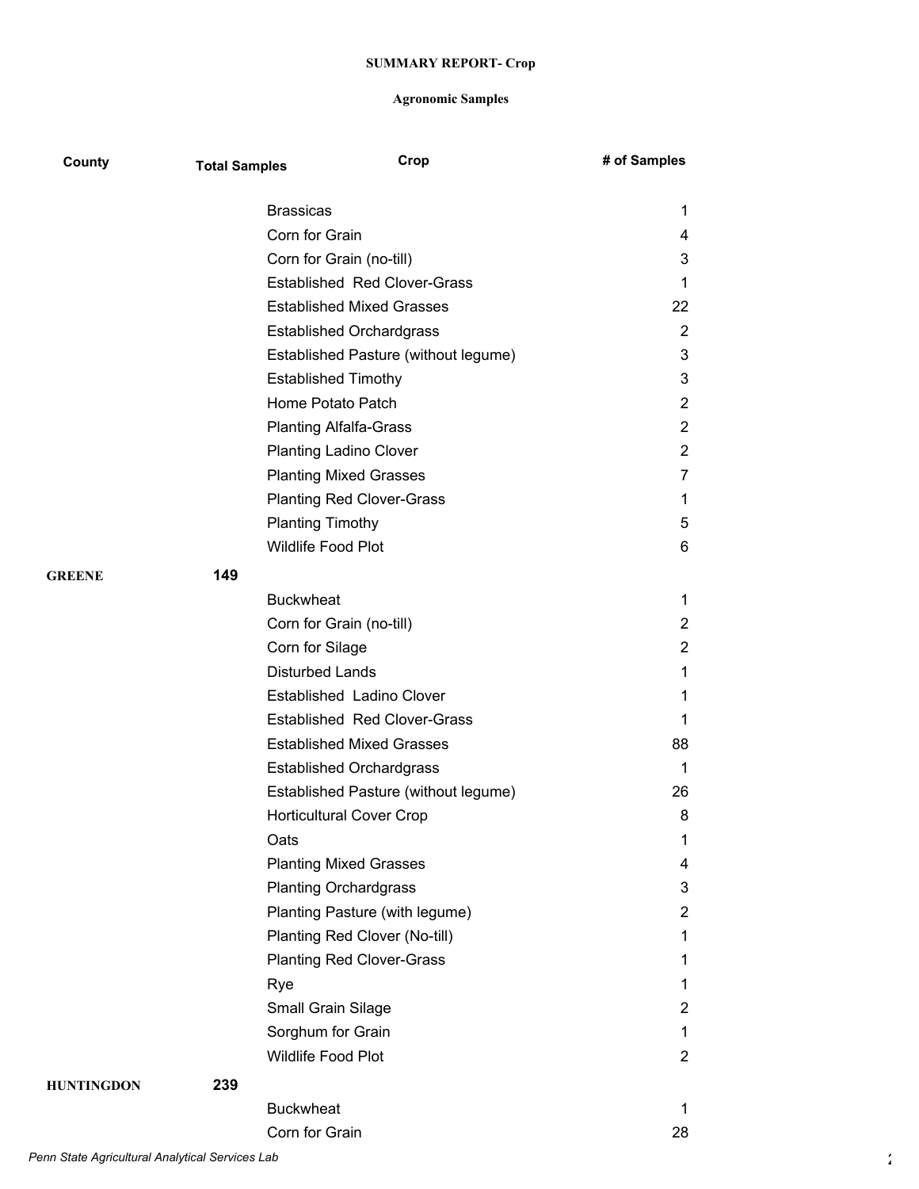**SUMMARY REPORT- Crop**

**Agronomic Samples**

| County | Total Samples | Crop | # of Samples |
|---|---|---|---|
| | | Brassicas | 1 |
| | | Corn for Grain | 4 |
| | | Corn for Grain (no-till) | 3 |
| | | Established Red Clover-Grass | 1 |
| | | Established Mixed Grasses | 22 |
| | | Established Orchardgrass | 2 |
| | | Established Pasture (without legume) | 3 |
| | | Established Timothy | 3 |
| | | Home Potato Patch | 2 |
| | | Planting Alfalfa-Grass | 2 |
| | | Planting Ladino Clover | 2 |
| | | Planting Mixed Grasses | 7 |
| | | Planting Red Clover-Grass | 1 |
| | | Planting Timothy | 5 |
| | | Wildlife Food Plot | 6 |
| **GREENE** | **149** | | |
| | | Buckwheat | 1 |
| | | Corn for Grain (no-till) | 2 |
| | | Corn for Silage | 2 |
| | | Disturbed Lands | 1 |
| | | Established Ladino Clover | 1 |
| | | Established Red Clover-Grass | 1 |
| | | Established Mixed Grasses | 88 |
| | | Established Orchardgrass | 1 |
| | | Established Pasture (without legume) | 26 |
| | | Horticultural Cover Crop | 8 |
| | | Oats | 1 |
| | | Planting Mixed Grasses | 4 |
| | | Planting Orchardgrass | 3 |
| | | Planting Pasture (with legume) | 2 |
| | | Planting Red Clover (No-till) | 1 |
| | | Planting Red Clover-Grass | 1 |
| | | Rye | 1 |
| | | Small Grain Silage | 2 |
| | | Sorghum for Grain | 1 |
| | | Wildlife Food Plot | 2 |
| **HUNTINGDON** | **239** | | |
| | | Buckwheat | 1 |
| | | Corn for Grain | 28 |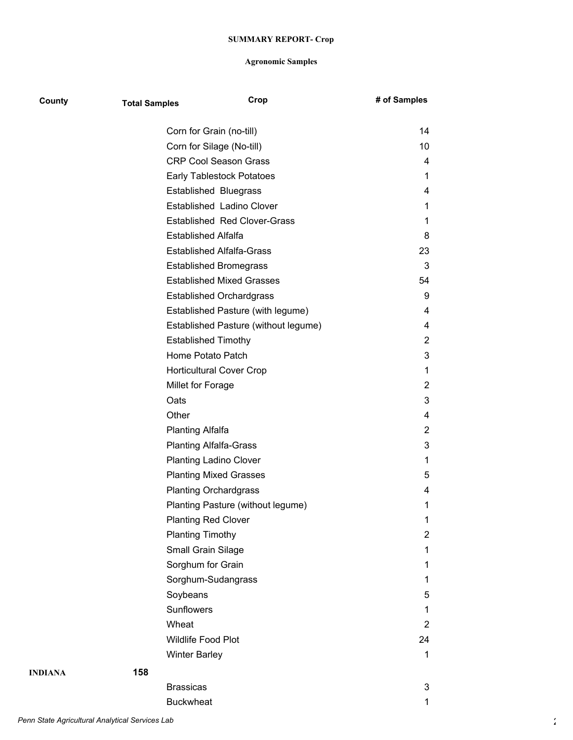**SUMMARY REPORT- Crop**

**Agronomic Samples**

| County | Total Samples | Crop | # of Samples |
|---|---|---|---|
| | | Corn for Grain (no-till) | 14 |
| | | Corn for Silage (No-till) | 10 |
| | | CRP Cool Season Grass | 4 |
| | | Early Tablestock Potatoes | 1 |
| | | Established Bluegrass | 4 |
| | | Established Ladino Clover | 1 |
| | | Established Red Clover-Grass | 1 |
| | | Established Alfalfa | 8 |
| | | Established Alfalfa-Grass | 23 |
| | | Established Bromegrass | 3 |
| | | Established Mixed Grasses | 54 |
| | | Established Orchardgrass | 9 |
| | | Established Pasture (with legume) | 4 |
| | | Established Pasture (without legume) | 4 |
| | | Established Timothy | 2 |
| | | Home Potato Patch | 3 |
| | | Horticultural Cover Crop | 1 |
| | | Millet for Forage | 2 |
| | | Oats | 3 |
| | | Other | 4 |
| | | Planting Alfalfa | 2 |
| | | Planting Alfalfa-Grass | 3 |
| | | Planting Ladino Clover | 1 |
| | | Planting Mixed Grasses | 5 |
| | | Planting Orchardgrass | 4 |
| | | Planting Pasture (without legume) | 1 |
| | | Planting Red Clover | 1 |
| | | Planting Timothy | 2 |
| | | Small Grain Silage | 1 |
| | | Sorghum for Grain | 1 |
| | | Sorghum-Sudangrass | 1 |
| | | Soybeans | 5 |
| | | Sunflowers | 1 |
| | | Wheat | 2 |
| | | Wildlife Food Plot | 24 |
| | | Winter Barley | 1 |
| **INDIANA** | **158** | | |
| | | Brassicas | 3 |
| | | Buckwheat | 1 |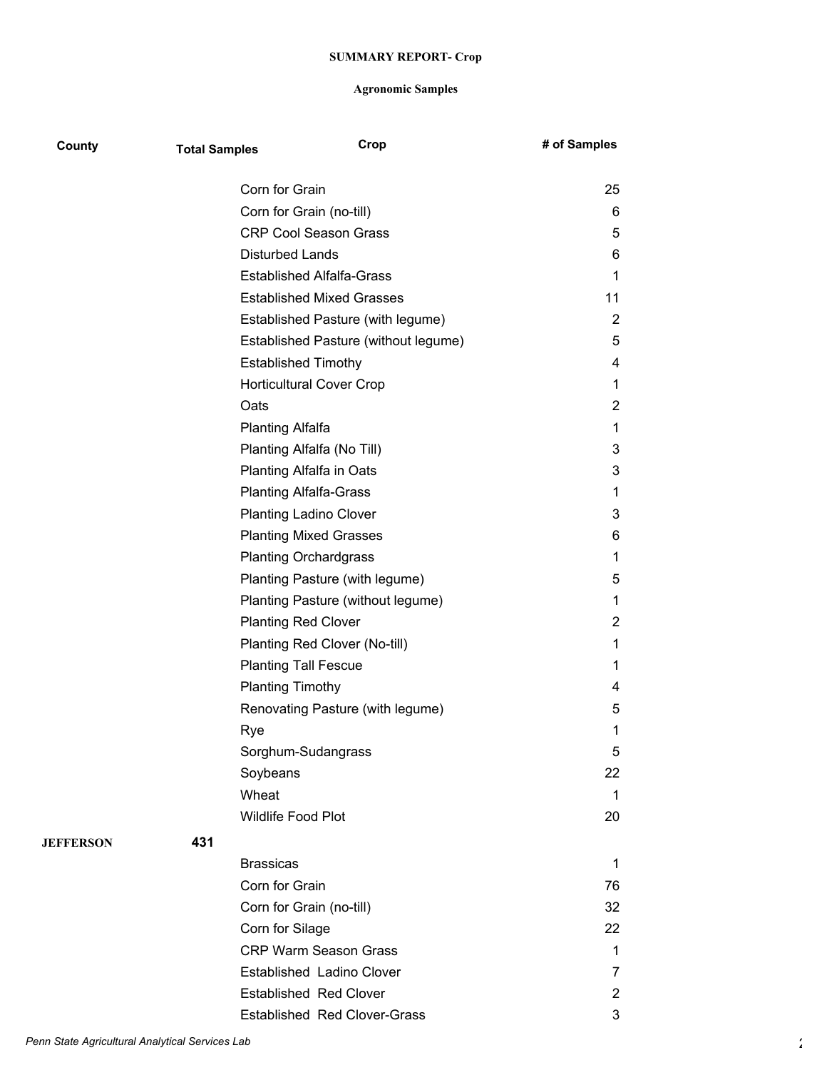**SUMMARY REPORT- Crop**

**Agronomic Samples**

| County | Total Samples | Crop | # of Samples |
|---|---|---|---|
| | | Corn for Grain | 25 |
| | | Corn for Grain (no-till) | 6 |
| | | CRP Cool Season Grass | 5 |
| | | Disturbed Lands | 6 |
| | | Established Alfalfa-Grass | 1 |
| | | Established Mixed Grasses | 11 |
| | | Established Pasture (with legume) | 2 |
| | | Established Pasture (without legume) | 5 |
| | | Established Timothy | 4 |
| | | Horticultural Cover Crop | 1 |
| | | Oats | 2 |
| | | Planting Alfalfa | 1 |
| | | Planting Alfalfa (No Till) | 3 |
| | | Planting Alfalfa in Oats | 3 |
| | | Planting Alfalfa-Grass | 1 |
| | | Planting Ladino Clover | 3 |
| | | Planting Mixed Grasses | 6 |
| | | Planting Orchardgrass | 1 |
| | | Planting Pasture (with legume) | 5 |
| | | Planting Pasture (without legume) | 1 |
| | | Planting Red Clover | 2 |
| | | Planting Red Clover (No-till) | 1 |
| | | Planting Tall Fescue | 1 |
| | | Planting Timothy | 4 |
| | | Renovating Pasture (with legume) | 5 |
| | | Rye | 1 |
| | | Sorghum-Sudangrass | 5 |
| | | Soybeans | 22 |
| | | Wheat | 1 |
| | | Wildlife Food Plot | 20 |
| **JEFFERSON** | **431** | | |
| | | Brassicas | 1 |
| | | Corn for Grain | 76 |
| | | Corn for Grain (no-till) | 32 |
| | | Corn for Silage | 22 |
| | | CRP Warm Season Grass | 1 |
| | | Established Ladino Clover | 7 |
| | | Established Red Clover | 2 |
| | | Established Red Clover-Grass | 3 |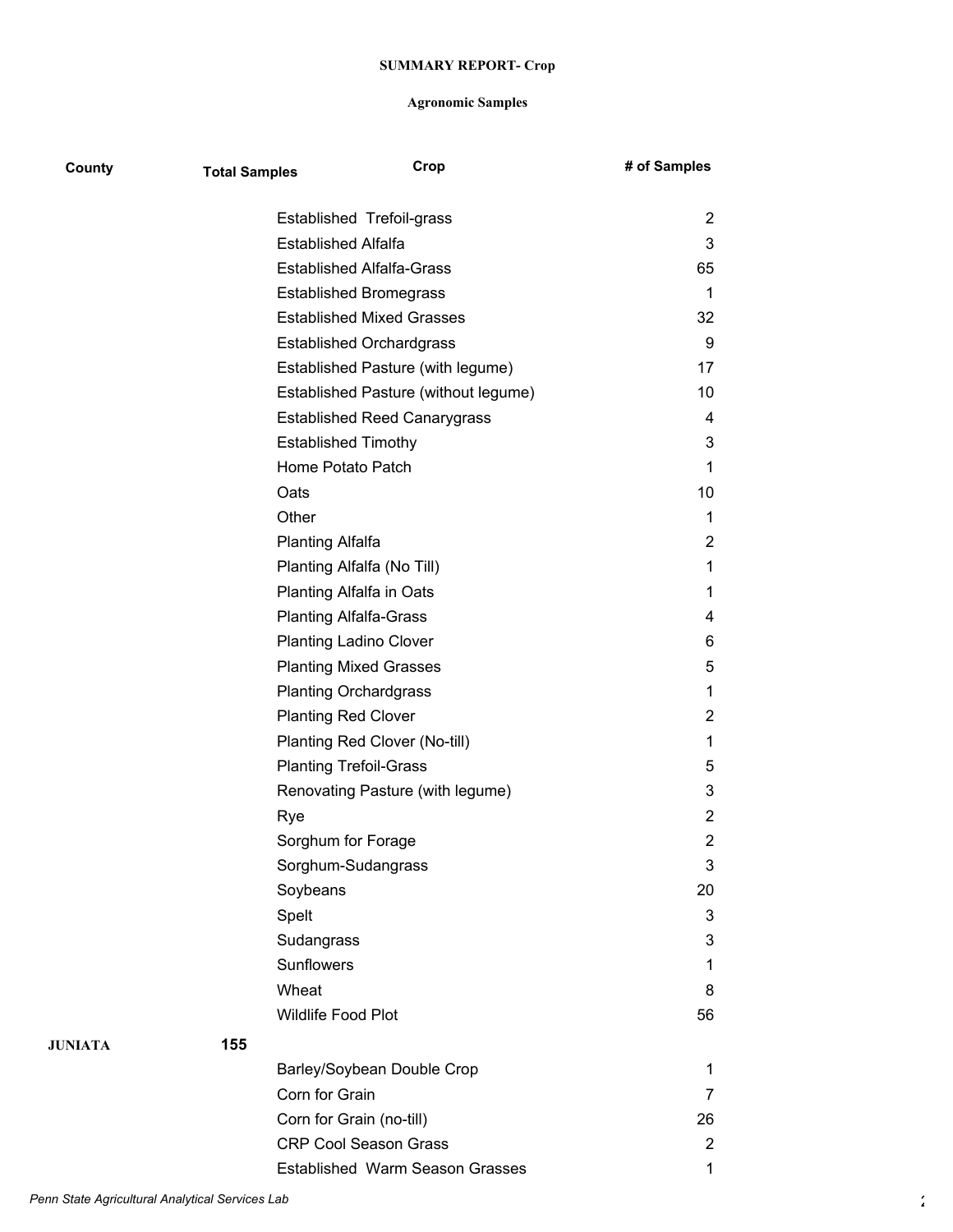**SUMMARY REPORT- Crop**

**Agronomic Samples**

| County | Total Samples | Crop | # of Samples |
|---|---|---|---|
| | | Established  Trefoil-grass | 2 |
| | | Established Alfalfa | 3 |
| | | Established Alfalfa-Grass | 65 |
| | | Established Bromegrass | 1 |
| | | Established Mixed Grasses | 32 |
| | | Established Orchardgrass | 9 |
| | | Established Pasture (with legume) | 17 |
| | | Established Pasture (without legume) | 10 |
| | | Established Reed Canarygrass | 4 |
| | | Established Timothy | 3 |
| | | Home Potato Patch | 1 |
| | | Oats | 10 |
| | | Other | 1 |
| | | Planting Alfalfa | 2 |
| | | Planting Alfalfa (No Till) | 1 |
| | | Planting Alfalfa in Oats | 1 |
| | | Planting Alfalfa-Grass | 4 |
| | | Planting Ladino Clover | 6 |
| | | Planting Mixed Grasses | 5 |
| | | Planting Orchardgrass | 1 |
| | | Planting Red Clover | 2 |
| | | Planting Red Clover (No-till) | 1 |
| | | Planting Trefoil-Grass | 5 |
| | | Renovating Pasture (with legume) | 3 |
| | | Rye | 2 |
| | | Sorghum for Forage | 2 |
| | | Sorghum-Sudangrass | 3 |
| | | Soybeans | 20 |
| | | Spelt | 3 |
| | | Sudangrass | 3 |
| | | Sunflowers | 1 |
| | | Wheat | 8 |
| | | Wildlife Food Plot | 56 |
| **JUNIATA** | **155** | | |
| | | Barley/Soybean Double Crop | 1 |
| | | Corn for Grain | 7 |
| | | Corn for Grain (no-till) | 26 |
| | | CRP Cool Season Grass | 2 |
| | | Established  Warm Season Grasses | 1 |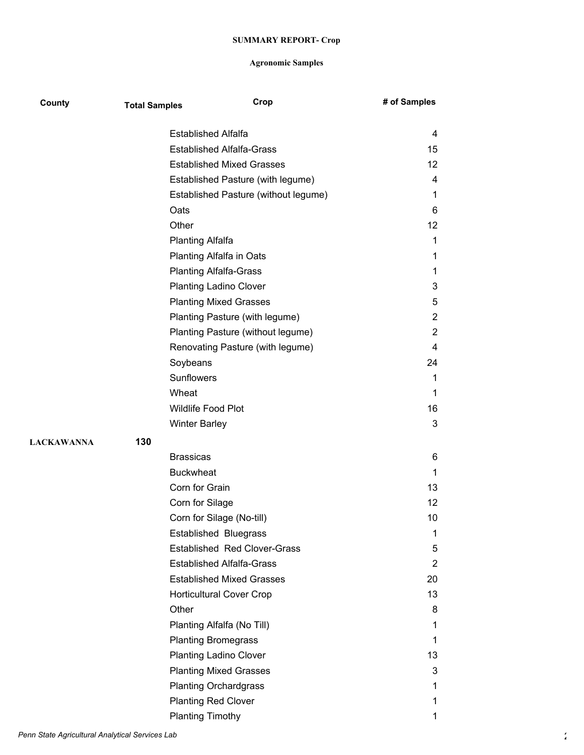**SUMMARY REPORT- Crop**

**Agronomic Samples**

| County | Total Samples | Crop | # of Samples |
|---|---|---|---|
| | | Established Alfalfa | 4 |
| | | Established Alfalfa-Grass | 15 |
| | | Established Mixed Grasses | 12 |
| | | Established Pasture (with legume) | 4 |
| | | Established Pasture (without legume) | 1 |
| | | Oats | 6 |
| | | Other | 12 |
| | | Planting Alfalfa | 1 |
| | | Planting Alfalfa in Oats | 1 |
| | | Planting Alfalfa-Grass | 1 |
| | | Planting Ladino Clover | 3 |
| | | Planting Mixed Grasses | 5 |
| | | Planting Pasture (with legume) | 2 |
| | | Planting Pasture (without legume) | 2 |
| | | Renovating Pasture (with legume) | 4 |
| | | Soybeans | 24 |
| | | Sunflowers | 1 |
| | | Wheat | 1 |
| | | Wildlife Food Plot | 16 |
| | | Winter Barley | 3 |
| **LACKAWANNA** | **130** | | |
| | | Brassicas | 6 |
| | | Buckwheat | 1 |
| | | Corn for Grain | 13 |
| | | Corn for Silage | 12 |
| | | Corn for Silage (No-till) | 10 |
| | | Established Bluegrass | 1 |
| | | Established Red Clover-Grass | 5 |
| | | Established Alfalfa-Grass | 2 |
| | | Established Mixed Grasses | 20 |
| | | Horticultural Cover Crop | 13 |
| | | Other | 8 |
| | | Planting Alfalfa (No Till) | 1 |
| | | Planting Bromegrass | 1 |
| | | Planting Ladino Clover | 13 |
| | | Planting Mixed Grasses | 3 |
| | | Planting Orchardgrass | 1 |
| | | Planting Red Clover | 1 |
| | | Planting Timothy | 1 |

*Penn State Agricultural Analytical Services Lab*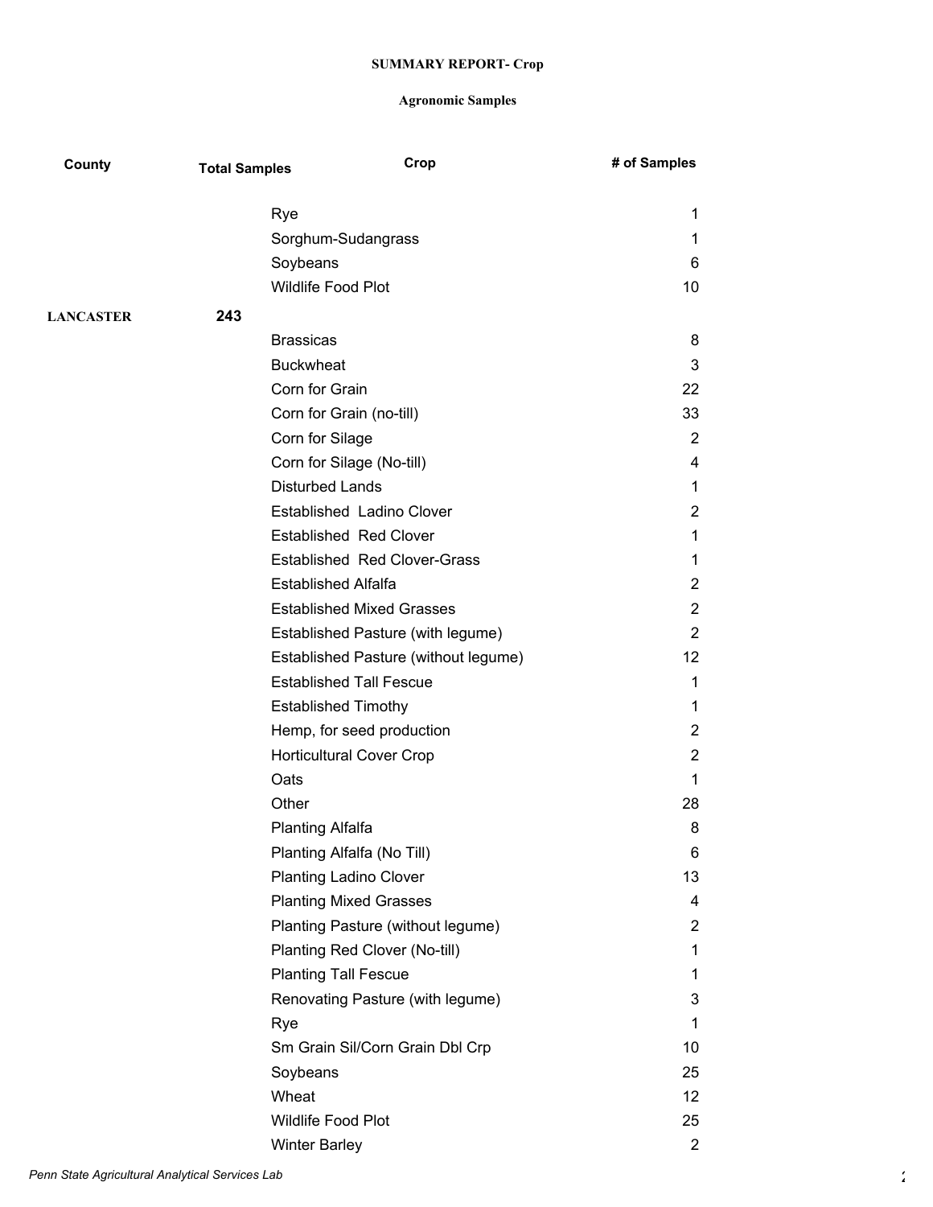**SUMMARY REPORT- Crop**

**Agronomic Samples**

| County | Total Samples | Crop | # of Samples |
|---|---|---|---|
| | | Rye | 1 |
| | | Sorghum-Sudangrass | 1 |
| | | Soybeans | 6 |
| | | Wildlife Food Plot | 10 |
| **LANCASTER** | **243** | | |
| | | Brassicas | 8 |
| | | Buckwheat | 3 |
| | | Corn for Grain | 22 |
| | | Corn for Grain (no-till) | 33 |
| | | Corn for Silage | 2 |
| | | Corn for Silage (No-till) | 4 |
| | | Disturbed Lands | 1 |
| | | Established Ladino Clover | 2 |
| | | Established Red Clover | 1 |
| | | Established Red Clover-Grass | 1 |
| | | Established Alfalfa | 2 |
| | | Established Mixed Grasses | 2 |
| | | Established Pasture (with legume) | 2 |
| | | Established Pasture (without legume) | 12 |
| | | Established Tall Fescue | 1 |
| | | Established Timothy | 1 |
| | | Hemp, for seed production | 2 |
| | | Horticultural Cover Crop | 2 |
| | | Oats | 1 |
| | | Other | 28 |
| | | Planting Alfalfa | 8 |
| | | Planting Alfalfa (No Till) | 6 |
| | | Planting Ladino Clover | 13 |
| | | Planting Mixed Grasses | 4 |
| | | Planting Pasture (without legume) | 2 |
| | | Planting Red Clover (No-till) | 1 |
| | | Planting Tall Fescue | 1 |
| | | Renovating Pasture (with legume) | 3 |
| | | Rye | 1 |
| | | Sm Grain Sil/Corn Grain Dbl Crp | 10 |
| | | Soybeans | 25 |
| | | Wheat | 12 |
| | | Wildlife Food Plot | 25 |
| | | Winter Barley | 2 |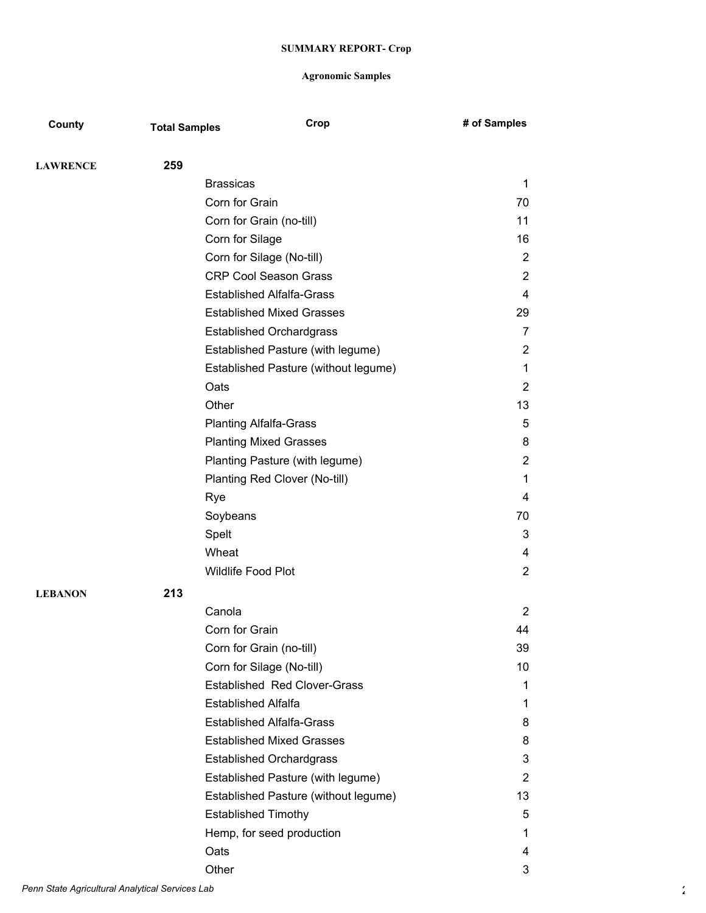**SUMMARY REPORT- Crop**

**Agronomic Samples**

| County | Total Samples | Crop | # of Samples |
|---|---|---|---|
| **LAWRENCE** | **259** | | |
| | | Brassicas | 1 |
| | | Corn for Grain | 70 |
| | | Corn for Grain (no-till) | 11 |
| | | Corn for Silage | 16 |
| | | Corn for Silage (No-till) | 2 |
| | | CRP Cool Season Grass | 2 |
| | | Established Alfalfa-Grass | 4 |
| | | Established Mixed Grasses | 29 |
| | | Established Orchardgrass | 7 |
| | | Established Pasture (with legume) | 2 |
| | | Established Pasture (without legume) | 1 |
| | | Oats | 2 |
| | | Other | 13 |
| | | Planting Alfalfa-Grass | 5 |
| | | Planting Mixed Grasses | 8 |
| | | Planting Pasture (with legume) | 2 |
| | | Planting Red Clover (No-till) | 1 |
| | | Rye | 4 |
| | | Soybeans | 70 |
| | | Spelt | 3 |
| | | Wheat | 4 |
| | | Wildlife Food Plot | 2 |
| **LEBANON** | **213** | | |
| | | Canola | 2 |
| | | Corn for Grain | 44 |
| | | Corn for Grain (no-till) | 39 |
| | | Corn for Silage (No-till) | 10 |
| | | Established Red Clover-Grass | 1 |
| | | Established Alfalfa | 1 |
| | | Established Alfalfa-Grass | 8 |
| | | Established Mixed Grasses | 8 |
| | | Established Orchardgrass | 3 |
| | | Established Pasture (with legume) | 2 |
| | | Established Pasture (without legume) | 13 |
| | | Established Timothy | 5 |
| | | Hemp, for seed production | 1 |
| | | Oats | 4 |
| | | Other | 3 |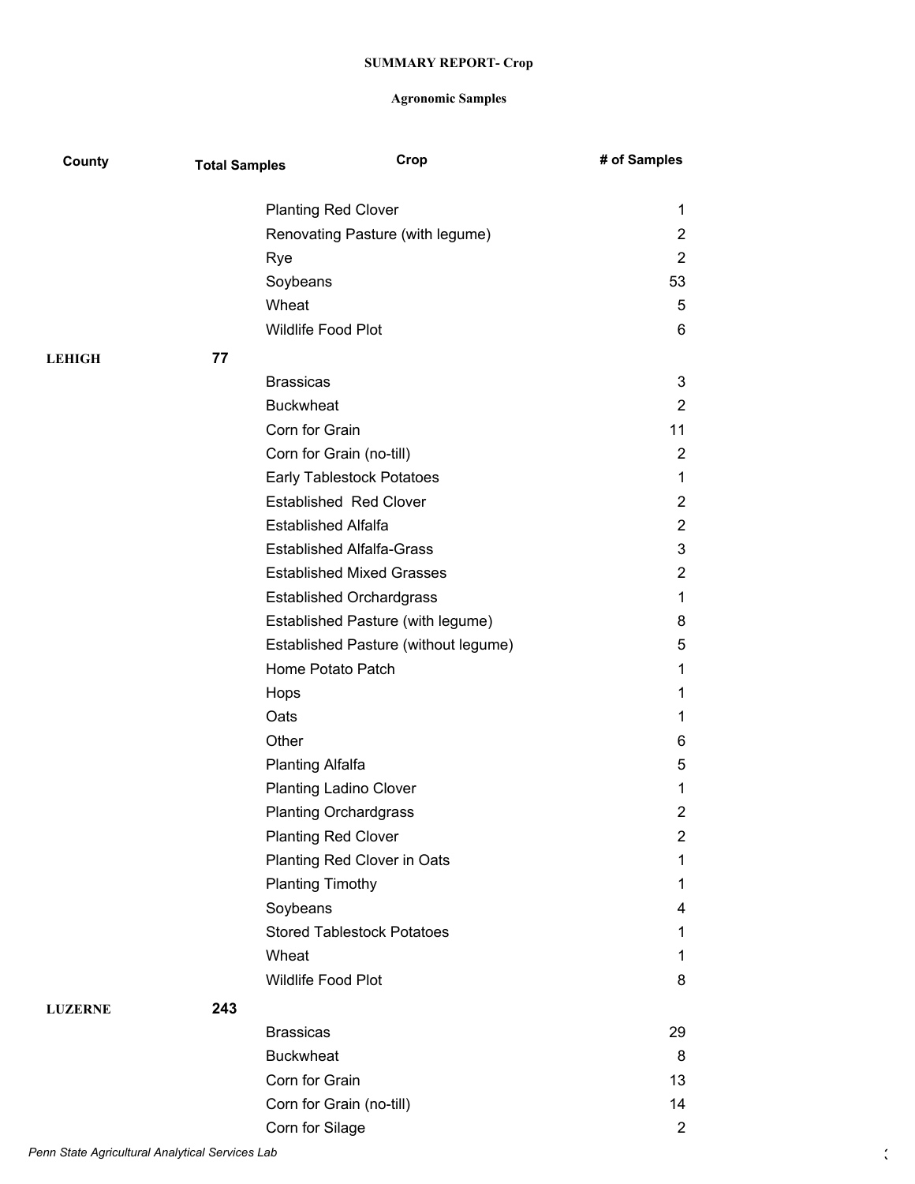**SUMMARY REPORT- Crop**

**Agronomic Samples**

| County | Total Samples | Crop | # of Samples |
|---|---|---|---|
| | | Planting Red Clover | 1 |
| | | Renovating Pasture (with legume) | 2 |
| | | Rye | 2 |
| | | Soybeans | 53 |
| | | Wheat | 5 |
| | | Wildlife Food Plot | 6 |
| **LEHIGH** | **77** | | |
| | | Brassicas | 3 |
| | | Buckwheat | 2 |
| | | Corn for Grain | 11 |
| | | Corn for Grain (no-till) | 2 |
| | | Early Tablestock Potatoes | 1 |
| | | Established  Red Clover | 2 |
| | | Established Alfalfa | 2 |
| | | Established Alfalfa-Grass | 3 |
| | | Established Mixed Grasses | 2 |
| | | Established Orchardgrass | 1 |
| | | Established Pasture (with legume) | 8 |
| | | Established Pasture (without legume) | 5 |
| | | Home Potato Patch | 1 |
| | | Hops | 1 |
| | | Oats | 1 |
| | | Other | 6 |
| | | Planting Alfalfa | 5 |
| | | Planting Ladino Clover | 1 |
| | | Planting Orchardgrass | 2 |
| | | Planting Red Clover | 2 |
| | | Planting Red Clover in Oats | 1 |
| | | Planting Timothy | 1 |
| | | Soybeans | 4 |
| | | Stored Tablestock Potatoes | 1 |
| | | Wheat | 1 |
| | | Wildlife Food Plot | 8 |
| **LUZERNE** | **243** | | |
| | | Brassicas | 29 |
| | | Buckwheat | 8 |
| | | Corn for Grain | 13 |
| | | Corn for Grain (no-till) | 14 |
| | | Corn for Silage | 2 |

*Penn State Agricultural Analytical Services Lab*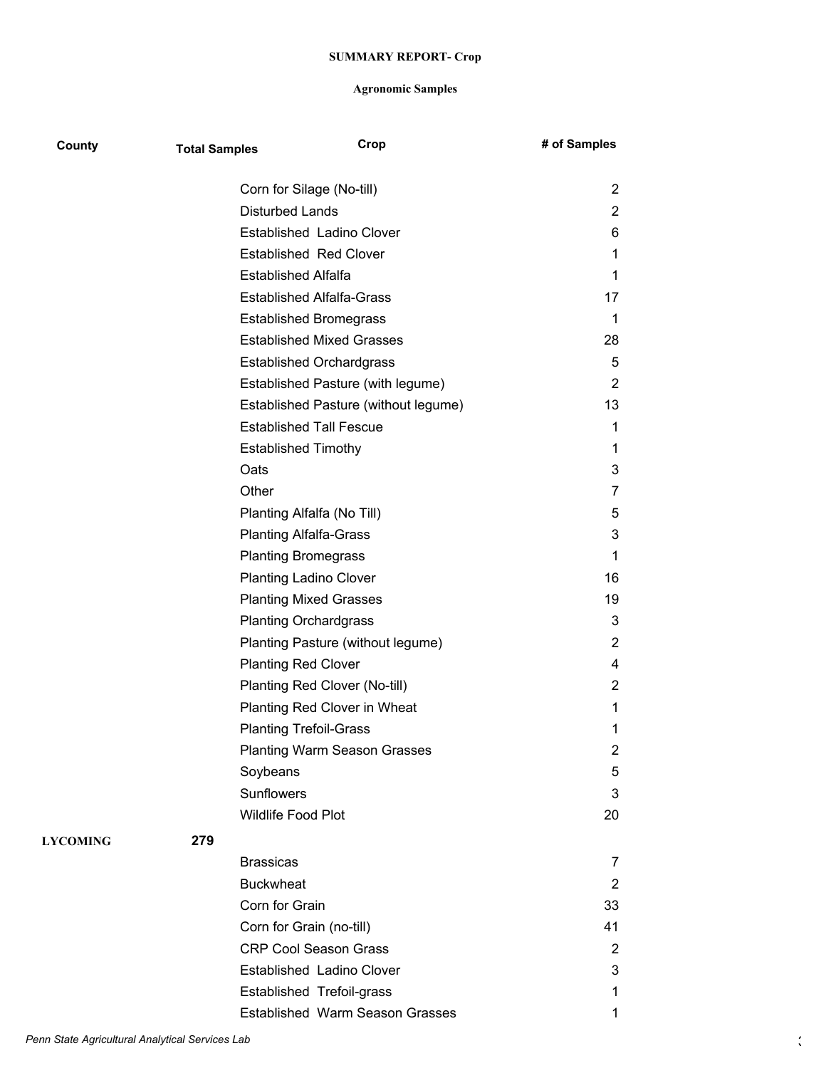**SUMMARY REPORT- Crop**

**Agronomic Samples**

| County | Total Samples | Crop | # of Samples |
|---|---|---|---|
| | | Corn for Silage (No-till) | 2 |
| | | Disturbed Lands | 2 |
| | | Established  Ladino Clover | 6 |
| | | Established  Red Clover | 1 |
| | | Established Alfalfa | 1 |
| | | Established Alfalfa-Grass | 17 |
| | | Established Bromegrass | 1 |
| | | Established Mixed Grasses | 28 |
| | | Established Orchardgrass | 5 |
| | | Established Pasture (with legume) | 2 |
| | | Established Pasture (without legume) | 13 |
| | | Established Tall Fescue | 1 |
| | | Established Timothy | 1 |
| | | Oats | 3 |
| | | Other | 7 |
| | | Planting Alfalfa (No Till) | 5 |
| | | Planting Alfalfa-Grass | 3 |
| | | Planting Bromegrass | 1 |
| | | Planting Ladino Clover | 16 |
| | | Planting Mixed Grasses | 19 |
| | | Planting Orchardgrass | 3 |
| | | Planting Pasture (without legume) | 2 |
| | | Planting Red Clover | 4 |
| | | Planting Red Clover (No-till) | 2 |
| | | Planting Red Clover in Wheat | 1 |
| | | Planting Trefoil-Grass | 1 |
| | | Planting Warm Season Grasses | 2 |
| | | Soybeans | 5 |
| | | Sunflowers | 3 |
| | | Wildlife Food Plot | 20 |
| **LYCOMING** | **279** | | |
| | | Brassicas | 7 |
| | | Buckwheat | 2 |
| | | Corn for Grain | 33 |
| | | Corn for Grain (no-till) | 41 |
| | | CRP Cool Season Grass | 2 |
| | | Established  Ladino Clover | 3 |
| | | Established  Trefoil-grass | 1 |
| | | Established  Warm Season Grasses | 1 |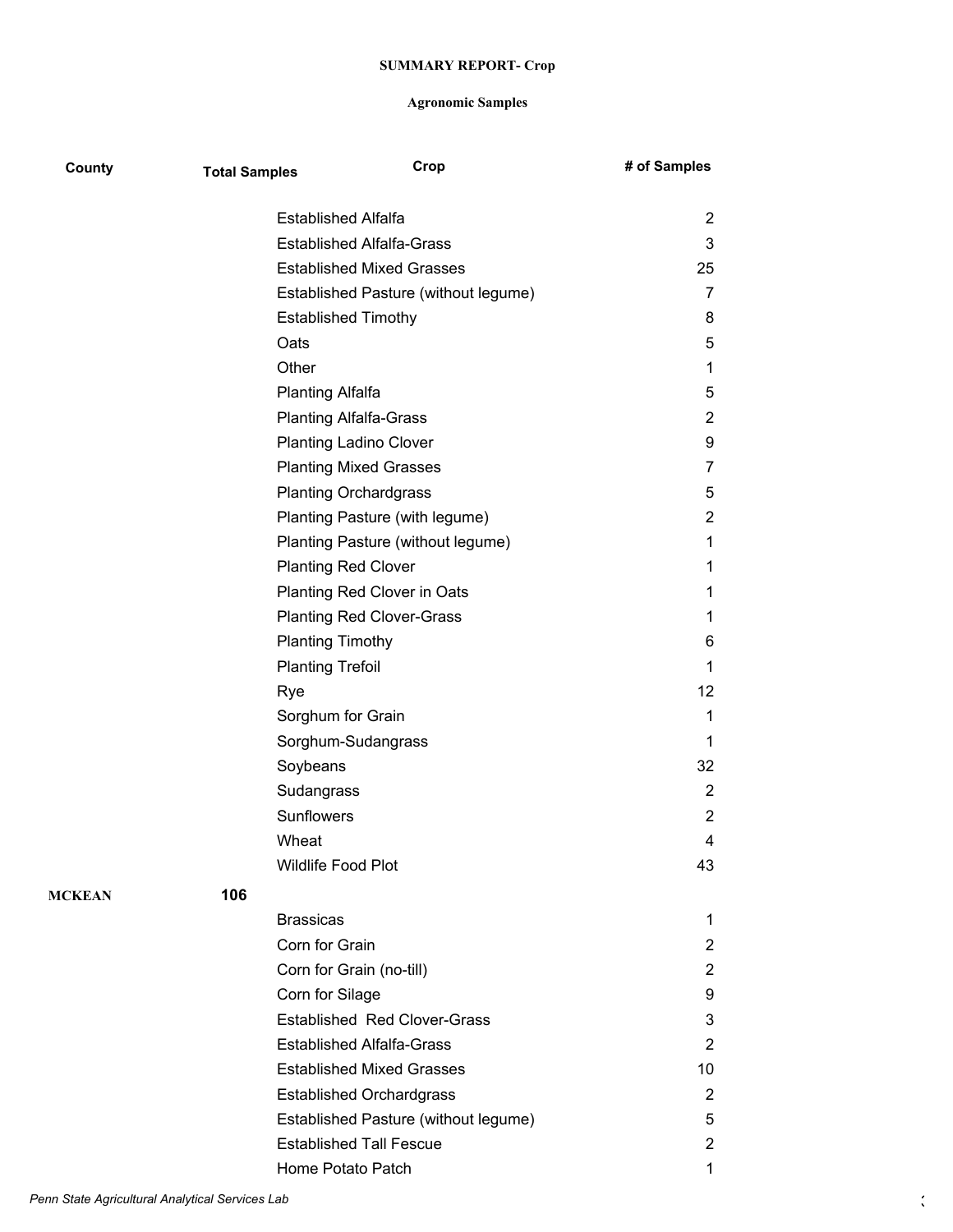**SUMMARY REPORT- Crop**

**Agronomic Samples**

| County | Total Samples | Crop | # of Samples |
|---|---|---|---|
| | | Established Alfalfa | 2 |
| | | Established Alfalfa-Grass | 3 |
| | | Established Mixed Grasses | 25 |
| | | Established Pasture (without legume) | 7 |
| | | Established Timothy | 8 |
| | | Oats | 5 |
| | | Other | 1 |
| | | Planting Alfalfa | 5 |
| | | Planting Alfalfa-Grass | 2 |
| | | Planting Ladino Clover | 9 |
| | | Planting Mixed Grasses | 7 |
| | | Planting Orchardgrass | 5 |
| | | Planting Pasture (with legume) | 2 |
| | | Planting Pasture (without legume) | 1 |
| | | Planting Red Clover | 1 |
| | | Planting Red Clover in Oats | 1 |
| | | Planting Red Clover-Grass | 1 |
| | | Planting Timothy | 6 |
| | | Planting Trefoil | 1 |
| | | Rye | 12 |
| | | Sorghum for Grain | 1 |
| | | Sorghum-Sudangrass | 1 |
| | | Soybeans | 32 |
| | | Sudangrass | 2 |
| | | Sunflowers | 2 |
| | | Wheat | 4 |
| | | Wildlife Food Plot | 43 |
| **MCKEAN** | **106** | | |
| | | Brassicas | 1 |
| | | Corn for Grain | 2 |
| | | Corn for Grain (no-till) | 2 |
| | | Corn for Silage | 9 |
| | | Established  Red Clover-Grass | 3 |
| | | Established Alfalfa-Grass | 2 |
| | | Established Mixed Grasses | 10 |
| | | Established Orchardgrass | 2 |
| | | Established Pasture (without legume) | 5 |
| | | Established Tall Fescue | 2 |
| | | Home Potato Patch | 1 |

*Penn State Agricultural Analytical Services Lab*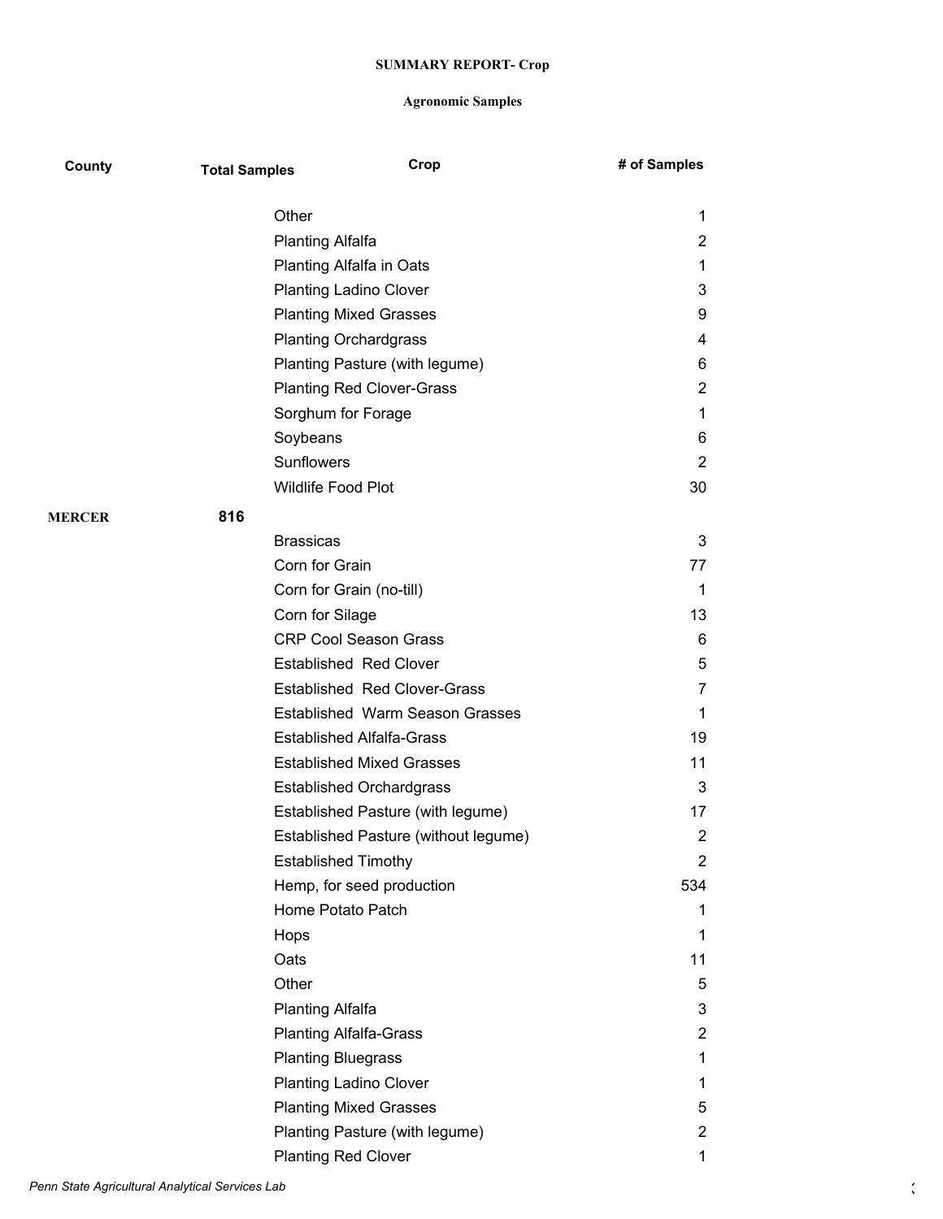**SUMMARY REPORT- Crop**

**Agronomic Samples**

| County | Total Samples | Crop | # of Samples |
|---|---|---|---|
| | | Other | 1 |
| | | Planting Alfalfa | 2 |
| | | Planting Alfalfa in Oats | 1 |
| | | Planting Ladino Clover | 3 |
| | | Planting Mixed Grasses | 9 |
| | | Planting Orchardgrass | 4 |
| | | Planting Pasture (with legume) | 6 |
| | | Planting Red Clover-Grass | 2 |
| | | Sorghum for Forage | 1 |
| | | Soybeans | 6 |
| | | Sunflowers | 2 |
| | | Wildlife Food Plot | 30 |
| **MERCER** | **816** | | |
| | | Brassicas | 3 |
| | | Corn for Grain | 77 |
| | | Corn for Grain (no-till) | 1 |
| | | Corn for Silage | 13 |
| | | CRP Cool Season Grass | 6 |
| | | Established Red Clover | 5 |
| | | Established Red Clover-Grass | 7 |
| | | Established Warm Season Grasses | 1 |
| | | Established Alfalfa-Grass | 19 |
| | | Established Mixed Grasses | 11 |
| | | Established Orchardgrass | 3 |
| | | Established Pasture (with legume) | 17 |
| | | Established Pasture (without legume) | 2 |
| | | Established Timothy | 2 |
| | | Hemp, for seed production | 534 |
| | | Home Potato Patch | 1 |
| | | Hops | 1 |
| | | Oats | 11 |
| | | Other | 5 |
| | | Planting Alfalfa | 3 |
| | | Planting Alfalfa-Grass | 2 |
| | | Planting Bluegrass | 1 |
| | | Planting Ladino Clover | 1 |
| | | Planting Mixed Grasses | 5 |
| | | Planting Pasture (with legume) | 2 |
| | | Planting Red Clover | 1 |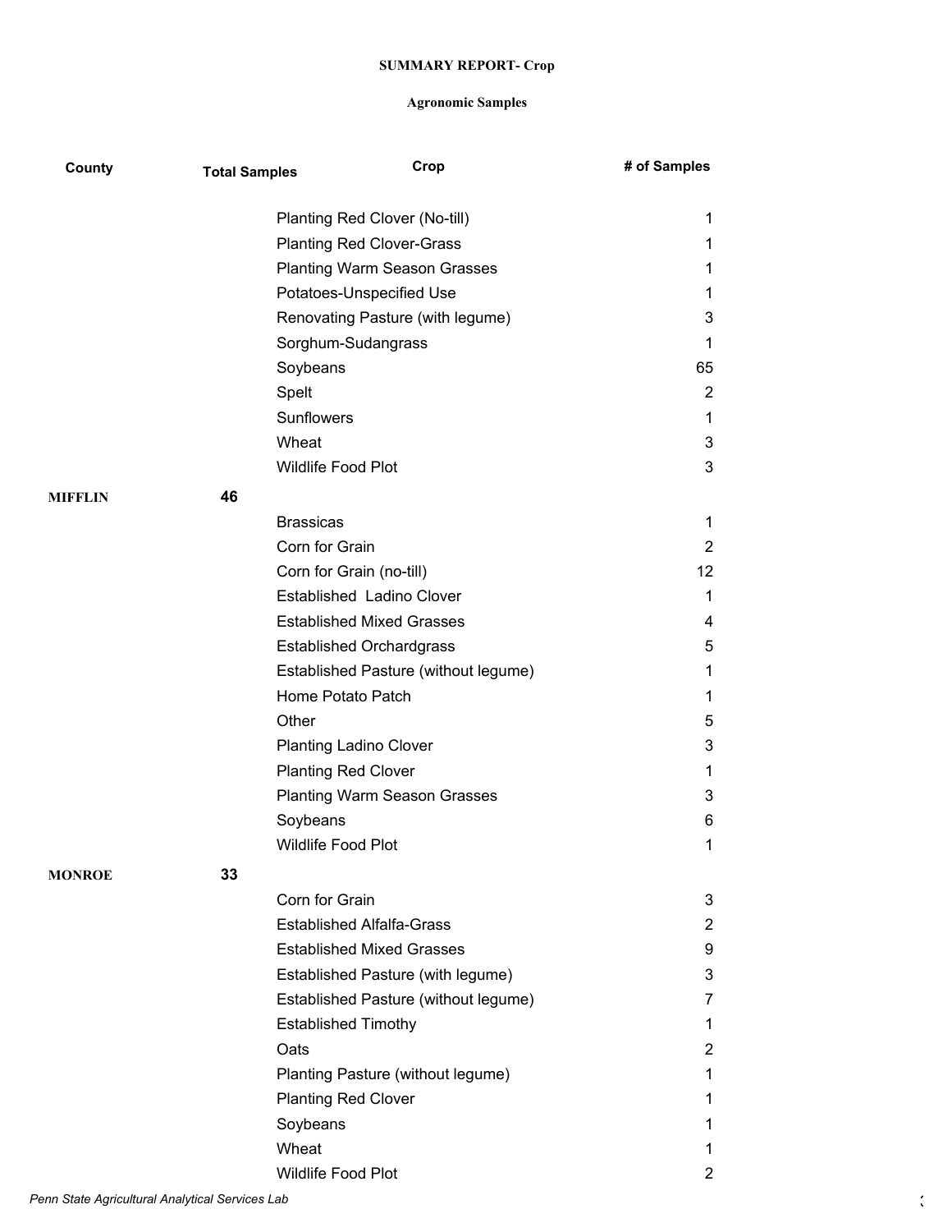**SUMMARY REPORT- Crop**

**Agronomic Samples**

| County | Total Samples | Crop | # of Samples |
|---|---|---|---|
| | | Planting Red Clover (No-till) | 1 |
| | | Planting Red Clover-Grass | 1 |
| | | Planting Warm Season Grasses | 1 |
| | | Potatoes-Unspecified Use | 1 |
| | | Renovating Pasture (with legume) | 3 |
| | | Sorghum-Sudangrass | 1 |
| | | Soybeans | 65 |
| | | Spelt | 2 |
| | | Sunflowers | 1 |
| | | Wheat | 3 |
| | | Wildlife Food Plot | 3 |
| **MIFFLIN** | **46** | | |
| | | Brassicas | 1 |
| | | Corn for Grain | 2 |
| | | Corn for Grain (no-till) | 12 |
| | | Established Ladino Clover | 1 |
| | | Established Mixed Grasses | 4 |
| | | Established Orchardgrass | 5 |
| | | Established Pasture (without legume) | 1 |
| | | Home Potato Patch | 1 |
| | | Other | 5 |
| | | Planting Ladino Clover | 3 |
| | | Planting Red Clover | 1 |
| | | Planting Warm Season Grasses | 3 |
| | | Soybeans | 6 |
| | | Wildlife Food Plot | 1 |
| **MONROE** | **33** | | |
| | | Corn for Grain | 3 |
| | | Established Alfalfa-Grass | 2 |
| | | Established Mixed Grasses | 9 |
| | | Established Pasture (with legume) | 3 |
| | | Established Pasture (without legume) | 7 |
| | | Established Timothy | 1 |
| | | Oats | 2 |
| | | Planting Pasture (without legume) | 1 |
| | | Planting Red Clover | 1 |
| | | Soybeans | 1 |
| | | Wheat | 1 |
| | | Wildlife Food Plot | 2 |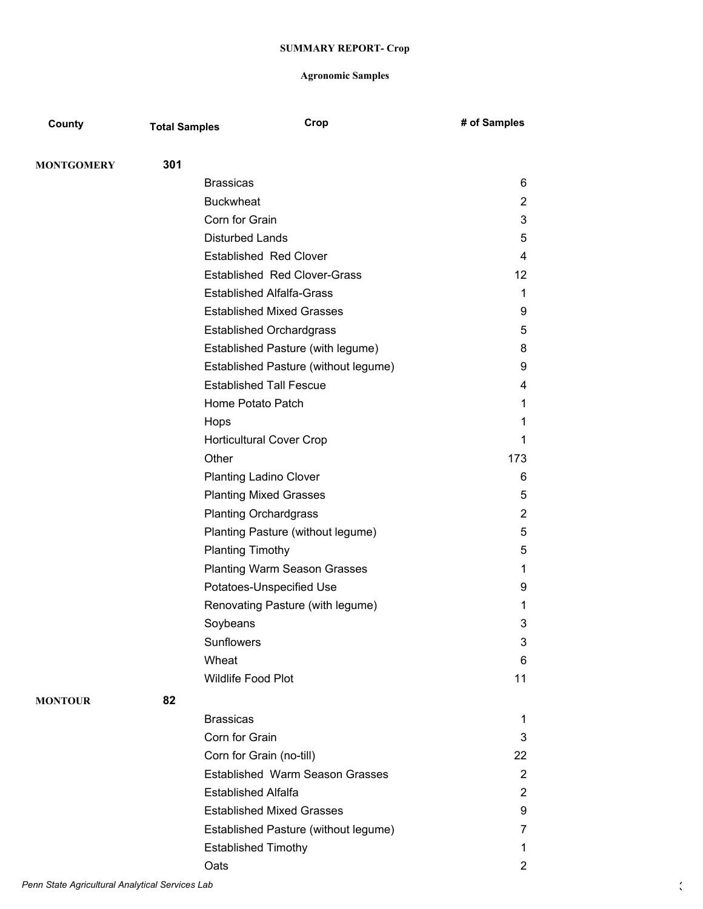**SUMMARY REPORT- Crop**

**Agronomic Samples**

| County | Total Samples | Crop | # of Samples |
|---|---|---|---|
| **MONTGOMERY** | **301** | | |
| | | Brassicas | 6 |
| | | Buckwheat | 2 |
| | | Corn for Grain | 3 |
| | | Disturbed Lands | 5 |
| | | Established Red Clover | 4 |
| | | Established Red Clover-Grass | 12 |
| | | Established Alfalfa-Grass | 1 |
| | | Established Mixed Grasses | 9 |
| | | Established Orchardgrass | 5 |
| | | Established Pasture (with legume) | 8 |
| | | Established Pasture (without legume) | 9 |
| | | Established Tall Fescue | 4 |
| | | Home Potato Patch | 1 |
| | | Hops | 1 |
| | | Horticultural Cover Crop | 1 |
| | | Other | 173 |
| | | Planting Ladino Clover | 6 |
| | | Planting Mixed Grasses | 5 |
| | | Planting Orchardgrass | 2 |
| | | Planting Pasture (without legume) | 5 |
| | | Planting Timothy | 5 |
| | | Planting Warm Season Grasses | 1 |
| | | Potatoes-Unspecified Use | 9 |
| | | Renovating Pasture (with legume) | 1 |
| | | Soybeans | 3 |
| | | Sunflowers | 3 |
| | | Wheat | 6 |
| | | Wildlife Food Plot | 11 |
| **MONTOUR** | **82** | | |
| | | Brassicas | 1 |
| | | Corn for Grain | 3 |
| | | Corn for Grain (no-till) | 22 |
| | | Established Warm Season Grasses | 2 |
| | | Established Alfalfa | 2 |
| | | Established Mixed Grasses | 9 |
| | | Established Pasture (without legume) | 7 |
| | | Established Timothy | 1 |
| | | Oats | 2 |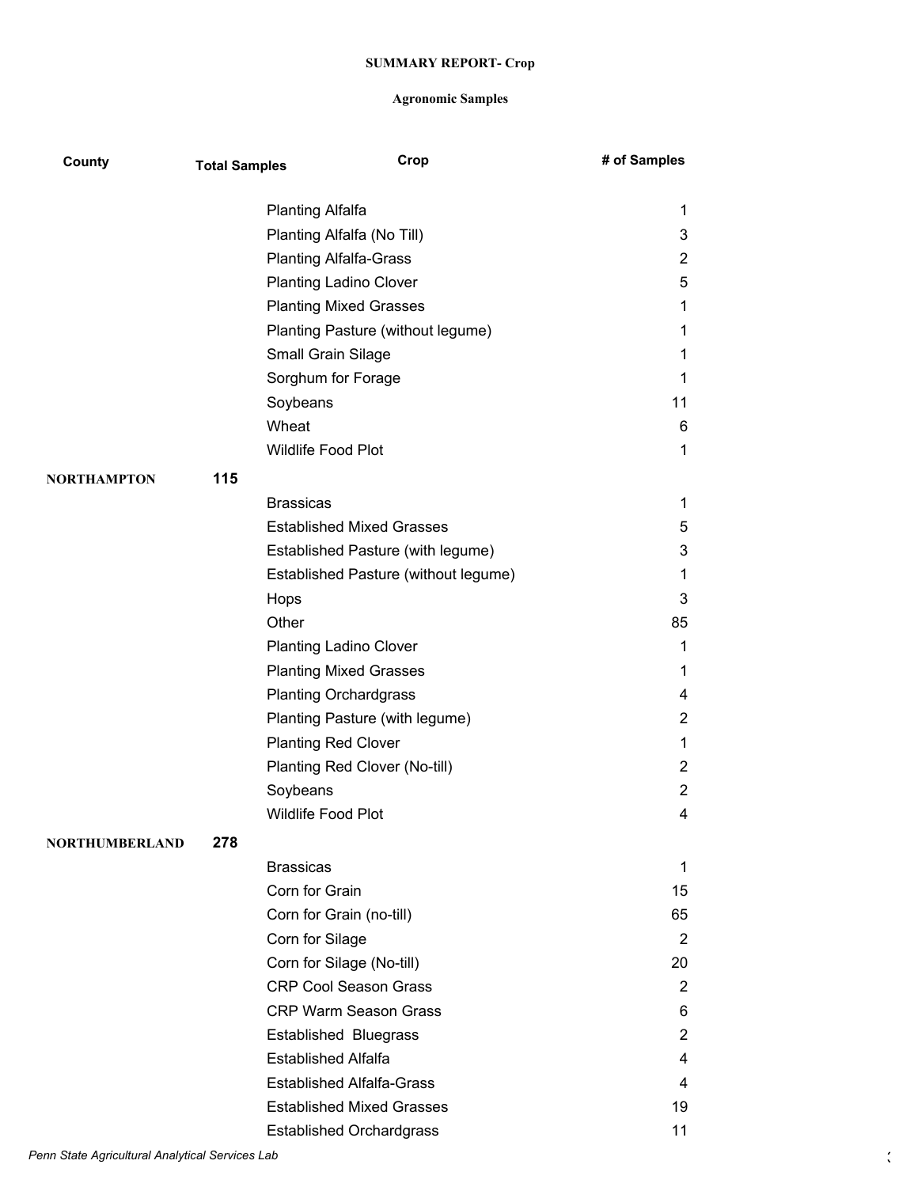**SUMMARY REPORT- Crop**

**Agronomic Samples**

| County | Total Samples | Crop | # of Samples |
|---|---|---|---|
| | | Planting Alfalfa | 1 |
| | | Planting Alfalfa (No Till) | 3 |
| | | Planting Alfalfa-Grass | 2 |
| | | Planting Ladino Clover | 5 |
| | | Planting Mixed Grasses | 1 |
| | | Planting Pasture (without legume) | 1 |
| | | Small Grain Silage | 1 |
| | | Sorghum for Forage | 1 |
| | | Soybeans | 11 |
| | | Wheat | 6 |
| | | Wildlife Food Plot | 1 |
| **NORTHAMPTON** | **115** | | |
| | | Brassicas | 1 |
| | | Established Mixed Grasses | 5 |
| | | Established Pasture (with legume) | 3 |
| | | Established Pasture (without legume) | 1 |
| | | Hops | 3 |
| | | Other | 85 |
| | | Planting Ladino Clover | 1 |
| | | Planting Mixed Grasses | 1 |
| | | Planting Orchardgrass | 4 |
| | | Planting Pasture (with legume) | 2 |
| | | Planting Red Clover | 1 |
| | | Planting Red Clover (No-till) | 2 |
| | | Soybeans | 2 |
| | | Wildlife Food Plot | 4 |
| **NORTHUMBERLAND** | **278** | | |
| | | Brassicas | 1 |
| | | Corn for Grain | 15 |
| | | Corn for Grain (no-till) | 65 |
| | | Corn for Silage | 2 |
| | | Corn for Silage (No-till) | 20 |
| | | CRP Cool Season Grass | 2 |
| | | CRP Warm Season Grass | 6 |
| | | Established Bluegrass | 2 |
| | | Established Alfalfa | 4 |
| | | Established Alfalfa-Grass | 4 |
| | | Established Mixed Grasses | 19 |
| | | Established Orchardgrass | 11 |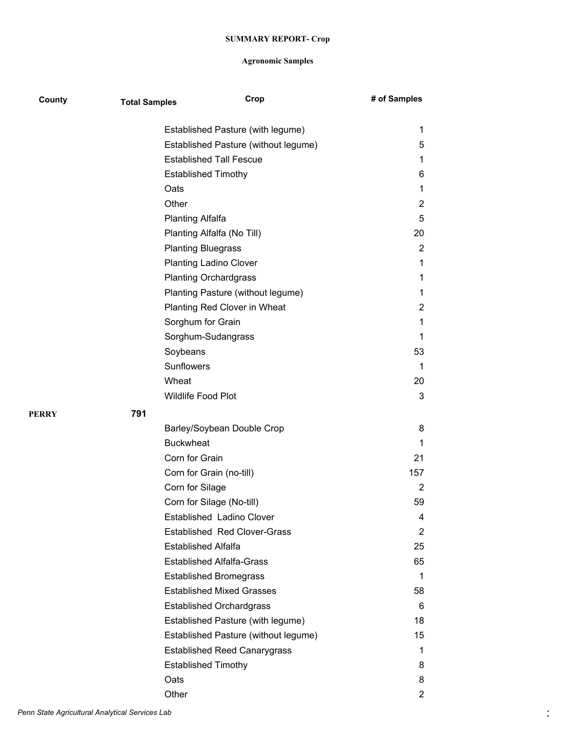**SUMMARY REPORT- Crop**

**Agronomic Samples**

| County | Total Samples | Crop | # of Samples |
|---|---|---|---|
| | | Established Pasture (with legume) | 1 |
| | | Established Pasture (without legume) | 5 |
| | | Established Tall Fescue | 1 |
| | | Established Timothy | 6 |
| | | Oats | 1 |
| | | Other | 2 |
| | | Planting Alfalfa | 5 |
| | | Planting Alfalfa (No Till) | 20 |
| | | Planting Bluegrass | 2 |
| | | Planting Ladino Clover | 1 |
| | | Planting Orchardgrass | 1 |
| | | Planting Pasture (without legume) | 1 |
| | | Planting Red Clover in Wheat | 2 |
| | | Sorghum for Grain | 1 |
| | | Sorghum-Sudangrass | 1 |
| | | Soybeans | 53 |
| | | Sunflowers | 1 |
| | | Wheat | 20 |
| | | Wildlife Food Plot | 3 |
| **PERRY** | **791** | | |
| | | Barley/Soybean Double Crop | 8 |
| | | Buckwheat | 1 |
| | | Corn for Grain | 21 |
| | | Corn for Grain (no-till) | 157 |
| | | Corn for Silage | 2 |
| | | Corn for Silage (No-till) | 59 |
| | | Established Ladino Clover | 4 |
| | | Established Red Clover-Grass | 2 |
| | | Established Alfalfa | 25 |
| | | Established Alfalfa-Grass | 65 |
| | | Established Bromegrass | 1 |
| | | Established Mixed Grasses | 58 |
| | | Established Orchardgrass | 6 |
| | | Established Pasture (with legume) | 18 |
| | | Established Pasture (without legume) | 15 |
| | | Established Reed Canarygrass | 1 |
| | | Established Timothy | 8 |
| | | Oats | 8 |
| | | Other | 2 |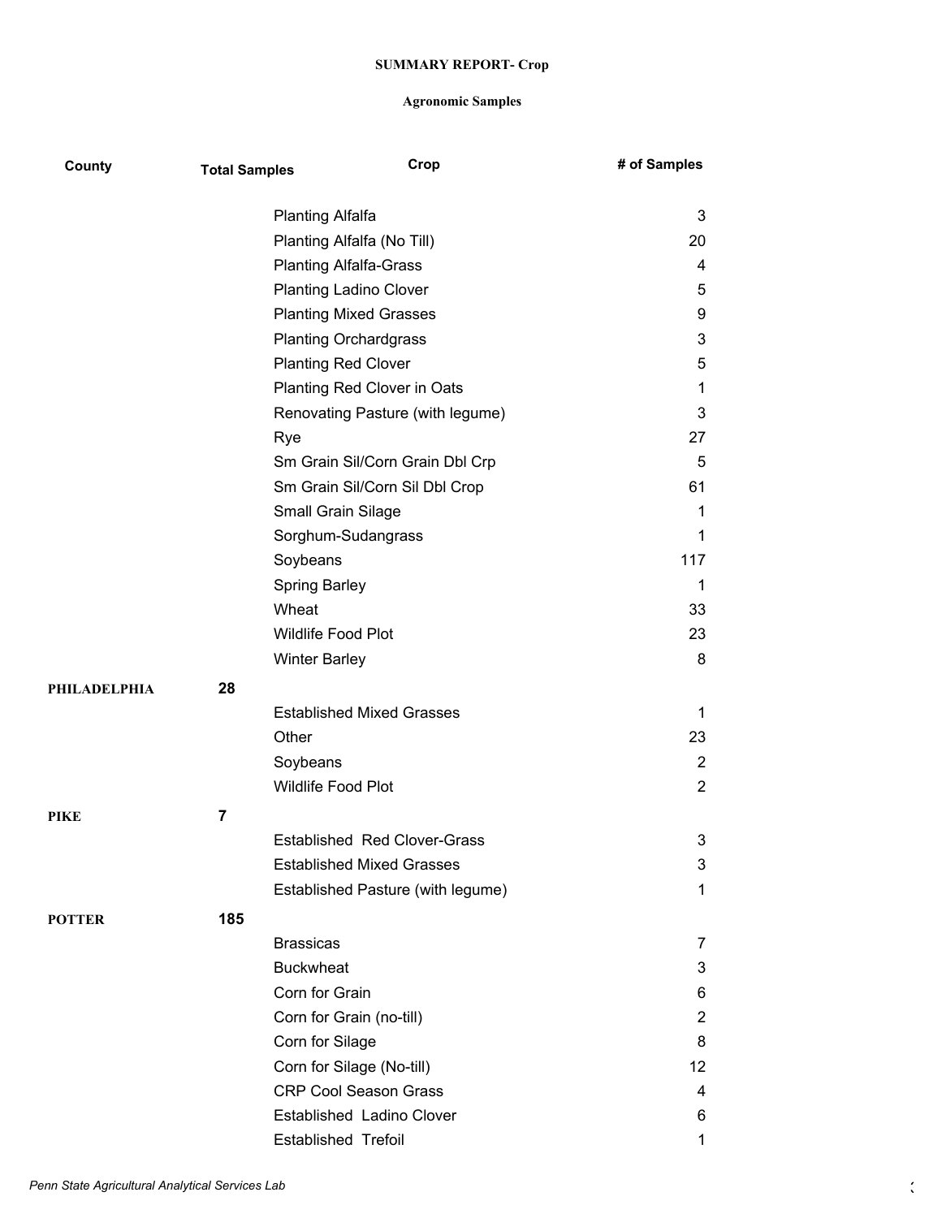**SUMMARY REPORT- Crop**

**Agronomic Samples**

| County | Total Samples | Crop | # of Samples |
|---|---|---|---|
| | | Planting Alfalfa | 3 |
| | | Planting Alfalfa (No Till) | 20 |
| | | Planting Alfalfa-Grass | 4 |
| | | Planting Ladino Clover | 5 |
| | | Planting Mixed Grasses | 9 |
| | | Planting Orchardgrass | 3 |
| | | Planting Red Clover | 5 |
| | | Planting Red Clover in Oats | 1 |
| | | Renovating Pasture (with legume) | 3 |
| | | Rye | 27 |
| | | Sm Grain Sil/Corn Grain Dbl Crp | 5 |
| | | Sm Grain Sil/Corn Sil Dbl Crop | 61 |
| | | Small Grain Silage | 1 |
| | | Sorghum-Sudangrass | 1 |
| | | Soybeans | 117 |
| | | Spring Barley | 1 |
| | | Wheat | 33 |
| | | Wildlife Food Plot | 23 |
| | | Winter Barley | 8 |
| **PHILADELPHIA** | **28** | | |
| | | Established Mixed Grasses | 1 |
| | | Other | 23 |
| | | Soybeans | 2 |
| | | Wildlife Food Plot | 2 |
| **PIKE** | **7** | | |
| | | Established Red Clover-Grass | 3 |
| | | Established Mixed Grasses | 3 |
| | | Established Pasture (with legume) | 1 |
| **POTTER** | **185** | | |
| | | Brassicas | 7 |
| | | Buckwheat | 3 |
| | | Corn for Grain | 6 |
| | | Corn for Grain (no-till) | 2 |
| | | Corn for Silage | 8 |
| | | Corn for Silage (No-till) | 12 |
| | | CRP Cool Season Grass | 4 |
| | | Established Ladino Clover | 6 |
| | | Established Trefoil | 1 |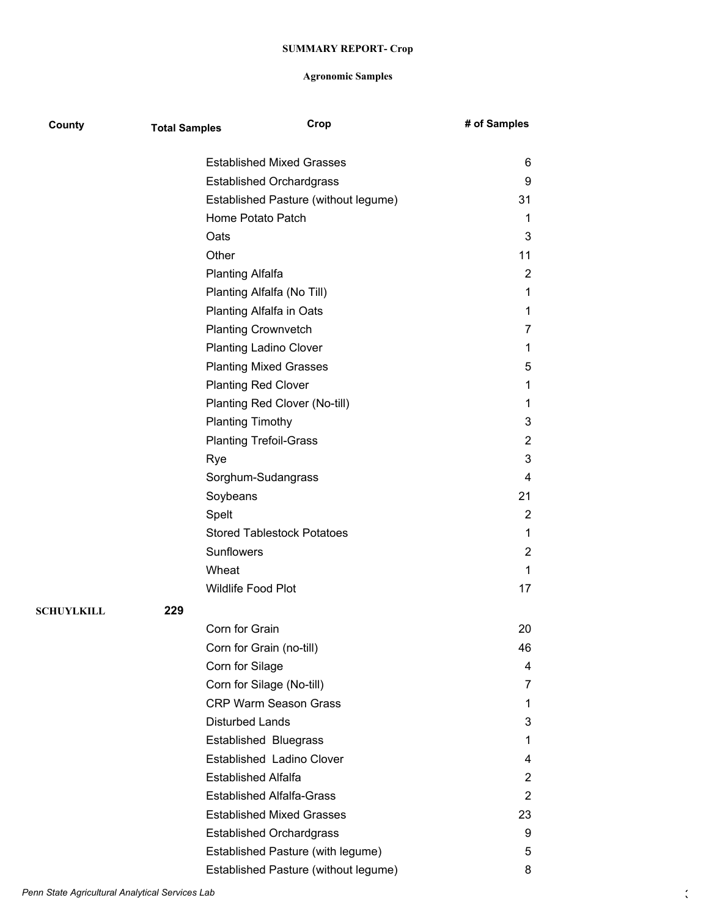**SUMMARY REPORT- Crop**

**Agronomic Samples**

| County | Total Samples | Crop | # of Samples |
|---|---|---|---|
| | | Established Mixed Grasses | 6 |
| | | Established Orchardgrass | 9 |
| | | Established Pasture (without legume) | 31 |
| | | Home Potato Patch | 1 |
| | | Oats | 3 |
| | | Other | 11 |
| | | Planting Alfalfa | 2 |
| | | Planting Alfalfa (No Till) | 1 |
| | | Planting Alfalfa in Oats | 1 |
| | | Planting Crownvetch | 7 |
| | | Planting Ladino Clover | 1 |
| | | Planting Mixed Grasses | 5 |
| | | Planting Red Clover | 1 |
| | | Planting Red Clover (No-till) | 1 |
| | | Planting Timothy | 3 |
| | | Planting Trefoil-Grass | 2 |
| | | Rye | 3 |
| | | Sorghum-Sudangrass | 4 |
| | | Soybeans | 21 |
| | | Spelt | 2 |
| | | Stored Tablestock Potatoes | 1 |
| | | Sunflowers | 2 |
| | | Wheat | 1 |
| | | Wildlife Food Plot | 17 |
| **SCHUYLKILL** | **229** | | |
| | | Corn for Grain | 20 |
| | | Corn for Grain (no-till) | 46 |
| | | Corn for Silage | 4 |
| | | Corn for Silage (No-till) | 7 |
| | | CRP Warm Season Grass | 1 |
| | | Disturbed Lands | 3 |
| | | Established Bluegrass | 1 |
| | | Established Ladino Clover | 4 |
| | | Established Alfalfa | 2 |
| | | Established Alfalfa-Grass | 2 |
| | | Established Mixed Grasses | 23 |
| | | Established Orchardgrass | 9 |
| | | Established Pasture (with legume) | 5 |
| | | Established Pasture (without legume) | 8 |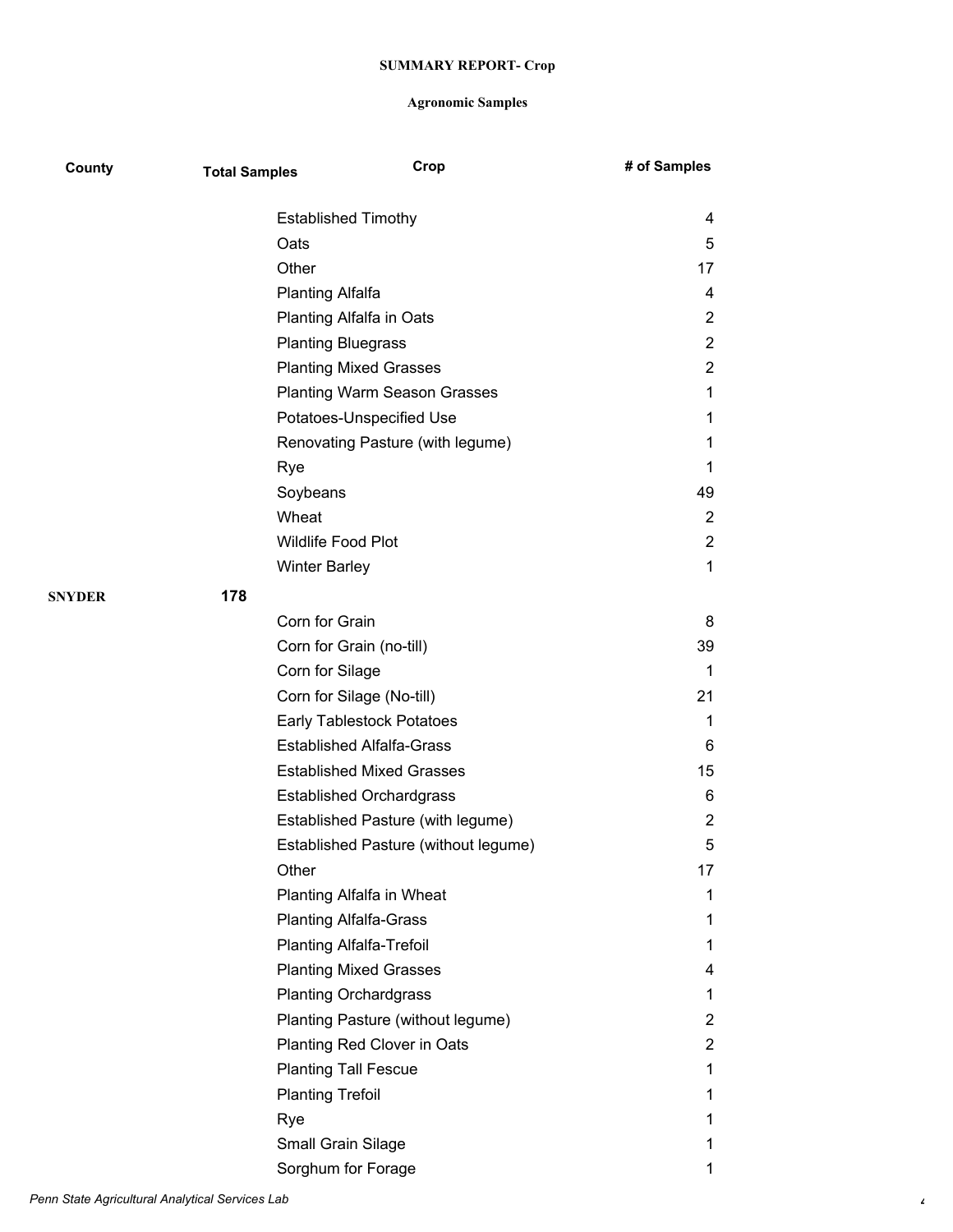**SUMMARY REPORT- Crop**

**Agronomic Samples**

| County | Total Samples | Crop | # of Samples |
|---|---|---|---|
| | | Established Timothy | 4 |
| | | Oats | 5 |
| | | Other | 17 |
| | | Planting Alfalfa | 4 |
| | | Planting Alfalfa in Oats | 2 |
| | | Planting Bluegrass | 2 |
| | | Planting Mixed Grasses | 2 |
| | | Planting Warm Season Grasses | 1 |
| | | Potatoes-Unspecified Use | 1 |
| | | Renovating Pasture (with legume) | 1 |
| | | Rye | 1 |
| | | Soybeans | 49 |
| | | Wheat | 2 |
| | | Wildlife Food Plot | 2 |
| | | Winter Barley | 1 |
| **SNYDER** | **178** | | |
| | | Corn for Grain | 8 |
| | | Corn for Grain (no-till) | 39 |
| | | Corn for Silage | 1 |
| | | Corn for Silage (No-till) | 21 |
| | | Early Tablestock Potatoes | 1 |
| | | Established Alfalfa-Grass | 6 |
| | | Established Mixed Grasses | 15 |
| | | Established Orchardgrass | 6 |
| | | Established Pasture (with legume) | 2 |
| | | Established Pasture (without legume) | 5 |
| | | Other | 17 |
| | | Planting Alfalfa in Wheat | 1 |
| | | Planting Alfalfa-Grass | 1 |
| | | Planting Alfalfa-Trefoil | 1 |
| | | Planting Mixed Grasses | 4 |
| | | Planting Orchardgrass | 1 |
| | | Planting Pasture (without legume) | 2 |
| | | Planting Red Clover in Oats | 2 |
| | | Planting Tall Fescue | 1 |
| | | Planting Trefoil | 1 |
| | | Rye | 1 |
| | | Small Grain Silage | 1 |
| | | Sorghum for Forage | 1 |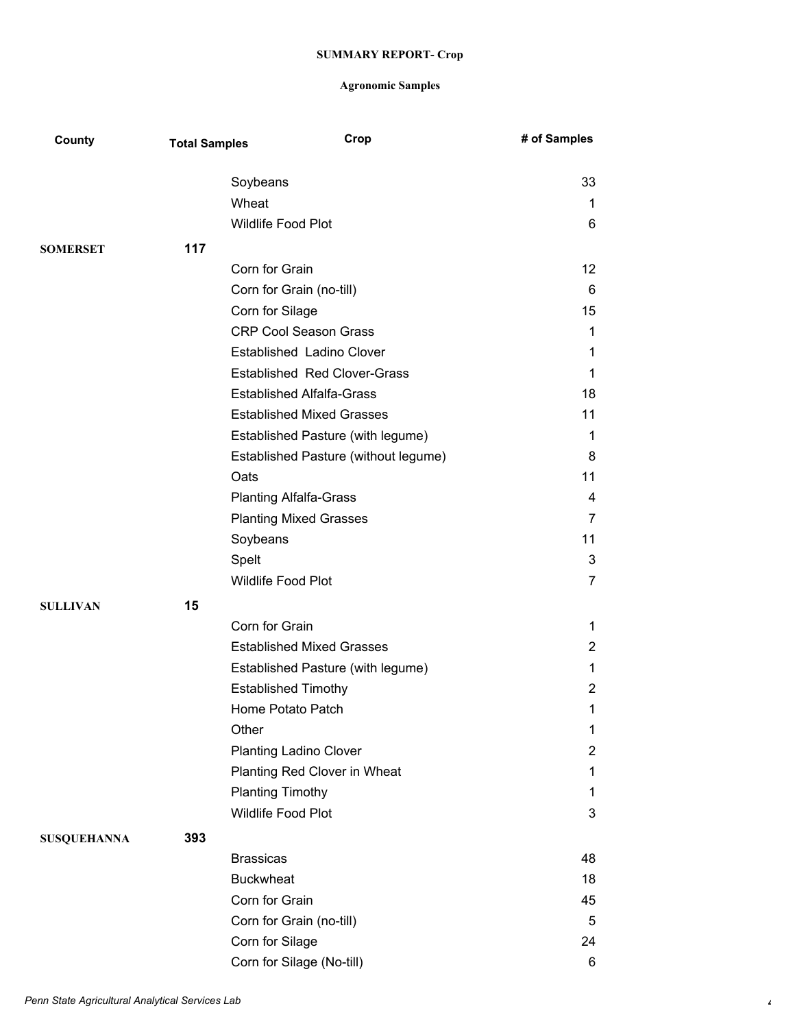**SUMMARY REPORT- Crop**

**Agronomic Samples**

| County | Total Samples | Crop | # of Samples |
|---|---|---|---|
| | | Soybeans | 33 |
| | | Wheat | 1 |
| | | Wildlife Food Plot | 6 |
| **SOMERSET** | **117** | | |
| | | Corn for Grain | 12 |
| | | Corn for Grain (no-till) | 6 |
| | | Corn for Silage | 15 |
| | | CRP Cool Season Grass | 1 |
| | | Established  Ladino Clover | 1 |
| | | Established  Red Clover-Grass | 1 |
| | | Established Alfalfa-Grass | 18 |
| | | Established Mixed Grasses | 11 |
| | | Established Pasture (with legume) | 1 |
| | | Established Pasture (without legume) | 8 |
| | | Oats | 11 |
| | | Planting Alfalfa-Grass | 4 |
| | | Planting Mixed Grasses | 7 |
| | | Soybeans | 11 |
| | | Spelt | 3 |
| | | Wildlife Food Plot | 7 |
| **SULLIVAN** | **15** | | |
| | | Corn for Grain | 1 |
| | | Established Mixed Grasses | 2 |
| | | Established Pasture (with legume) | 1 |
| | | Established Timothy | 2 |
| | | Home Potato Patch | 1 |
| | | Other | 1 |
| | | Planting Ladino Clover | 2 |
| | | Planting Red Clover in Wheat | 1 |
| | | Planting Timothy | 1 |
| | | Wildlife Food Plot | 3 |
| **SUSQUEHANNA** | **393** | | |
| | | Brassicas | 48 |
| | | Buckwheat | 18 |
| | | Corn for Grain | 45 |
| | | Corn for Grain (no-till) | 5 |
| | | Corn for Silage | 24 |
| | | Corn for Silage (No-till) | 6 |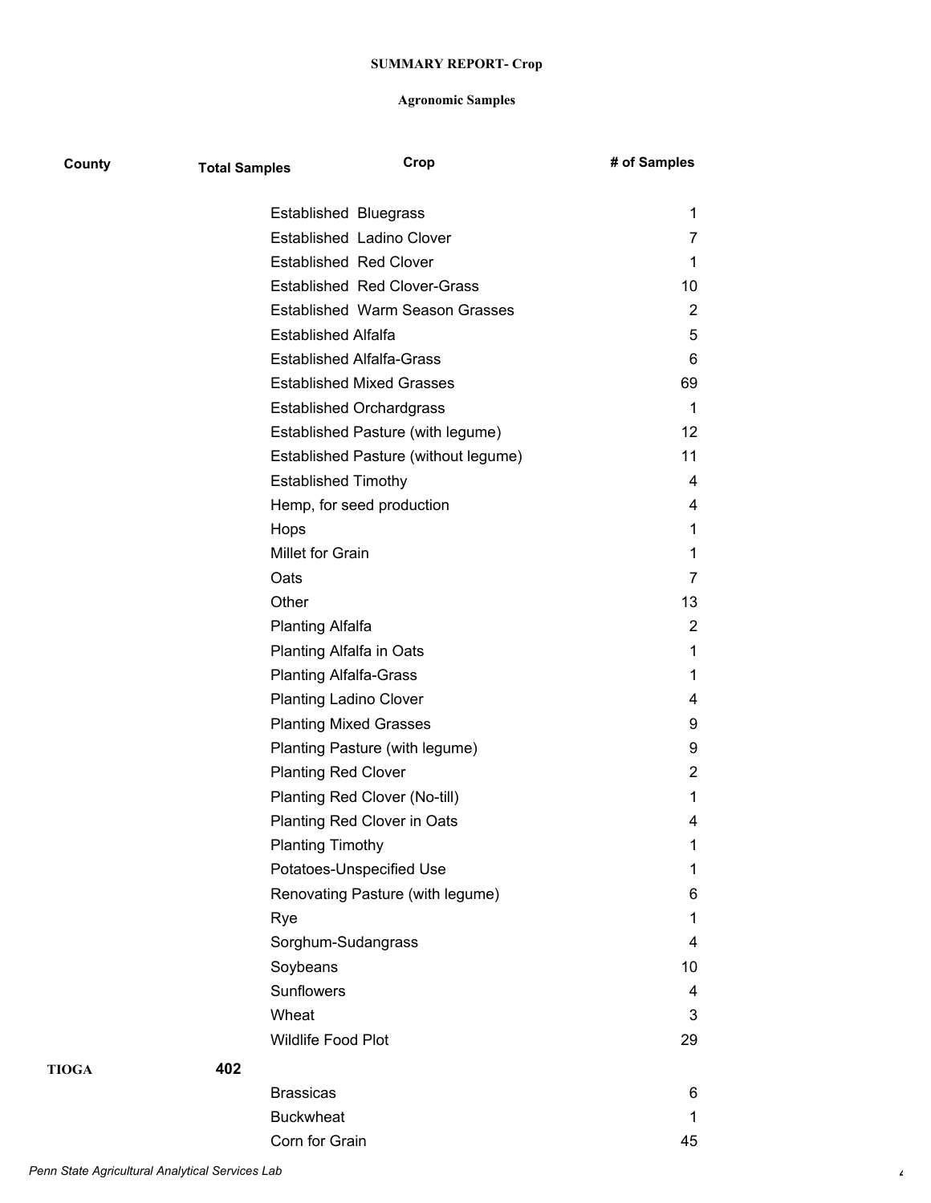**SUMMARY REPORT- Crop**

**Agronomic Samples**

| County | Total Samples | Crop | # of Samples |
|---|---|---|---|
| | | Established  Bluegrass | 1 |
| | | Established  Ladino Clover | 7 |
| | | Established  Red Clover | 1 |
| | | Established  Red Clover-Grass | 10 |
| | | Established  Warm Season Grasses | 2 |
| | | Established Alfalfa | 5 |
| | | Established Alfalfa-Grass | 6 |
| | | Established Mixed Grasses | 69 |
| | | Established Orchardgrass | 1 |
| | | Established Pasture (with legume) | 12 |
| | | Established Pasture (without legume) | 11 |
| | | Established Timothy | 4 |
| | | Hemp, for seed production | 4 |
| | | Hops | 1 |
| | | Millet for Grain | 1 |
| | | Oats | 7 |
| | | Other | 13 |
| | | Planting Alfalfa | 2 |
| | | Planting Alfalfa in Oats | 1 |
| | | Planting Alfalfa-Grass | 1 |
| | | Planting Ladino Clover | 4 |
| | | Planting Mixed Grasses | 9 |
| | | Planting Pasture (with legume) | 9 |
| | | Planting Red Clover | 2 |
| | | Planting Red Clover (No-till) | 1 |
| | | Planting Red Clover in Oats | 4 |
| | | Planting Timothy | 1 |
| | | Potatoes-Unspecified Use | 1 |
| | | Renovating Pasture (with legume) | 6 |
| | | Rye | 1 |
| | | Sorghum-Sudangrass | 4 |
| | | Soybeans | 10 |
| | | Sunflowers | 4 |
| | | Wheat | 3 |
| | | Wildlife Food Plot | 29 |
| **TIOGA** | **402** | | |
| | | Brassicas | 6 |
| | | Buckwheat | 1 |
| | | Corn for Grain | 45 |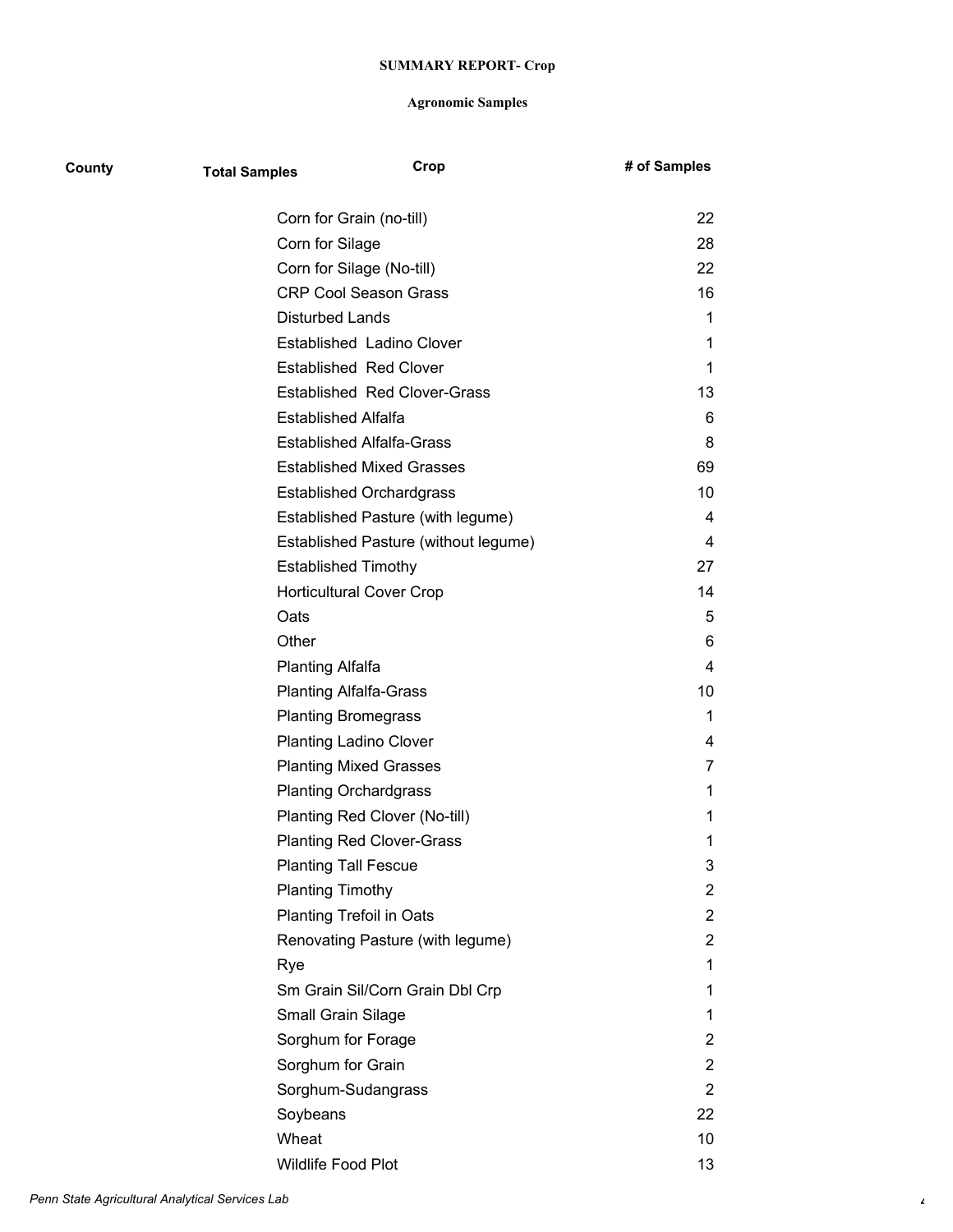**SUMMARY REPORT- Crop**

**Agronomic Samples**

| County | Total Samples | Crop | # of Samples |
|---|---|---|---|
| | | Corn for Grain (no-till) | 22 |
| | | Corn for Silage | 28 |
| | | Corn for Silage (No-till) | 22 |
| | | CRP Cool Season Grass | 16 |
| | | Disturbed Lands | 1 |
| | | Established Ladino Clover | 1 |
| | | Established Red Clover | 1 |
| | | Established Red Clover-Grass | 13 |
| | | Established Alfalfa | 6 |
| | | Established Alfalfa-Grass | 8 |
| | | Established Mixed Grasses | 69 |
| | | Established Orchardgrass | 10 |
| | | Established Pasture (with legume) | 4 |
| | | Established Pasture (without legume) | 4 |
| | | Established Timothy | 27 |
| | | Horticultural Cover Crop | 14 |
| | | Oats | 5 |
| | | Other | 6 |
| | | Planting Alfalfa | 4 |
| | | Planting Alfalfa-Grass | 10 |
| | | Planting Bromegrass | 1 |
| | | Planting Ladino Clover | 4 |
| | | Planting Mixed Grasses | 7 |
| | | Planting Orchardgrass | 1 |
| | | Planting Red Clover (No-till) | 1 |
| | | Planting Red Clover-Grass | 1 |
| | | Planting Tall Fescue | 3 |
| | | Planting Timothy | 2 |
| | | Planting Trefoil in Oats | 2 |
| | | Renovating Pasture (with legume) | 2 |
| | | Rye | 1 |
| | | Sm Grain Sil/Corn Grain Dbl Crp | 1 |
| | | Small Grain Silage | 1 |
| | | Sorghum for Forage | 2 |
| | | Sorghum for Grain | 2 |
| | | Sorghum-Sudangrass | 2 |
| | | Soybeans | 22 |
| | | Wheat | 10 |
| | | Wildlife Food Plot | 13 |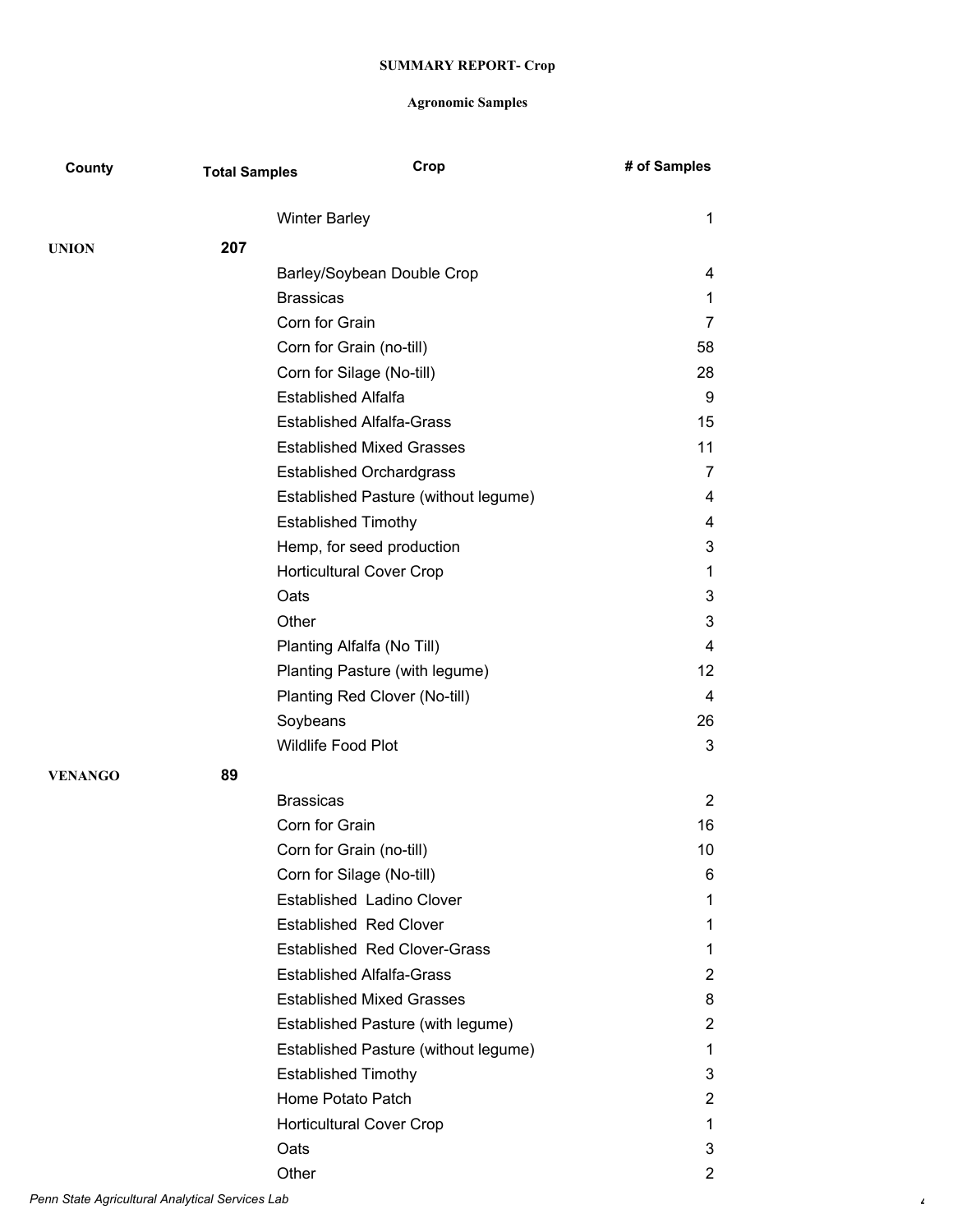**SUMMARY REPORT- Crop**

**Agronomic Samples**

| County | Total Samples | Crop | # of Samples |
|---|---|---|---|
| | | Winter Barley | 1 |
| **UNION** | **207** | | |
| | | Barley/Soybean Double Crop | 4 |
| | | Brassicas | 1 |
| | | Corn for Grain | 7 |
| | | Corn for Grain (no-till) | 58 |
| | | Corn for Silage (No-till) | 28 |
| | | Established Alfalfa | 9 |
| | | Established Alfalfa-Grass | 15 |
| | | Established Mixed Grasses | 11 |
| | | Established Orchardgrass | 7 |
| | | Established Pasture (without legume) | 4 |
| | | Established Timothy | 4 |
| | | Hemp, for seed production | 3 |
| | | Horticultural Cover Crop | 1 |
| | | Oats | 3 |
| | | Other | 3 |
| | | Planting Alfalfa (No Till) | 4 |
| | | Planting Pasture (with legume) | 12 |
| | | Planting Red Clover (No-till) | 4 |
| | | Soybeans | 26 |
| | | Wildlife Food Plot | 3 |
| **VENANGO** | **89** | | |
| | | Brassicas | 2 |
| | | Corn for Grain | 16 |
| | | Corn for Grain (no-till) | 10 |
| | | Corn for Silage (No-till) | 6 |
| | | Established Ladino Clover | 1 |
| | | Established Red Clover | 1 |
| | | Established Red Clover-Grass | 1 |
| | | Established Alfalfa-Grass | 2 |
| | | Established Mixed Grasses | 8 |
| | | Established Pasture (with legume) | 2 |
| | | Established Pasture (without legume) | 1 |
| | | Established Timothy | 3 |
| | | Home Potato Patch | 2 |
| | | Horticultural Cover Crop | 1 |
| | | Oats | 3 |
| | | Other | 2 |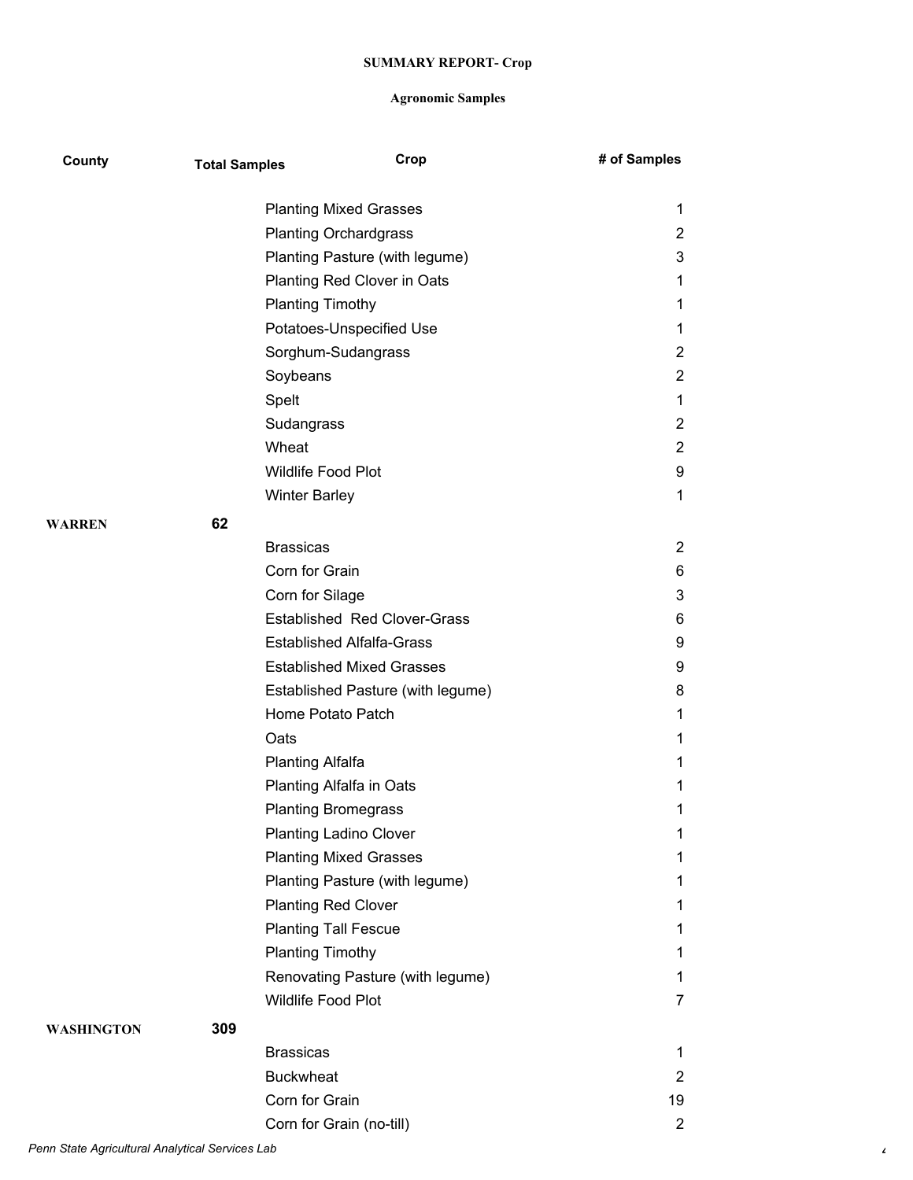**SUMMARY REPORT- Crop**

**Agronomic Samples**

| County | Total Samples | Crop | # of Samples |
|---|---|---|---|
| | | Planting Mixed Grasses | 1 |
| | | Planting Orchardgrass | 2 |
| | | Planting Pasture (with legume) | 3 |
| | | Planting Red Clover in Oats | 1 |
| | | Planting Timothy | 1 |
| | | Potatoes-Unspecified Use | 1 |
| | | Sorghum-Sudangrass | 2 |
| | | Soybeans | 2 |
| | | Spelt | 1 |
| | | Sudangrass | 2 |
| | | Wheat | 2 |
| | | Wildlife Food Plot | 9 |
| | | Winter Barley | 1 |
| **WARREN** | **62** | | |
| | | Brassicas | 2 |
| | | Corn for Grain | 6 |
| | | Corn for Silage | 3 |
| | | Established Red Clover-Grass | 6 |
| | | Established Alfalfa-Grass | 9 |
| | | Established Mixed Grasses | 9 |
| | | Established Pasture (with legume) | 8 |
| | | Home Potato Patch | 1 |
| | | Oats | 1 |
| | | Planting Alfalfa | 1 |
| | | Planting Alfalfa in Oats | 1 |
| | | Planting Bromegrass | 1 |
| | | Planting Ladino Clover | 1 |
| | | Planting Mixed Grasses | 1 |
| | | Planting Pasture (with legume) | 1 |
| | | Planting Red Clover | 1 |
| | | Planting Tall Fescue | 1 |
| | | Planting Timothy | 1 |
| | | Renovating Pasture (with legume) | 1 |
| | | Wildlife Food Plot | 7 |
| **WASHINGTON** | **309** | | |
| | | Brassicas | 1 |
| | | Buckwheat | 2 |
| | | Corn for Grain | 19 |
| | | Corn for Grain (no-till) | 2 |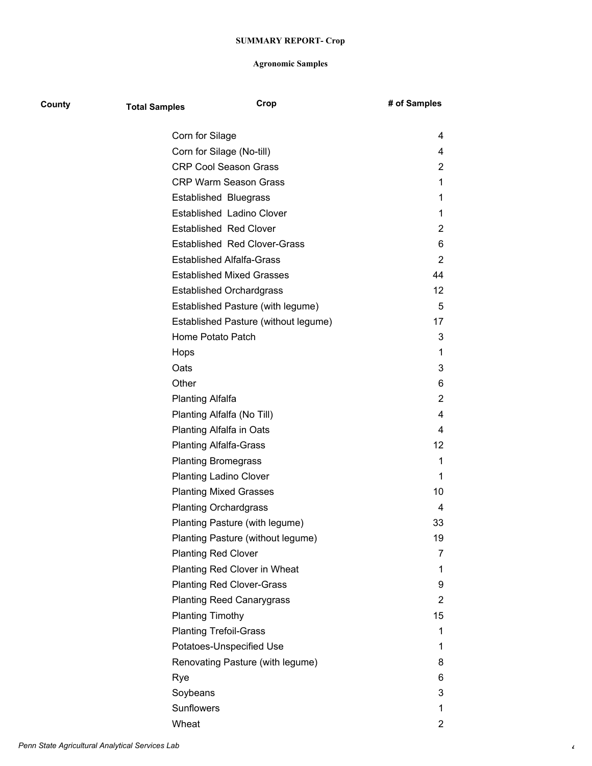**SUMMARY REPORT- Crop**

**Agronomic Samples**

| County | Total Samples | Crop | # of Samples |
|---|---|---|---|
| | | Corn for Silage | 4 |
| | | Corn for Silage (No-till) | 4 |
| | | CRP Cool Season Grass | 2 |
| | | CRP Warm Season Grass | 1 |
| | | Established  Bluegrass | 1 |
| | | Established  Ladino Clover | 1 |
| | | Established  Red Clover | 2 |
| | | Established  Red Clover-Grass | 6 |
| | | Established Alfalfa-Grass | 2 |
| | | Established Mixed Grasses | 44 |
| | | Established Orchardgrass | 12 |
| | | Established Pasture (with legume) | 5 |
| | | Established Pasture (without legume) | 17 |
| | | Home Potato Patch | 3 |
| | | Hops | 1 |
| | | Oats | 3 |
| | | Other | 6 |
| | | Planting Alfalfa | 2 |
| | | Planting Alfalfa (No Till) | 4 |
| | | Planting Alfalfa in Oats | 4 |
| | | Planting Alfalfa-Grass | 12 |
| | | Planting Bromegrass | 1 |
| | | Planting Ladino Clover | 1 |
| | | Planting Mixed Grasses | 10 |
| | | Planting Orchardgrass | 4 |
| | | Planting Pasture (with legume) | 33 |
| | | Planting Pasture (without legume) | 19 |
| | | Planting Red Clover | 7 |
| | | Planting Red Clover in Wheat | 1 |
| | | Planting Red Clover-Grass | 9 |
| | | Planting Reed Canarygrass | 2 |
| | | Planting Timothy | 15 |
| | | Planting Trefoil-Grass | 1 |
| | | Potatoes-Unspecified Use | 1 |
| | | Renovating Pasture (with legume) | 8 |
| | | Rye | 6 |
| | | Soybeans | 3 |
| | | Sunflowers | 1 |
| | | Wheat | 2 |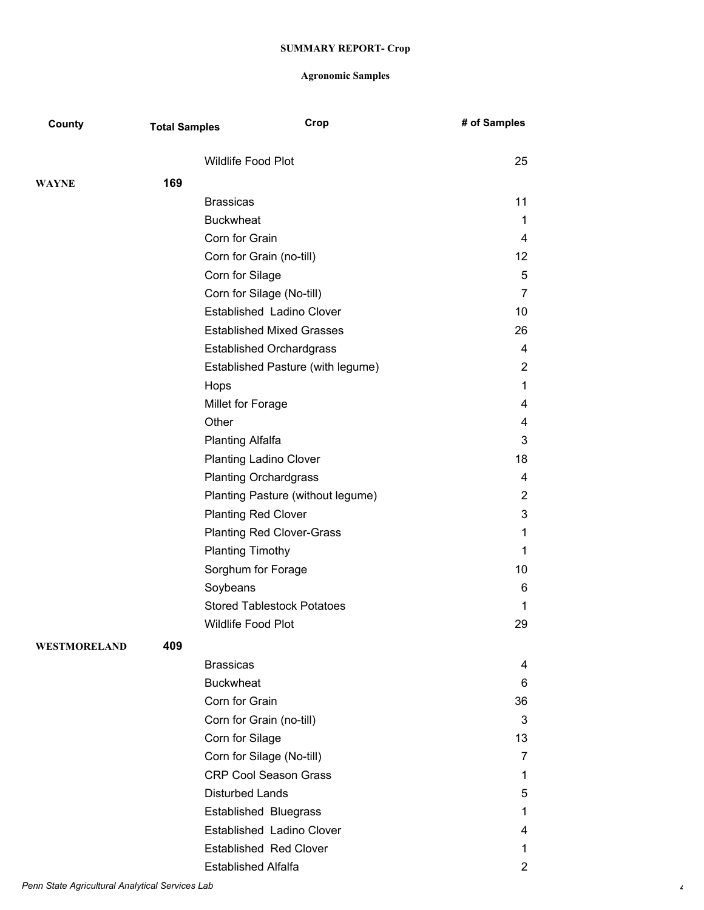**SUMMARY REPORT- Crop**

**Agronomic Samples**

| County | Total Samples | Crop | # of Samples |
|---|---|---|---|
| | | Wildlife Food Plot | 25 |
| **WAYNE** | **169** | | |
| | | Brassicas | 11 |
| | | Buckwheat | 1 |
| | | Corn for Grain | 4 |
| | | Corn for Grain (no-till) | 12 |
| | | Corn for Silage | 5 |
| | | Corn for Silage (No-till) | 7 |
| | | Established Ladino Clover | 10 |
| | | Established Mixed Grasses | 26 |
| | | Established Orchardgrass | 4 |
| | | Established Pasture (with legume) | 2 |
| | | Hops | 1 |
| | | Millet for Forage | 4 |
| | | Other | 4 |
| | | Planting Alfalfa | 3 |
| | | Planting Ladino Clover | 18 |
| | | Planting Orchardgrass | 4 |
| | | Planting Pasture (without legume) | 2 |
| | | Planting Red Clover | 3 |
| | | Planting Red Clover-Grass | 1 |
| | | Planting Timothy | 1 |
| | | Sorghum for Forage | 10 |
| | | Soybeans | 6 |
| | | Stored Tablestock Potatoes | 1 |
| | | Wildlife Food Plot | 29 |
| **WESTMORELAND** | **409** | | |
| | | Brassicas | 4 |
| | | Buckwheat | 6 |
| | | Corn for Grain | 36 |
| | | Corn for Grain (no-till) | 3 |
| | | Corn for Silage | 13 |
| | | Corn for Silage (No-till) | 7 |
| | | CRP Cool Season Grass | 1 |
| | | Disturbed Lands | 5 |
| | | Established Bluegrass | 1 |
| | | Established Ladino Clover | 4 |
| | | Established Red Clover | 1 |
| | | Established Alfalfa | 2 |

*Penn State Agricultural Analytical Services Lab*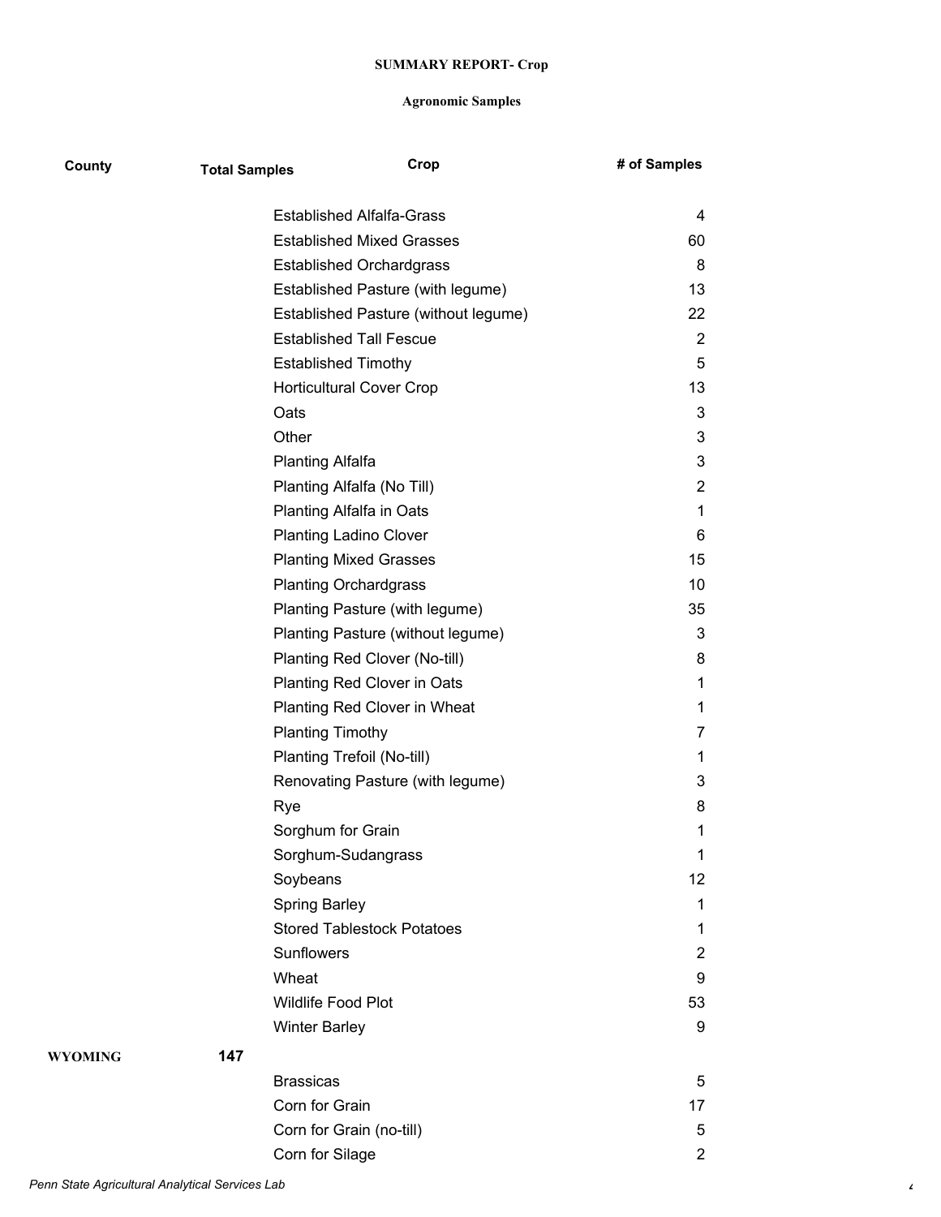**SUMMARY REPORT- Crop**

**Agronomic Samples**

| County | Total Samples | Crop | # of Samples |
|---|---|---|---|
| | | Established Alfalfa-Grass | 4 |
| | | Established Mixed Grasses | 60 |
| | | Established Orchardgrass | 8 |
| | | Established Pasture (with legume) | 13 |
| | | Established Pasture (without legume) | 22 |
| | | Established Tall Fescue | 2 |
| | | Established Timothy | 5 |
| | | Horticultural Cover Crop | 13 |
| | | Oats | 3 |
| | | Other | 3 |
| | | Planting Alfalfa | 3 |
| | | Planting Alfalfa (No Till) | 2 |
| | | Planting Alfalfa in Oats | 1 |
| | | Planting Ladino Clover | 6 |
| | | Planting Mixed Grasses | 15 |
| | | Planting Orchardgrass | 10 |
| | | Planting Pasture (with legume) | 35 |
| | | Planting Pasture (without legume) | 3 |
| | | Planting Red Clover (No-till) | 8 |
| | | Planting Red Clover in Oats | 1 |
| | | Planting Red Clover in Wheat | 1 |
| | | Planting Timothy | 7 |
| | | Planting Trefoil (No-till) | 1 |
| | | Renovating Pasture (with legume) | 3 |
| | | Rye | 8 |
| | | Sorghum for Grain | 1 |
| | | Sorghum-Sudangrass | 1 |
| | | Soybeans | 12 |
| | | Spring Barley | 1 |
| | | Stored Tablestock Potatoes | 1 |
| | | Sunflowers | 2 |
| | | Wheat | 9 |
| | | Wildlife Food Plot | 53 |
| | | Winter Barley | 9 |
| **WYOMING** | **147** | | |
| | | Brassicas | 5 |
| | | Corn for Grain | 17 |
| | | Corn for Grain (no-till) | 5 |
| | | Corn for Silage | 2 |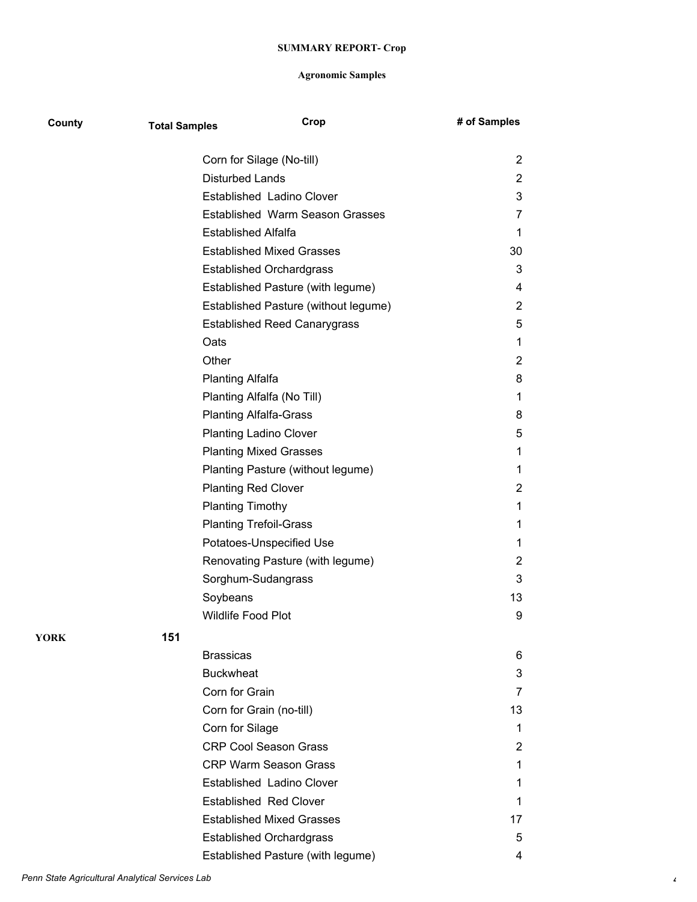**SUMMARY REPORT- Crop**

**Agronomic Samples**

| County | Total Samples | Crop | # of Samples |
|---|---|---|---|
| | | Corn for Silage (No-till) | 2 |
| | | Disturbed Lands | 2 |
| | | Established  Ladino Clover | 3 |
| | | Established  Warm Season Grasses | 7 |
| | | Established Alfalfa | 1 |
| | | Established Mixed Grasses | 30 |
| | | Established Orchardgrass | 3 |
| | | Established Pasture (with legume) | 4 |
| | | Established Pasture (without legume) | 2 |
| | | Established Reed Canarygrass | 5 |
| | | Oats | 1 |
| | | Other | 2 |
| | | Planting Alfalfa | 8 |
| | | Planting Alfalfa (No Till) | 1 |
| | | Planting Alfalfa-Grass | 8 |
| | | Planting Ladino Clover | 5 |
| | | Planting Mixed Grasses | 1 |
| | | Planting Pasture (without legume) | 1 |
| | | Planting Red Clover | 2 |
| | | Planting Timothy | 1 |
| | | Planting Trefoil-Grass | 1 |
| | | Potatoes-Unspecified Use | 1 |
| | | Renovating Pasture (with legume) | 2 |
| | | Sorghum-Sudangrass | 3 |
| | | Soybeans | 13 |
| | | Wildlife Food Plot | 9 |
| **YORK** | **151** | | |
| | | Brassicas | 6 |
| | | Buckwheat | 3 |
| | | Corn for Grain | 7 |
| | | Corn for Grain (no-till) | 13 |
| | | Corn for Silage | 1 |
| | | CRP Cool Season Grass | 2 |
| | | CRP Warm Season Grass | 1 |
| | | Established  Ladino Clover | 1 |
| | | Established  Red Clover | 1 |
| | | Established Mixed Grasses | 17 |
| | | Established Orchardgrass | 5 |
| | | Established Pasture (with legume) | 4 |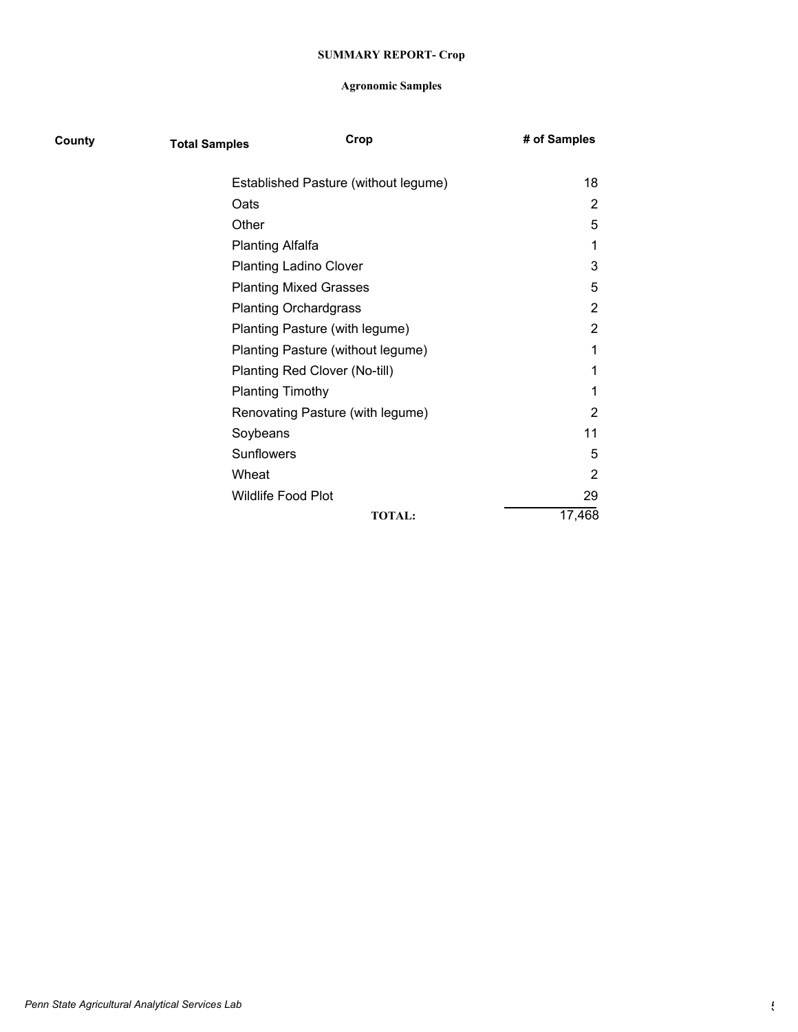**SUMMARY REPORT- Crop**

**Agronomic Samples**

| County | Total Samples | Crop | # of Samples |
|---|---|---|---|
| | | Established Pasture (without legume) | 18 |
| | | Oats | 2 |
| | | Other | 5 |
| | | Planting Alfalfa | 1 |
| | | Planting Ladino Clover | 3 |
| | | Planting Mixed Grasses | 5 |
| | | Planting Orchardgrass | 2 |
| | | Planting Pasture (with legume) | 2 |
| | | Planting Pasture (without legume) | 1 |
| | | Planting Red Clover (No-till) | 1 |
| | | Planting Timothy | 1 |
| | | Renovating Pasture (with legume) | 2 |
| | | Soybeans | 11 |
| | | Sunflowers | 5 |
| | | Wheat | 2 |
| | | Wildlife Food Plot | 29 |
| | | **TOTAL:** | 17,468 |